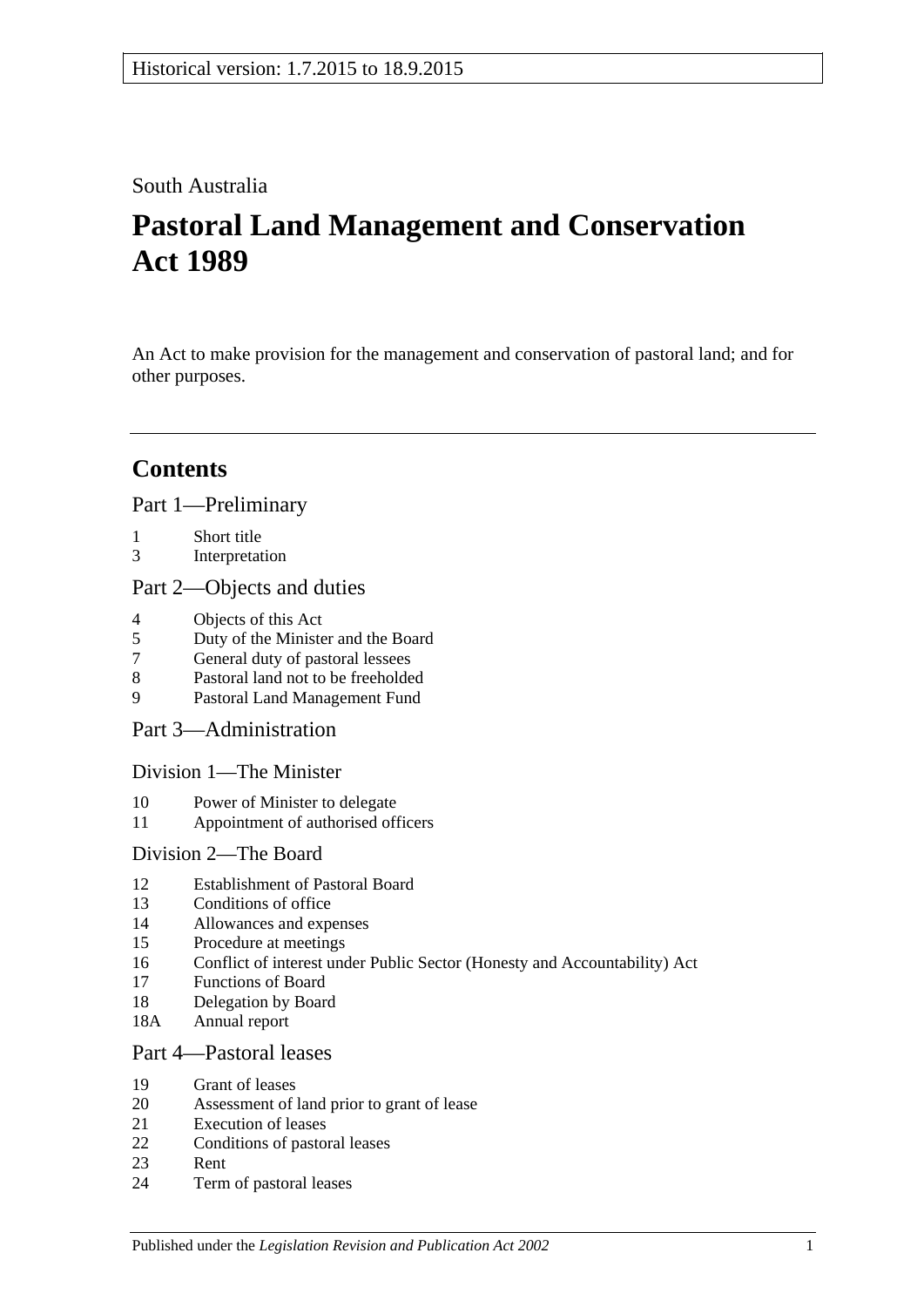Historical version: 1.7.2015 to 18.9.2015

South Australia

# Pastoral Land Management and Conservation Act 1989

An Act to make provision for the management and conservation of pastoral land; and for other purposes.

## Contents

### Part 1—Preliminary

1 Short title
3 Interpretation

### Part 2—Objects and duties

4 Objects of this Act
5 Duty of the Minister and the Board
7 General duty of pastoral lessees
8 Pastoral land not to be freeholded
9 Pastoral Land Management Fund

### Part 3—Administration

#### Division 1—The Minister

10 Power of Minister to delegate
11 Appointment of authorised officers

#### Division 2—The Board

12 Establishment of Pastoral Board
13 Conditions of office
14 Allowances and expenses
15 Procedure at meetings
16 Conflict of interest under Public Sector (Honesty and Accountability) Act
17 Functions of Board
18 Delegation by Board
18A Annual report

### Part 4—Pastoral leases

19 Grant of leases
20 Assessment of land prior to grant of lease
21 Execution of leases
22 Conditions of pastoral leases
23 Rent
24 Term of pastoral leases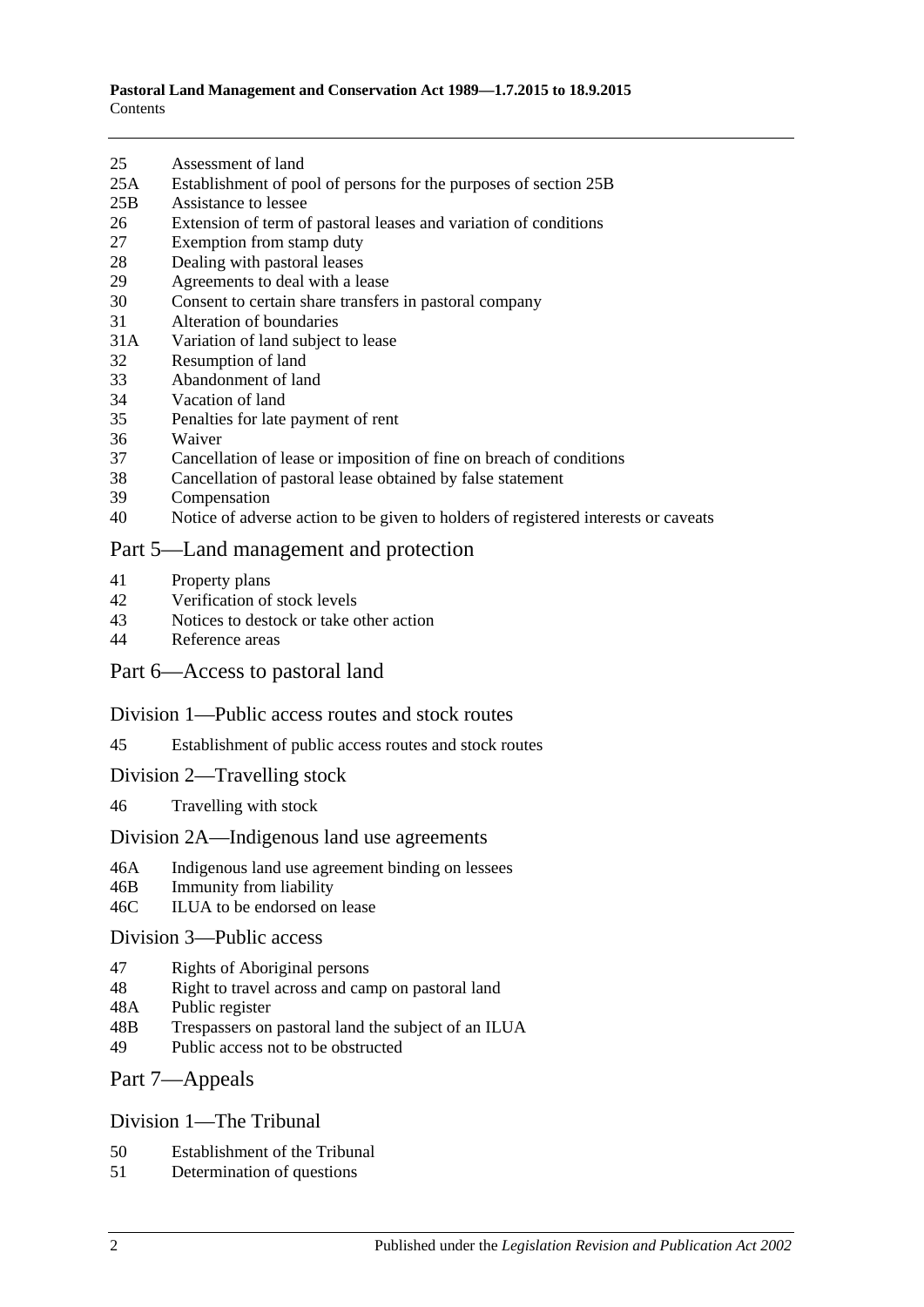25 Assessment of land
25A Establishment of pool of persons for the purposes of section 25B
25B Assistance to lessee
26 Extension of term of pastoral leases and variation of conditions
27 Exemption from stamp duty
28 Dealing with pastoral leases
29 Agreements to deal with a lease
30 Consent to certain share transfers in pastoral company
31 Alteration of boundaries
31A Variation of land subject to lease
32 Resumption of land
33 Abandonment of land
34 Vacation of land
35 Penalties for late payment of rent
36 Waiver
37 Cancellation of lease or imposition of fine on breach of conditions
38 Cancellation of pastoral lease obtained by false statement
39 Compensation
40 Notice of adverse action to be given to holders of registered interests or caveats

## Part 5—Land management and protection

41 Property plans
42 Verification of stock levels
43 Notices to destock or take other action
44 Reference areas

## Part 6—Access to pastoral land

### Division 1—Public access routes and stock routes

45 Establishment of public access routes and stock routes

### Division 2—Travelling stock

46 Travelling with stock

### Division 2A—Indigenous land use agreements

46A Indigenous land use agreement binding on lessees
46B Immunity from liability
46C ILUA to be endorsed on lease

### Division 3—Public access

47 Rights of Aboriginal persons
48 Right to travel across and camp on pastoral land
48A Public register
48B Trespassers on pastoral land the subject of an ILUA
49 Public access not to be obstructed

## Part 7—Appeals

### Division 1—The Tribunal

50 Establishment of the Tribunal
51 Determination of questions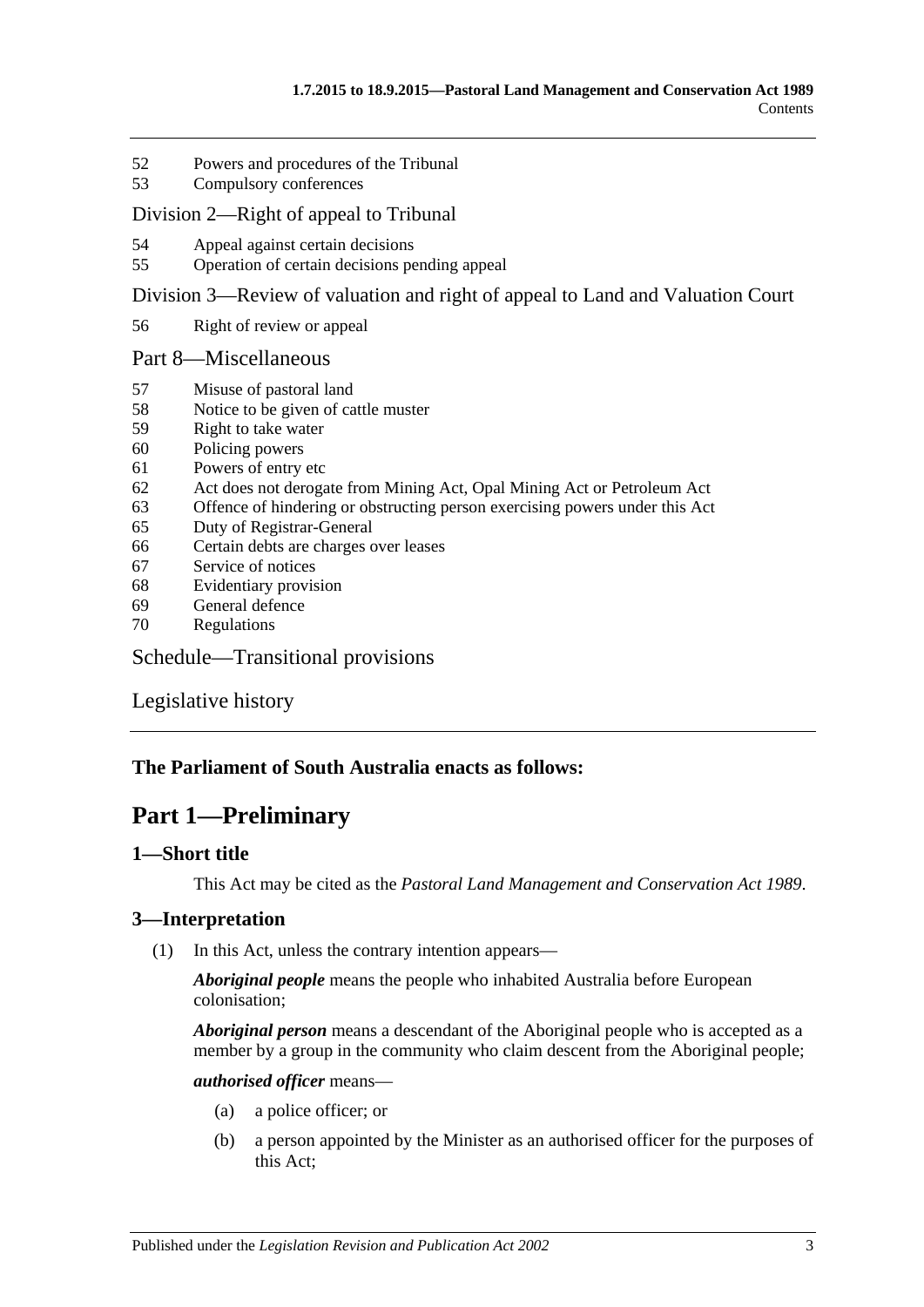52 Powers and procedures of the Tribunal
53 Compulsory conferences

Division 2—Right of appeal to Tribunal

54 Appeal against certain decisions
55 Operation of certain decisions pending appeal

Division 3—Review of valuation and right of appeal to Land and Valuation Court

56 Right of review or appeal

Part 8—Miscellaneous

57 Misuse of pastoral land
58 Notice to be given of cattle muster
59 Right to take water
60 Policing powers
61 Powers of entry etc
62 Act does not derogate from Mining Act, Opal Mining Act or Petroleum Act
63 Offence of hindering or obstructing person exercising powers under this Act
65 Duty of Registrar-General
66 Certain debts are charges over leases
67 Service of notices
68 Evidentiary provision
69 General defence
70 Regulations

Schedule—Transitional provisions

Legislative history

**The Parliament of South Australia enacts as follows:**

# Part 1—Preliminary

## 1—Short title

This Act may be cited as the *Pastoral Land Management and Conservation Act 1989*.

## 3—Interpretation

(1) In this Act, unless the contrary intention appears—

***Aboriginal people*** means the people who inhabited Australia before European colonisation;

***Aboriginal person*** means a descendant of the Aboriginal people who is accepted as a member by a group in the community who claim descent from the Aboriginal people;

***authorised officer*** means—

(a) a police officer; or

(b) a person appointed by the Minister as an authorised officer for the purposes of this Act;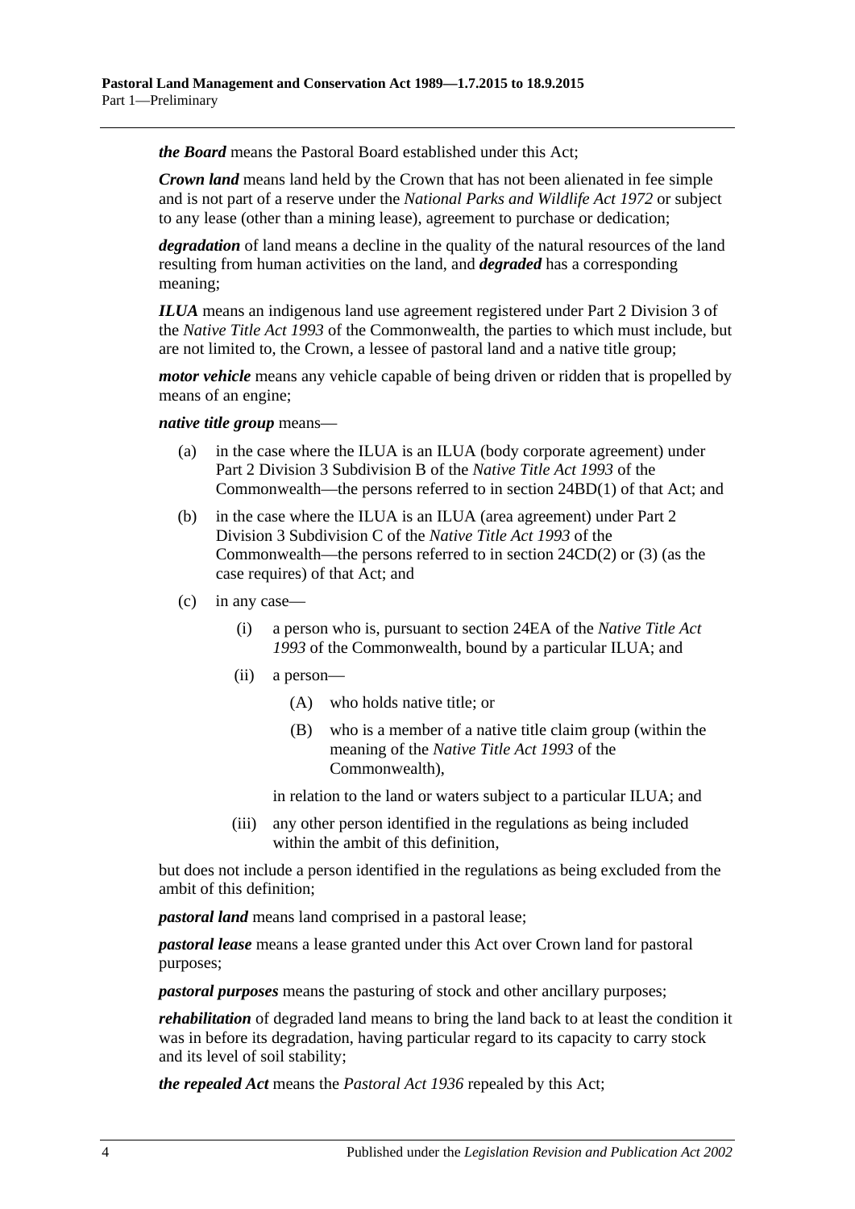***the Board*** means the Pastoral Board established under this Act;

***Crown land*** means land held by the Crown that has not been alienated in fee simple and is not part of a reserve under the *National Parks and Wildlife Act 1972* or subject to any lease (other than a mining lease), agreement to purchase or dedication;

***degradation*** of land means a decline in the quality of the natural resources of the land resulting from human activities on the land, and ***degraded*** has a corresponding meaning;

***ILUA*** means an indigenous land use agreement registered under Part 2 Division 3 of the *Native Title Act 1993* of the Commonwealth, the parties to which must include, but are not limited to, the Crown, a lessee of pastoral land and a native title group;

***motor vehicle*** means any vehicle capable of being driven or ridden that is propelled by means of an engine;

***native title group*** means—

(a) in the case where the ILUA is an ILUA (body corporate agreement) under Part 2 Division 3 Subdivision B of the *Native Title Act 1993* of the Commonwealth—the persons referred to in section 24BD(1) of that Act; and

(b) in the case where the ILUA is an ILUA (area agreement) under Part 2 Division 3 Subdivision C of the *Native Title Act 1993* of the Commonwealth—the persons referred to in section 24CD(2) or (3) (as the case requires) of that Act; and

(c) in any case—

(i) a person who is, pursuant to section 24EA of the *Native Title Act 1993* of the Commonwealth, bound by a particular ILUA; and

(ii) a person—

(A) who holds native title; or

(B) who is a member of a native title claim group (within the meaning of the *Native Title Act 1993* of the Commonwealth),

in relation to the land or waters subject to a particular ILUA; and

(iii) any other person identified in the regulations as being included within the ambit of this definition,

but does not include a person identified in the regulations as being excluded from the ambit of this definition;

***pastoral land*** means land comprised in a pastoral lease;

***pastoral lease*** means a lease granted under this Act over Crown land for pastoral purposes;

***pastoral purposes*** means the pasturing of stock and other ancillary purposes;

***rehabilitation*** of degraded land means to bring the land back to at least the condition it was in before its degradation, having particular regard to its capacity to carry stock and its level of soil stability;

***the repealed Act*** means the *Pastoral Act 1936* repealed by this Act;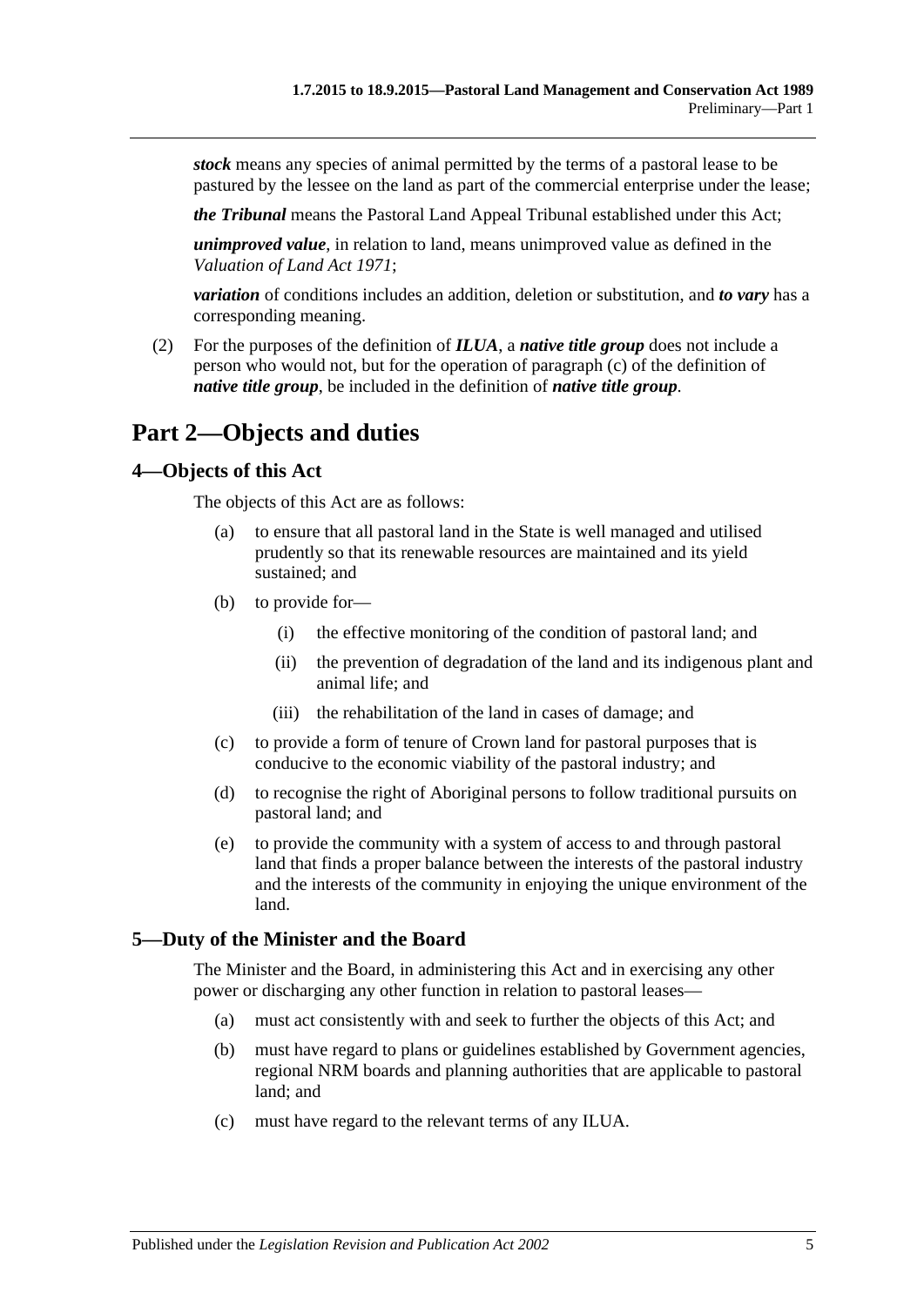***stock*** means any species of animal permitted by the terms of a pastoral lease to be pastured by the lessee on the land as part of the commercial enterprise under the lease;

***the Tribunal*** means the Pastoral Land Appeal Tribunal established under this Act;

***unimproved value***, in relation to land, means unimproved value as defined in the *Valuation of Land Act 1971*;

***variation*** of conditions includes an addition, deletion or substitution, and ***to vary*** has a corresponding meaning.

(2) For the purposes of the definition of ***ILUA***, a ***native title group*** does not include a person who would not, but for the operation of paragraph (c) of the definition of ***native title group***, be included in the definition of ***native title group***.

# Part 2—Objects and duties

## 4—Objects of this Act

The objects of this Act are as follows:

(a) to ensure that all pastoral land in the State is well managed and utilised prudently so that its renewable resources are maintained and its yield sustained; and

(b) to provide for—

(i) the effective monitoring of the condition of pastoral land; and

(ii) the prevention of degradation of the land and its indigenous plant and animal life; and

(iii) the rehabilitation of the land in cases of damage; and

(c) to provide a form of tenure of Crown land for pastoral purposes that is conducive to the economic viability of the pastoral industry; and

(d) to recognise the right of Aboriginal persons to follow traditional pursuits on pastoral land; and

(e) to provide the community with a system of access to and through pastoral land that finds a proper balance between the interests of the pastoral industry and the interests of the community in enjoying the unique environment of the land.

## 5—Duty of the Minister and the Board

The Minister and the Board, in administering this Act and in exercising any other power or discharging any other function in relation to pastoral leases—

(a) must act consistently with and seek to further the objects of this Act; and

(b) must have regard to plans or guidelines established by Government agencies, regional NRM boards and planning authorities that are applicable to pastoral land; and

(c) must have regard to the relevant terms of any ILUA.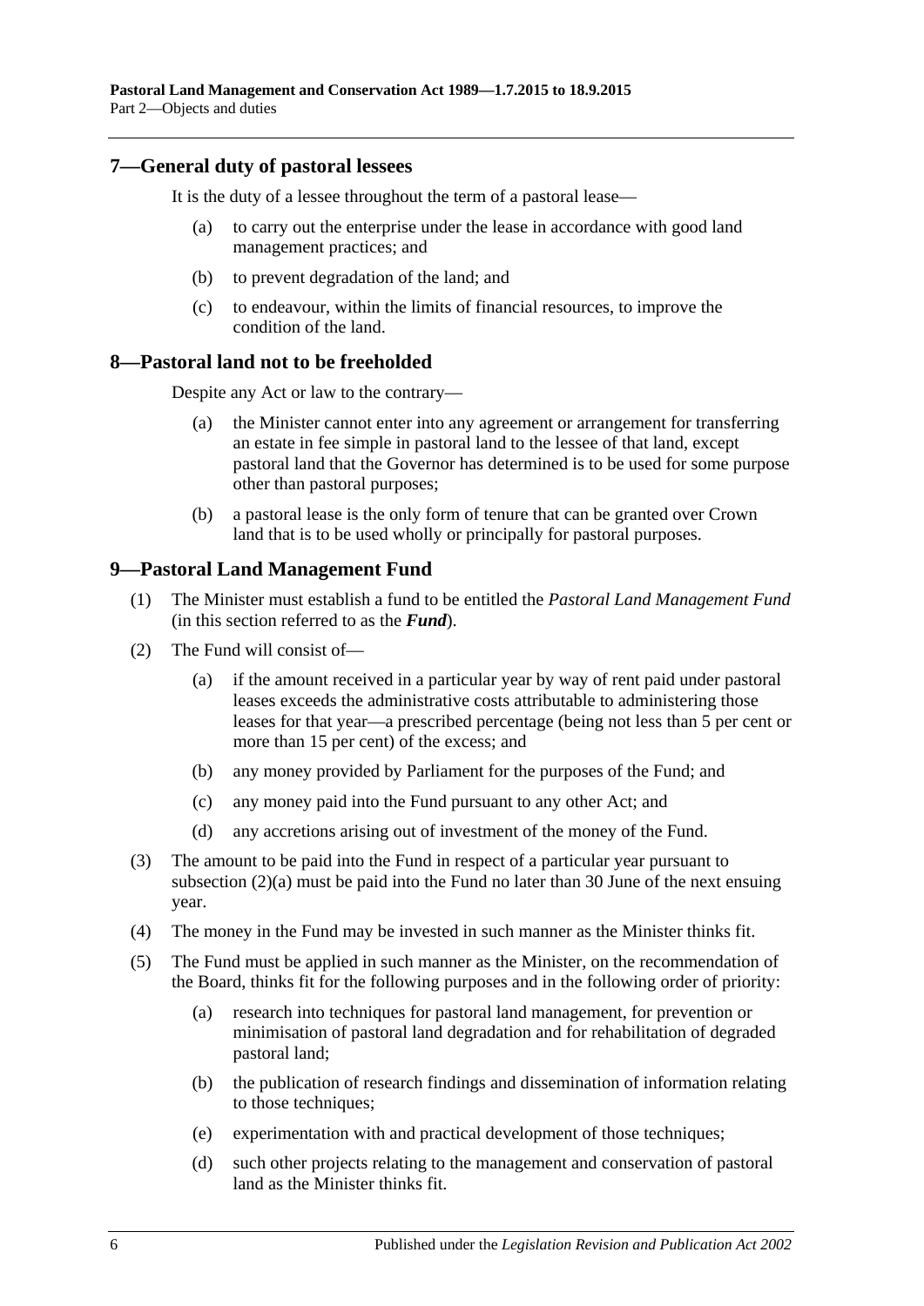## 7—General duty of pastoral lessees

It is the duty of a lessee throughout the term of a pastoral lease—

(a) to carry out the enterprise under the lease in accordance with good land management practices; and

(b) to prevent degradation of the land; and

(c) to endeavour, within the limits of financial resources, to improve the condition of the land.

## 8—Pastoral land not to be freeholded

Despite any Act or law to the contrary—

(a) the Minister cannot enter into any agreement or arrangement for transferring an estate in fee simple in pastoral land to the lessee of that land, except pastoral land that the Governor has determined is to be used for some purpose other than pastoral purposes;

(b) a pastoral lease is the only form of tenure that can be granted over Crown land that is to be used wholly or principally for pastoral purposes.

## 9—Pastoral Land Management Fund

(1) The Minister must establish a fund to be entitled the *Pastoral Land Management Fund* (in this section referred to as the ***Fund***).

(2) The Fund will consist of—

(a) if the amount received in a particular year by way of rent paid under pastoral leases exceeds the administrative costs attributable to administering those leases for that year—a prescribed percentage (being not less than 5 per cent or more than 15 per cent) of the excess; and

(b) any money provided by Parliament for the purposes of the Fund; and

(c) any money paid into the Fund pursuant to any other Act; and

(d) any accretions arising out of investment of the money of the Fund.

(3) The amount to be paid into the Fund in respect of a particular year pursuant to subsection (2)(a) must be paid into the Fund no later than 30 June of the next ensuing year.

(4) The money in the Fund may be invested in such manner as the Minister thinks fit.

(5) The Fund must be applied in such manner as the Minister, on the recommendation of the Board, thinks fit for the following purposes and in the following order of priority:

(a) research into techniques for pastoral land management, for prevention or minimisation of pastoral land degradation and for rehabilitation of degraded pastoral land;

(b) the publication of research findings and dissemination of information relating to those techniques;

(e) experimentation with and practical development of those techniques;

(d) such other projects relating to the management and conservation of pastoral land as the Minister thinks fit.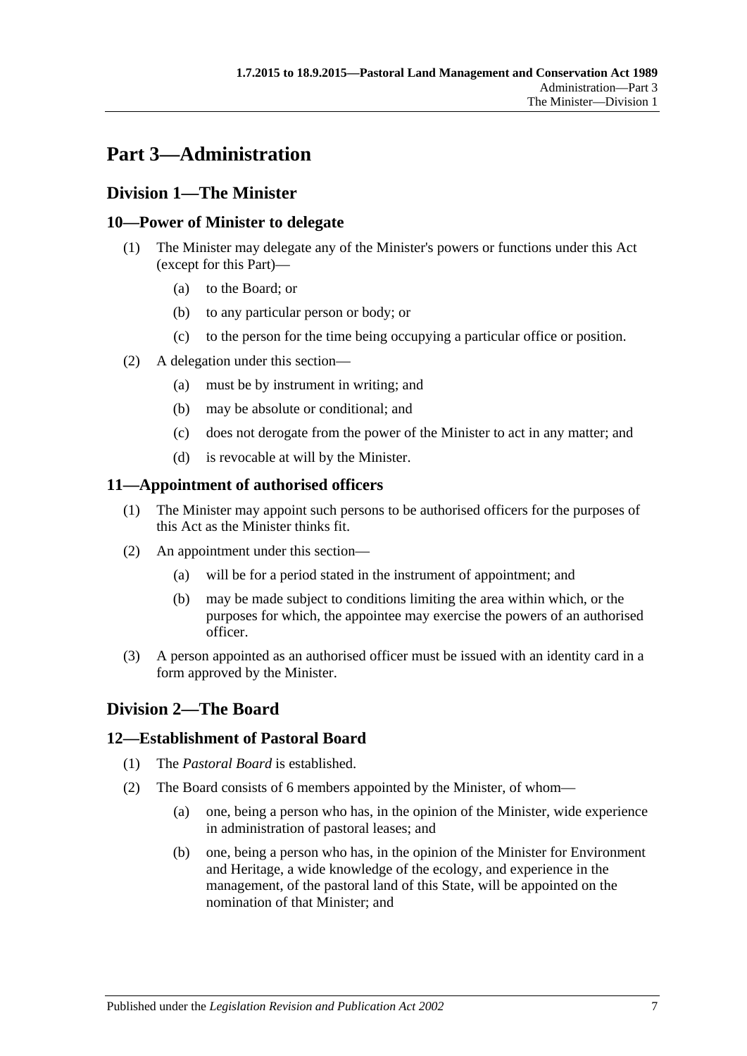# Part 3—Administration

## Division 1—The Minister

### 10—Power of Minister to delegate

(1) The Minister may delegate any of the Minister's powers or functions under this Act (except for this Part)—

(a) to the Board; or

(b) to any particular person or body; or

(c) to the person for the time being occupying a particular office or position.

(2) A delegation under this section—

(a) must be by instrument in writing; and

(b) may be absolute or conditional; and

(c) does not derogate from the power of the Minister to act in any matter; and

(d) is revocable at will by the Minister.

### 11—Appointment of authorised officers

(1) The Minister may appoint such persons to be authorised officers for the purposes of this Act as the Minister thinks fit.

(2) An appointment under this section—

(a) will be for a period stated in the instrument of appointment; and

(b) may be made subject to conditions limiting the area within which, or the purposes for which, the appointee may exercise the powers of an authorised officer.

(3) A person appointed as an authorised officer must be issued with an identity card in a form approved by the Minister.

## Division 2—The Board

### 12—Establishment of Pastoral Board

(1) The *Pastoral Board* is established.

(2) The Board consists of 6 members appointed by the Minister, of whom—

(a) one, being a person who has, in the opinion of the Minister, wide experience in administration of pastoral leases; and

(b) one, being a person who has, in the opinion of the Minister for Environment and Heritage, a wide knowledge of the ecology, and experience in the management, of the pastoral land of this State, will be appointed on the nomination of that Minister; and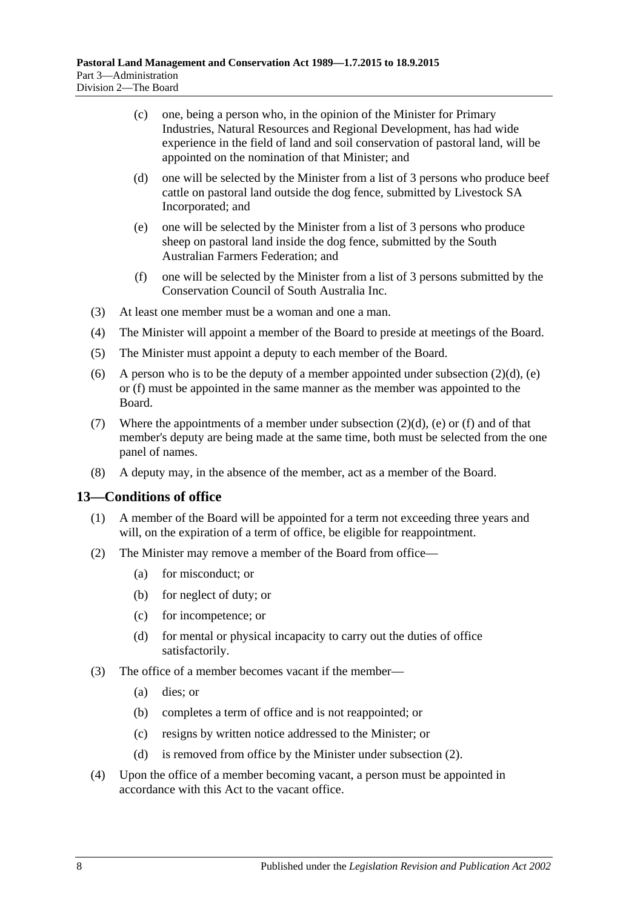(c) one, being a person who, in the opinion of the Minister for Primary Industries, Natural Resources and Regional Development, has had wide experience in the field of land and soil conservation of pastoral land, will be appointed on the nomination of that Minister; and

(d) one will be selected by the Minister from a list of 3 persons who produce beef cattle on pastoral land outside the dog fence, submitted by Livestock SA Incorporated; and

(e) one will be selected by the Minister from a list of 3 persons who produce sheep on pastoral land inside the dog fence, submitted by the South Australian Farmers Federation; and

(f) one will be selected by the Minister from a list of 3 persons submitted by the Conservation Council of South Australia Inc.

(3) At least one member must be a woman and one a man.

(4) The Minister will appoint a member of the Board to preside at meetings of the Board.

(5) The Minister must appoint a deputy to each member of the Board.

(6) A person who is to be the deputy of a member appointed under subsection (2)(d), (e) or (f) must be appointed in the same manner as the member was appointed to the Board.

(7) Where the appointments of a member under subsection (2)(d), (e) or (f) and of that member's deputy are being made at the same time, both must be selected from the one panel of names.

(8) A deputy may, in the absence of the member, act as a member of the Board.

## 13—Conditions of office

(1) A member of the Board will be appointed for a term not exceeding three years and will, on the expiration of a term of office, be eligible for reappointment.

(2) The Minister may remove a member of the Board from office—

(a) for misconduct; or

(b) for neglect of duty; or

(c) for incompetence; or

(d) for mental or physical incapacity to carry out the duties of office satisfactorily.

(3) The office of a member becomes vacant if the member—

(a) dies; or

(b) completes a term of office and is not reappointed; or

(c) resigns by written notice addressed to the Minister; or

(d) is removed from office by the Minister under subsection (2).

(4) Upon the office of a member becoming vacant, a person must be appointed in accordance with this Act to the vacant office.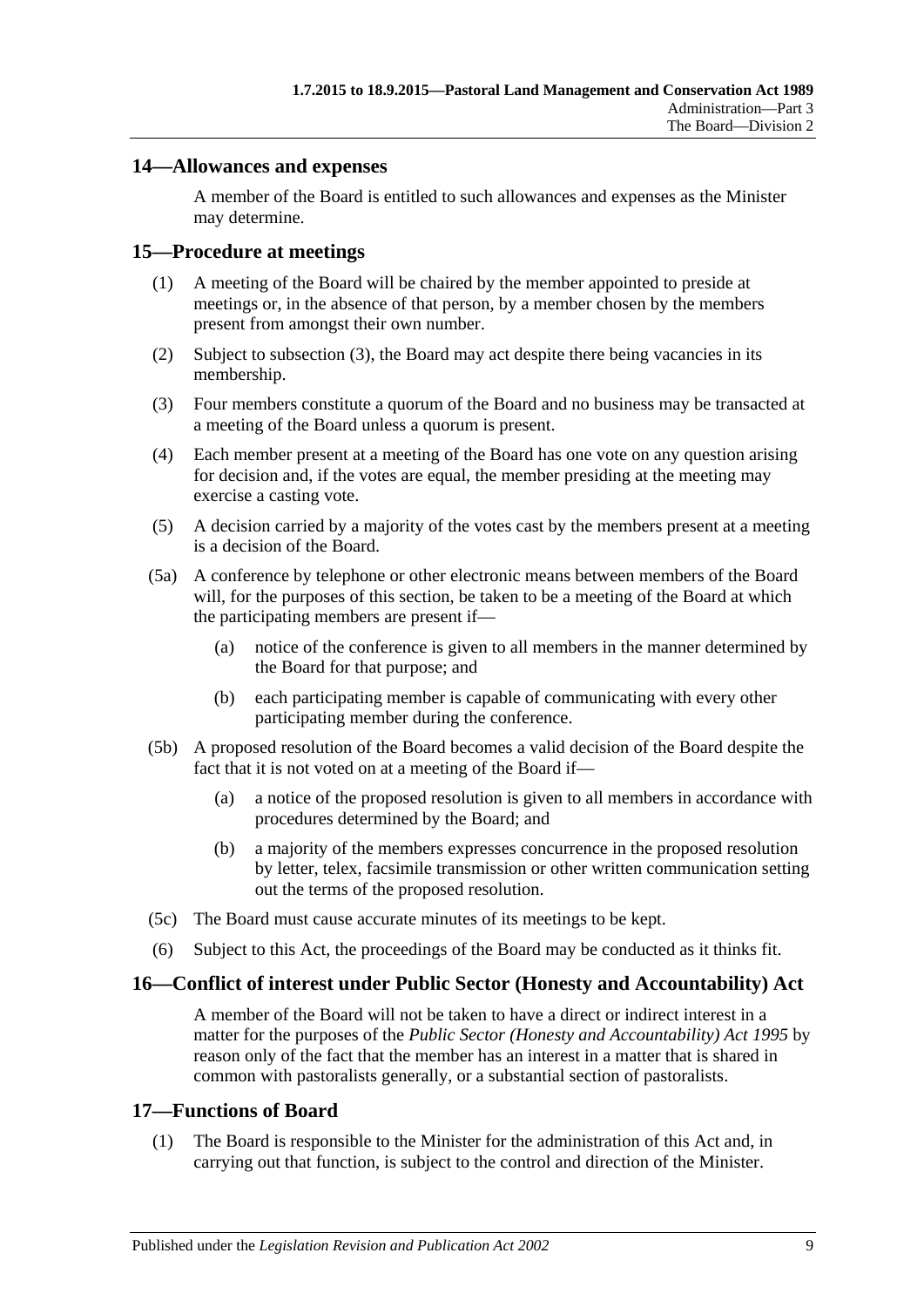## 14—Allowances and expenses

A member of the Board is entitled to such allowances and expenses as the Minister may determine.

## 15—Procedure at meetings

(1) A meeting of the Board will be chaired by the member appointed to preside at meetings or, in the absence of that person, by a member chosen by the members present from amongst their own number.

(2) Subject to subsection (3), the Board may act despite there being vacancies in its membership.

(3) Four members constitute a quorum of the Board and no business may be transacted at a meeting of the Board unless a quorum is present.

(4) Each member present at a meeting of the Board has one vote on any question arising for decision and, if the votes are equal, the member presiding at the meeting may exercise a casting vote.

(5) A decision carried by a majority of the votes cast by the members present at a meeting is a decision of the Board.

(5a) A conference by telephone or other electronic means between members of the Board will, for the purposes of this section, be taken to be a meeting of the Board at which the participating members are present if—

(a) notice of the conference is given to all members in the manner determined by the Board for that purpose; and

(b) each participating member is capable of communicating with every other participating member during the conference.

(5b) A proposed resolution of the Board becomes a valid decision of the Board despite the fact that it is not voted on at a meeting of the Board if—

(a) a notice of the proposed resolution is given to all members in accordance with procedures determined by the Board; and

(b) a majority of the members expresses concurrence in the proposed resolution by letter, telex, facsimile transmission or other written communication setting out the terms of the proposed resolution.

(5c) The Board must cause accurate minutes of its meetings to be kept.

(6) Subject to this Act, the proceedings of the Board may be conducted as it thinks fit.

## 16—Conflict of interest under Public Sector (Honesty and Accountability) Act

A member of the Board will not be taken to have a direct or indirect interest in a matter for the purposes of the *Public Sector (Honesty and Accountability) Act 1995* by reason only of the fact that the member has an interest in a matter that is shared in common with pastoralists generally, or a substantial section of pastoralists.

## 17—Functions of Board

(1) The Board is responsible to the Minister for the administration of this Act and, in carrying out that function, is subject to the control and direction of the Minister.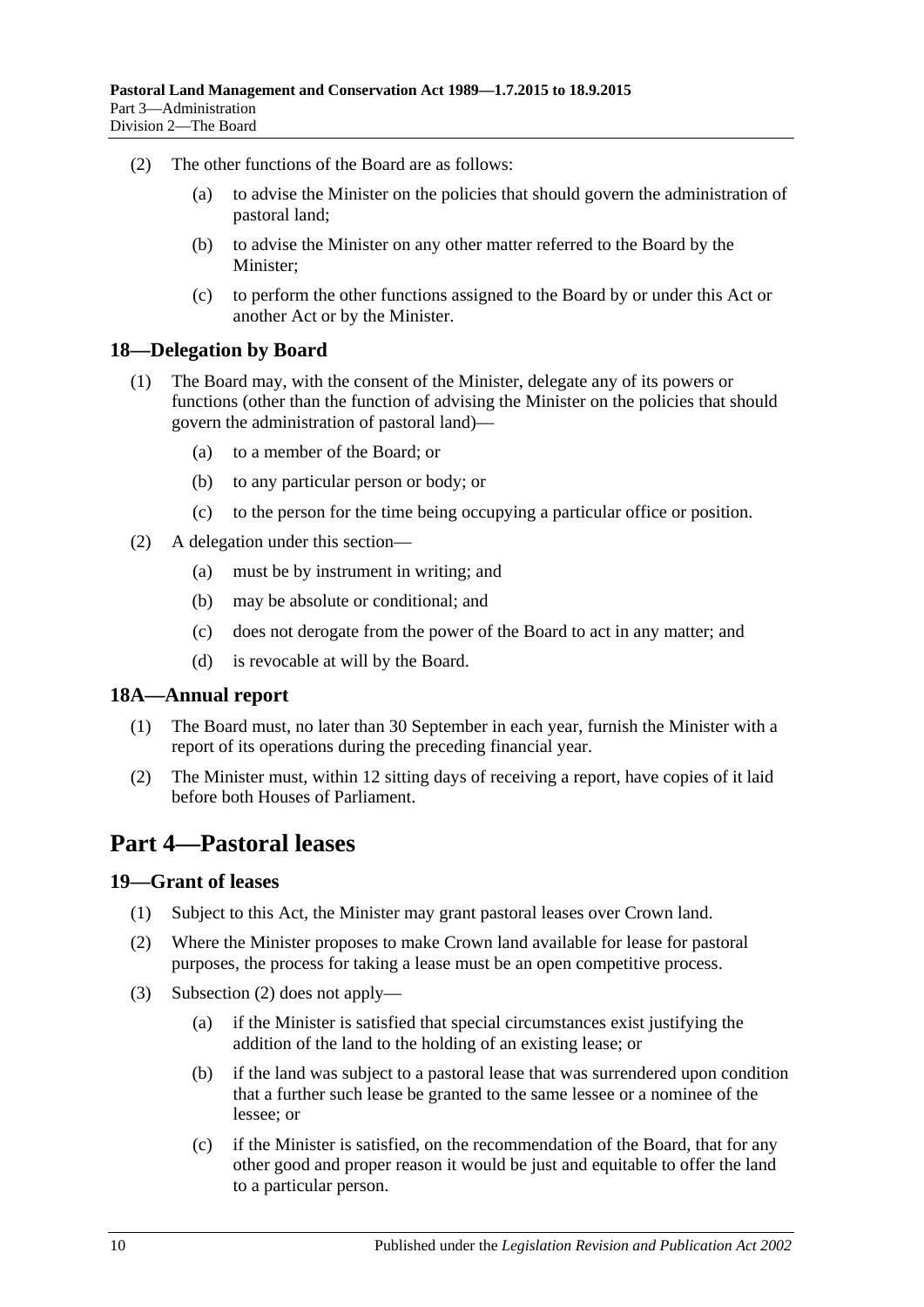(2) The other functions of the Board are as follows:

(a) to advise the Minister on the policies that should govern the administration of pastoral land;

(b) to advise the Minister on any other matter referred to the Board by the Minister;

(c) to perform the other functions assigned to the Board by or under this Act or another Act or by the Minister.

### 18—Delegation by Board

(1) The Board may, with the consent of the Minister, delegate any of its powers or functions (other than the function of advising the Minister on the policies that should govern the administration of pastoral land)—

(a) to a member of the Board; or

(b) to any particular person or body; or

(c) to the person for the time being occupying a particular office or position.

(2) A delegation under this section—

(a) must be by instrument in writing; and

(b) may be absolute or conditional; and

(c) does not derogate from the power of the Board to act in any matter; and

(d) is revocable at will by the Board.

### 18A—Annual report

(1) The Board must, no later than 30 September in each year, furnish the Minister with a report of its operations during the preceding financial year.

(2) The Minister must, within 12 sitting days of receiving a report, have copies of it laid before both Houses of Parliament.

## Part 4—Pastoral leases

### 19—Grant of leases

(1) Subject to this Act, the Minister may grant pastoral leases over Crown land.

(2) Where the Minister proposes to make Crown land available for lease for pastoral purposes, the process for taking a lease must be an open competitive process.

(3) Subsection (2) does not apply—

(a) if the Minister is satisfied that special circumstances exist justifying the addition of the land to the holding of an existing lease; or

(b) if the land was subject to a pastoral lease that was surrendered upon condition that a further such lease be granted to the same lessee or a nominee of the lessee; or

(c) if the Minister is satisfied, on the recommendation of the Board, that for any other good and proper reason it would be just and equitable to offer the land to a particular person.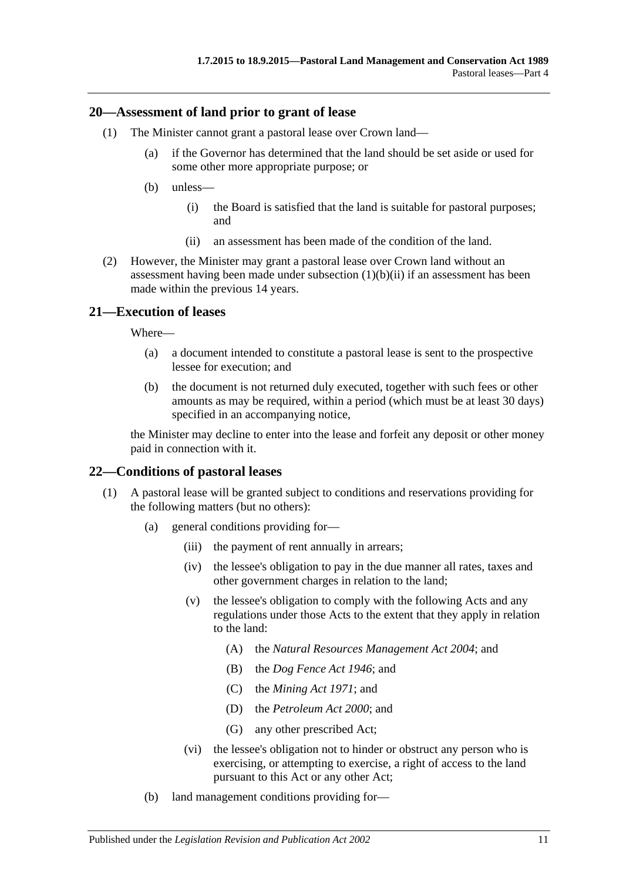## 20—Assessment of land prior to grant of lease

(1) The Minister cannot grant a pastoral lease over Crown land—

(a) if the Governor has determined that the land should be set aside or used for some other more appropriate purpose; or

(b) unless—

(i) the Board is satisfied that the land is suitable for pastoral purposes; and

(ii) an assessment has been made of the condition of the land.

(2) However, the Minister may grant a pastoral lease over Crown land without an assessment having been made under subsection (1)(b)(ii) if an assessment has been made within the previous 14 years.

## 21—Execution of leases

Where—

(a) a document intended to constitute a pastoral lease is sent to the prospective lessee for execution; and

(b) the document is not returned duly executed, together with such fees or other amounts as may be required, within a period (which must be at least 30 days) specified in an accompanying notice,

the Minister may decline to enter into the lease and forfeit any deposit or other money paid in connection with it.

## 22—Conditions of pastoral leases

(1) A pastoral lease will be granted subject to conditions and reservations providing for the following matters (but no others):

(a) general conditions providing for—

(iii) the payment of rent annually in arrears;

(iv) the lessee's obligation to pay in the due manner all rates, taxes and other government charges in relation to the land;

(v) the lessee's obligation to comply with the following Acts and any regulations under those Acts to the extent that they apply in relation to the land:

(A) the *Natural Resources Management Act 2004*; and

(B) the *Dog Fence Act 1946*; and

(C) the *Mining Act 1971*; and

(D) the *Petroleum Act 2000*; and

(G) any other prescribed Act;

(vi) the lessee's obligation not to hinder or obstruct any person who is exercising, or attempting to exercise, a right of access to the land pursuant to this Act or any other Act;

(b) land management conditions providing for—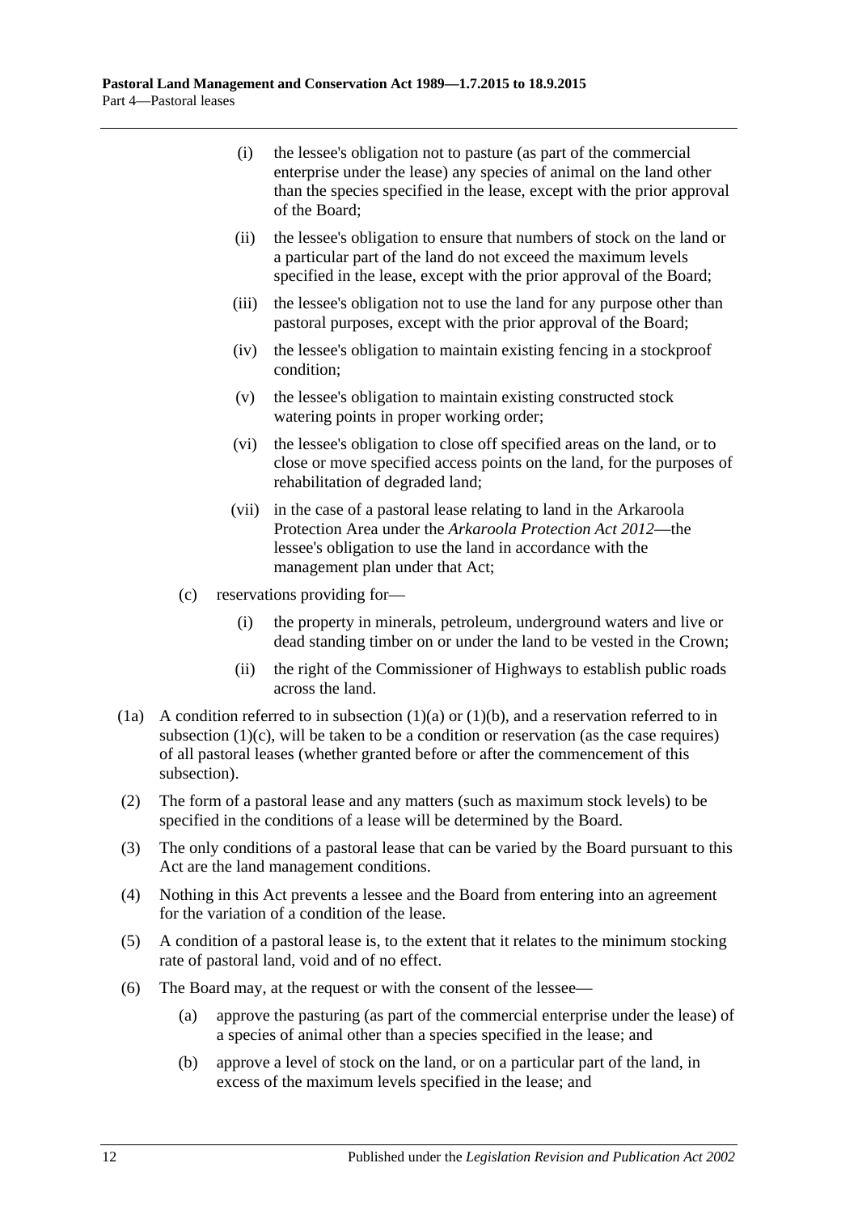- (i) the lessee's obligation not to pasture (as part of the commercial enterprise under the lease) any species of animal on the land other than the species specified in the lease, except with the prior approval of the Board;
- (ii) the lessee's obligation to ensure that numbers of stock on the land or a particular part of the land do not exceed the maximum levels specified in the lease, except with the prior approval of the Board;
- (iii) the lessee's obligation not to use the land for any purpose other than pastoral purposes, except with the prior approval of the Board;
- (iv) the lessee's obligation to maintain existing fencing in a stockproof condition;
- (v) the lessee's obligation to maintain existing constructed stock watering points in proper working order;
- (vi) the lessee's obligation to close off specified areas on the land, or to close or move specified access points on the land, for the purposes of rehabilitation of degraded land;
- (vii) in the case of a pastoral lease relating to land in the Arkaroola Protection Area under the *Arkaroola Protection Act 2012*—the lessee's obligation to use the land in accordance with the management plan under that Act;

(c) reservations providing for—

- (i) the property in minerals, petroleum, underground waters and live or dead standing timber on or under the land to be vested in the Crown;
- (ii) the right of the Commissioner of Highways to establish public roads across the land.

(1a) A condition referred to in subsection (1)(a) or (1)(b), and a reservation referred to in subsection (1)(c), will be taken to be a condition or reservation (as the case requires) of all pastoral leases (whether granted before or after the commencement of this subsection).

(2) The form of a pastoral lease and any matters (such as maximum stock levels) to be specified in the conditions of a lease will be determined by the Board.

(3) The only conditions of a pastoral lease that can be varied by the Board pursuant to this Act are the land management conditions.

(4) Nothing in this Act prevents a lessee and the Board from entering into an agreement for the variation of a condition of the lease.

(5) A condition of a pastoral lease is, to the extent that it relates to the minimum stocking rate of pastoral land, void and of no effect.

(6) The Board may, at the request or with the consent of the lessee—

(a) approve the pasturing (as part of the commercial enterprise under the lease) of a species of animal other than a species specified in the lease; and

(b) approve a level of stock on the land, or on a particular part of the land, in excess of the maximum levels specified in the lease; and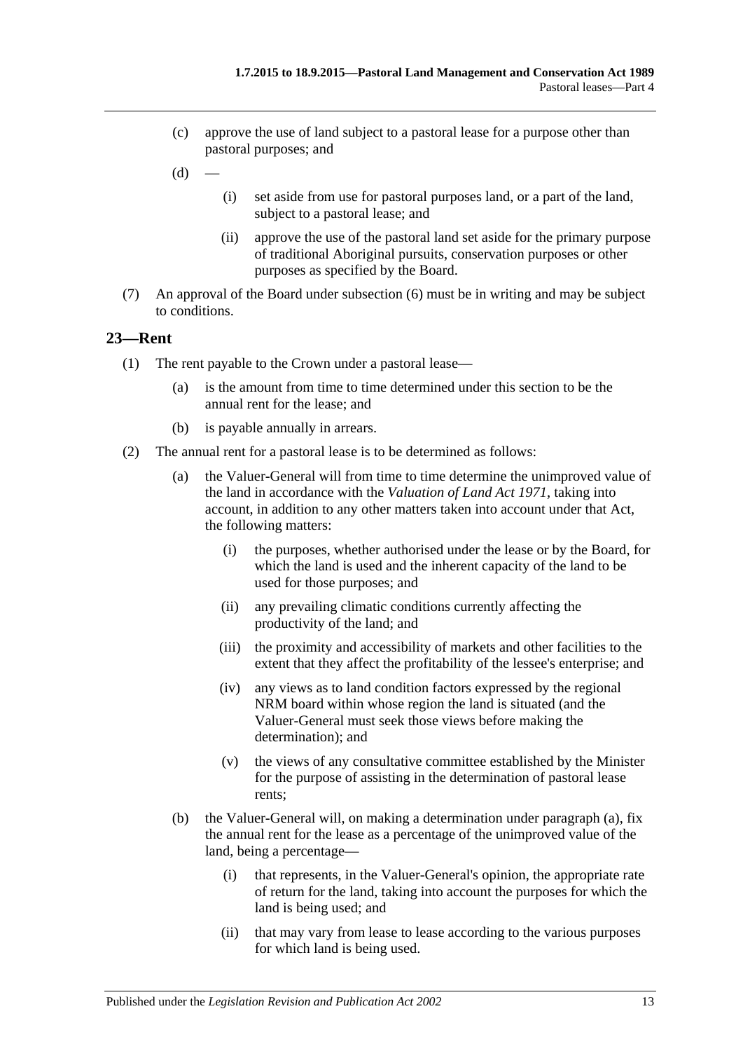(c) approve the use of land subject to a pastoral lease for a purpose other than pastoral purposes; and

(d) —

(i) set aside from use for pastoral purposes land, or a part of the land, subject to a pastoral lease; and

(ii) approve the use of the pastoral land set aside for the primary purpose of traditional Aboriginal pursuits, conservation purposes or other purposes as specified by the Board.

(7) An approval of the Board under subsection (6) must be in writing and may be subject to conditions.

## 23—Rent

(1) The rent payable to the Crown under a pastoral lease—

(a) is the amount from time to time determined under this section to be the annual rent for the lease; and

(b) is payable annually in arrears.

(2) The annual rent for a pastoral lease is to be determined as follows:

(a) the Valuer-General will from time to time determine the unimproved value of the land in accordance with the *Valuation of Land Act 1971*, taking into account, in addition to any other matters taken into account under that Act, the following matters:

(i) the purposes, whether authorised under the lease or by the Board, for which the land is used and the inherent capacity of the land to be used for those purposes; and

(ii) any prevailing climatic conditions currently affecting the productivity of the land; and

(iii) the proximity and accessibility of markets and other facilities to the extent that they affect the profitability of the lessee's enterprise; and

(iv) any views as to land condition factors expressed by the regional NRM board within whose region the land is situated (and the Valuer-General must seek those views before making the determination); and

(v) the views of any consultative committee established by the Minister for the purpose of assisting in the determination of pastoral lease rents;

(b) the Valuer-General will, on making a determination under paragraph (a), fix the annual rent for the lease as a percentage of the unimproved value of the land, being a percentage—

(i) that represents, in the Valuer-General's opinion, the appropriate rate of return for the land, taking into account the purposes for which the land is being used; and

(ii) that may vary from lease to lease according to the various purposes for which land is being used.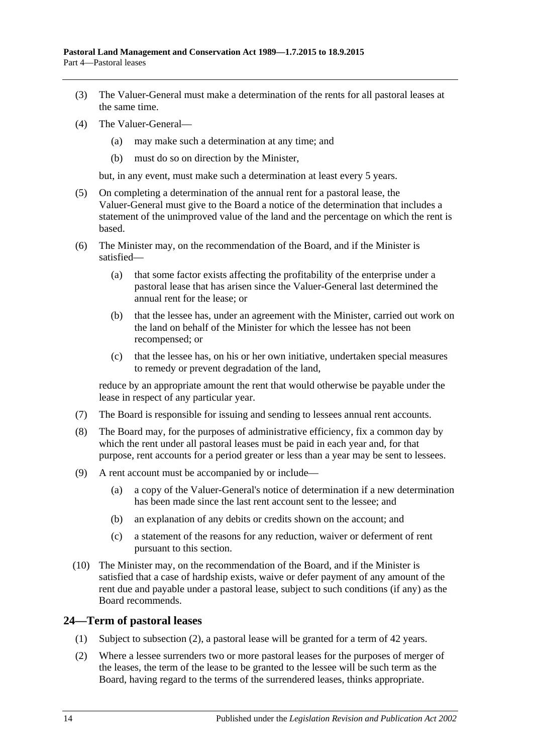(3) The Valuer-General must make a determination of the rents for all pastoral leases at the same time.

(4) The Valuer-General—

(a) may make such a determination at any time; and

(b) must do so on direction by the Minister,

but, in any event, must make such a determination at least every 5 years.

(5) On completing a determination of the annual rent for a pastoral lease, the Valuer-General must give to the Board a notice of the determination that includes a statement of the unimproved value of the land and the percentage on which the rent is based.

(6) The Minister may, on the recommendation of the Board, and if the Minister is satisfied—

(a) that some factor exists affecting the profitability of the enterprise under a pastoral lease that has arisen since the Valuer-General last determined the annual rent for the lease; or

(b) that the lessee has, under an agreement with the Minister, carried out work on the land on behalf of the Minister for which the lessee has not been recompensed; or

(c) that the lessee has, on his or her own initiative, undertaken special measures to remedy or prevent degradation of the land,

reduce by an appropriate amount the rent that would otherwise be payable under the lease in respect of any particular year.

(7) The Board is responsible for issuing and sending to lessees annual rent accounts.

(8) The Board may, for the purposes of administrative efficiency, fix a common day by which the rent under all pastoral leases must be paid in each year and, for that purpose, rent accounts for a period greater or less than a year may be sent to lessees.

(9) A rent account must be accompanied by or include—

(a) a copy of the Valuer-General's notice of determination if a new determination has been made since the last rent account sent to the lessee; and

(b) an explanation of any debits or credits shown on the account; and

(c) a statement of the reasons for any reduction, waiver or deferment of rent pursuant to this section.

(10) The Minister may, on the recommendation of the Board, and if the Minister is satisfied that a case of hardship exists, waive or defer payment of any amount of the rent due and payable under a pastoral lease, subject to such conditions (if any) as the Board recommends.

## 24—Term of pastoral leases

(1) Subject to subsection (2), a pastoral lease will be granted for a term of 42 years.

(2) Where a lessee surrenders two or more pastoral leases for the purposes of merger of the leases, the term of the lease to be granted to the lessee will be such term as the Board, having regard to the terms of the surrendered leases, thinks appropriate.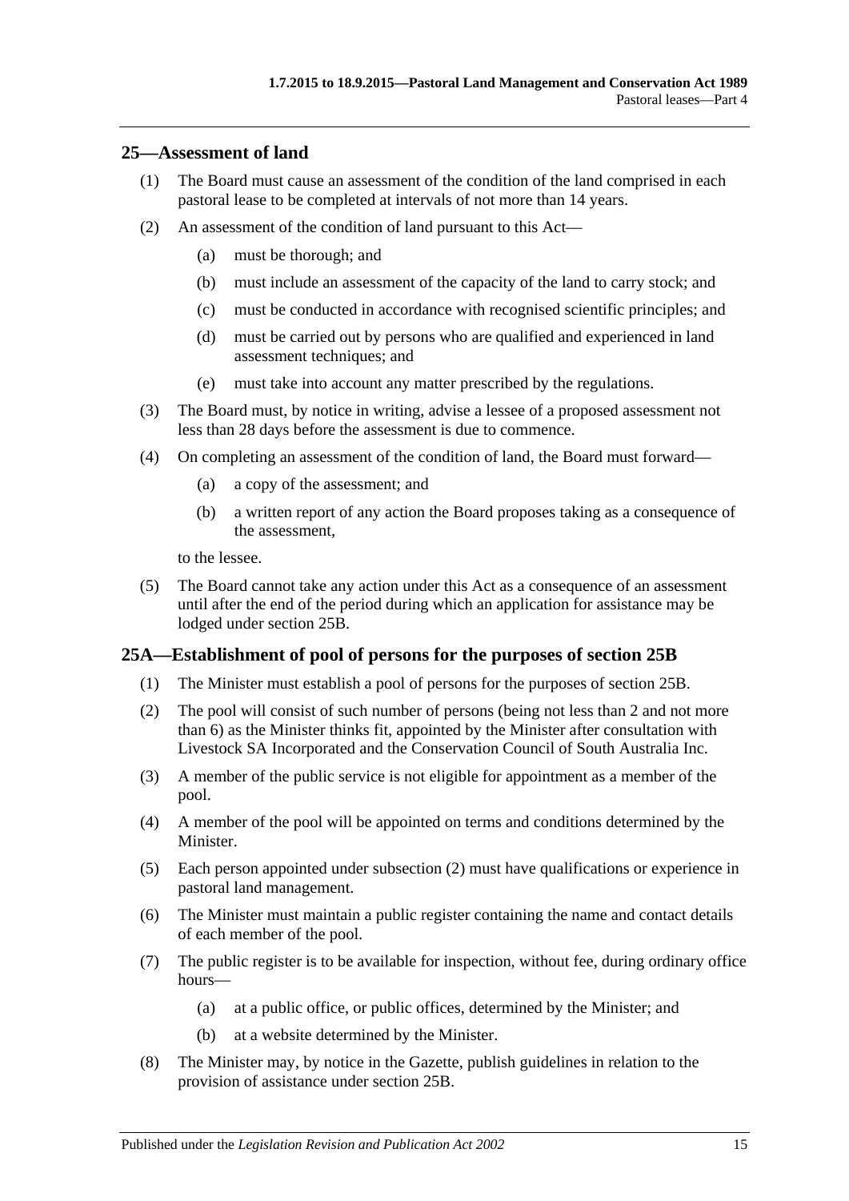## 25—Assessment of land

(1) The Board must cause an assessment of the condition of the land comprised in each pastoral lease to be completed at intervals of not more than 14 years.

(2) An assessment of the condition of land pursuant to this Act—

(a) must be thorough; and

(b) must include an assessment of the capacity of the land to carry stock; and

(c) must be conducted in accordance with recognised scientific principles; and

(d) must be carried out by persons who are qualified and experienced in land assessment techniques; and

(e) must take into account any matter prescribed by the regulations.

(3) The Board must, by notice in writing, advise a lessee of a proposed assessment not less than 28 days before the assessment is due to commence.

(4) On completing an assessment of the condition of land, the Board must forward—

(a) a copy of the assessment; and

(b) a written report of any action the Board proposes taking as a consequence of the assessment,

to the lessee.

(5) The Board cannot take any action under this Act as a consequence of an assessment until after the end of the period during which an application for assistance may be lodged under section 25B.

## 25A—Establishment of pool of persons for the purposes of section 25B

(1) The Minister must establish a pool of persons for the purposes of section 25B.

(2) The pool will consist of such number of persons (being not less than 2 and not more than 6) as the Minister thinks fit, appointed by the Minister after consultation with Livestock SA Incorporated and the Conservation Council of South Australia Inc.

(3) A member of the public service is not eligible for appointment as a member of the pool.

(4) A member of the pool will be appointed on terms and conditions determined by the Minister.

(5) Each person appointed under subsection (2) must have qualifications or experience in pastoral land management.

(6) The Minister must maintain a public register containing the name and contact details of each member of the pool.

(7) The public register is to be available for inspection, without fee, during ordinary office hours—

(a) at a public office, or public offices, determined by the Minister; and

(b) at a website determined by the Minister.

(8) The Minister may, by notice in the Gazette, publish guidelines in relation to the provision of assistance under section 25B.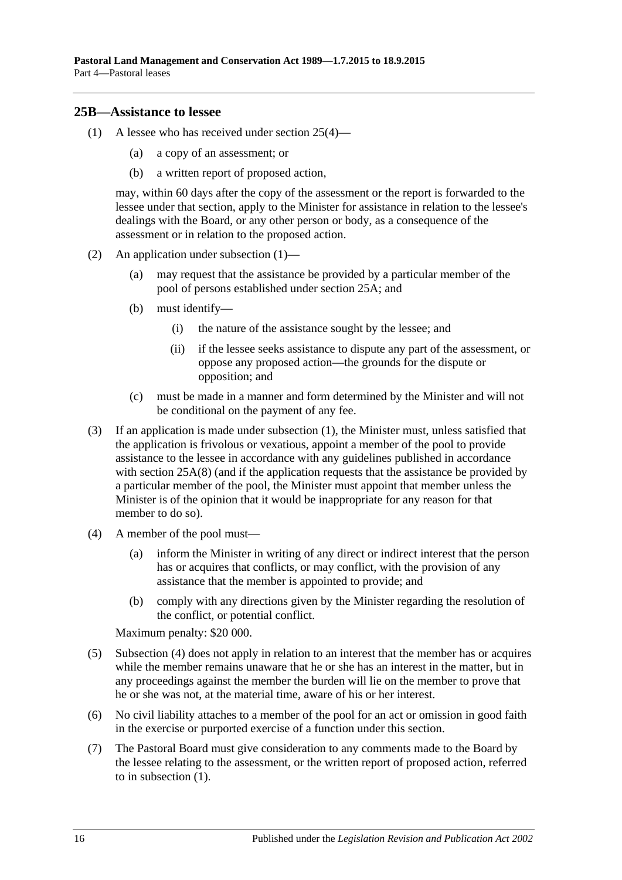## 25B—Assistance to lessee

(1) A lessee who has received under section 25(4)—

   (a) a copy of an assessment; or

   (b) a written report of proposed action,

   may, within 60 days after the copy of the assessment or the report is forwarded to the lessee under that section, apply to the Minister for assistance in relation to the lessee's dealings with the Board, or any other person or body, as a consequence of the assessment or in relation to the proposed action.

(2) An application under subsection (1)—

   (a) may request that the assistance be provided by a particular member of the pool of persons established under section 25A; and

   (b) must identify—

      (i) the nature of the assistance sought by the lessee; and

      (ii) if the lessee seeks assistance to dispute any part of the assessment, or oppose any proposed action—the grounds for the dispute or opposition; and

   (c) must be made in a manner and form determined by the Minister and will not be conditional on the payment of any fee.

(3) If an application is made under subsection (1), the Minister must, unless satisfied that the application is frivolous or vexatious, appoint a member of the pool to provide assistance to the lessee in accordance with any guidelines published in accordance with section 25A(8) (and if the application requests that the assistance be provided by a particular member of the pool, the Minister must appoint that member unless the Minister is of the opinion that it would be inappropriate for any reason for that member to do so).

(4) A member of the pool must—

   (a) inform the Minister in writing of any direct or indirect interest that the person has or acquires that conflicts, or may conflict, with the provision of any assistance that the member is appointed to provide; and

   (b) comply with any directions given by the Minister regarding the resolution of the conflict, or potential conflict.

   Maximum penalty: $20 000.

(5) Subsection (4) does not apply in relation to an interest that the member has or acquires while the member remains unaware that he or she has an interest in the matter, but in any proceedings against the member the burden will lie on the member to prove that he or she was not, at the material time, aware of his or her interest.

(6) No civil liability attaches to a member of the pool for an act or omission in good faith in the exercise or purported exercise of a function under this section.

(7) The Pastoral Board must give consideration to any comments made to the Board by the lessee relating to the assessment, or the written report of proposed action, referred to in subsection (1).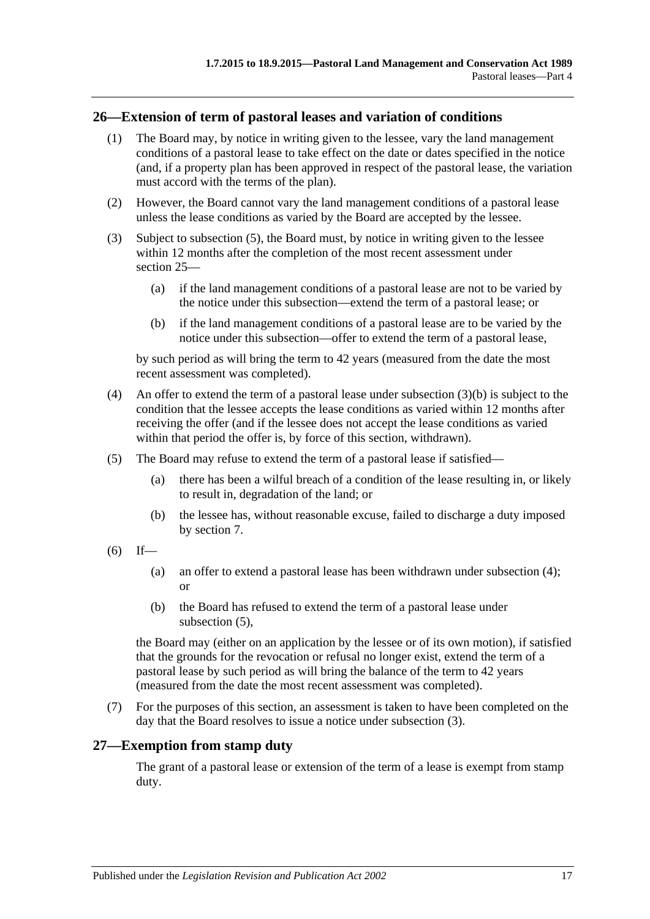## 26—Extension of term of pastoral leases and variation of conditions

(1) The Board may, by notice in writing given to the lessee, vary the land management conditions of a pastoral lease to take effect on the date or dates specified in the notice (and, if a property plan has been approved in respect of the pastoral lease, the variation must accord with the terms of the plan).

(2) However, the Board cannot vary the land management conditions of a pastoral lease unless the lease conditions as varied by the Board are accepted by the lessee.

(3) Subject to subsection (5), the Board must, by notice in writing given to the lessee within 12 months after the completion of the most recent assessment under section 25—

- (a) if the land management conditions of a pastoral lease are not to be varied by the notice under this subsection—extend the term of a pastoral lease; or
- (b) if the land management conditions of a pastoral lease are to be varied by the notice under this subsection—offer to extend the term of a pastoral lease,

by such period as will bring the term to 42 years (measured from the date the most recent assessment was completed).

(4) An offer to extend the term of a pastoral lease under subsection (3)(b) is subject to the condition that the lessee accepts the lease conditions as varied within 12 months after receiving the offer (and if the lessee does not accept the lease conditions as varied within that period the offer is, by force of this section, withdrawn).

(5) The Board may refuse to extend the term of a pastoral lease if satisfied—

- (a) there has been a wilful breach of a condition of the lease resulting in, or likely to result in, degradation of the land; or
- (b) the lessee has, without reasonable excuse, failed to discharge a duty imposed by section 7.

(6) If—

- (a) an offer to extend a pastoral lease has been withdrawn under subsection (4); or
- (b) the Board has refused to extend the term of a pastoral lease under subsection (5),

the Board may (either on an application by the lessee or of its own motion), if satisfied that the grounds for the revocation or refusal no longer exist, extend the term of a pastoral lease by such period as will bring the balance of the term to 42 years (measured from the date the most recent assessment was completed).

(7) For the purposes of this section, an assessment is taken to have been completed on the day that the Board resolves to issue a notice under subsection (3).

## 27—Exemption from stamp duty

The grant of a pastoral lease or extension of the term of a lease is exempt from stamp duty.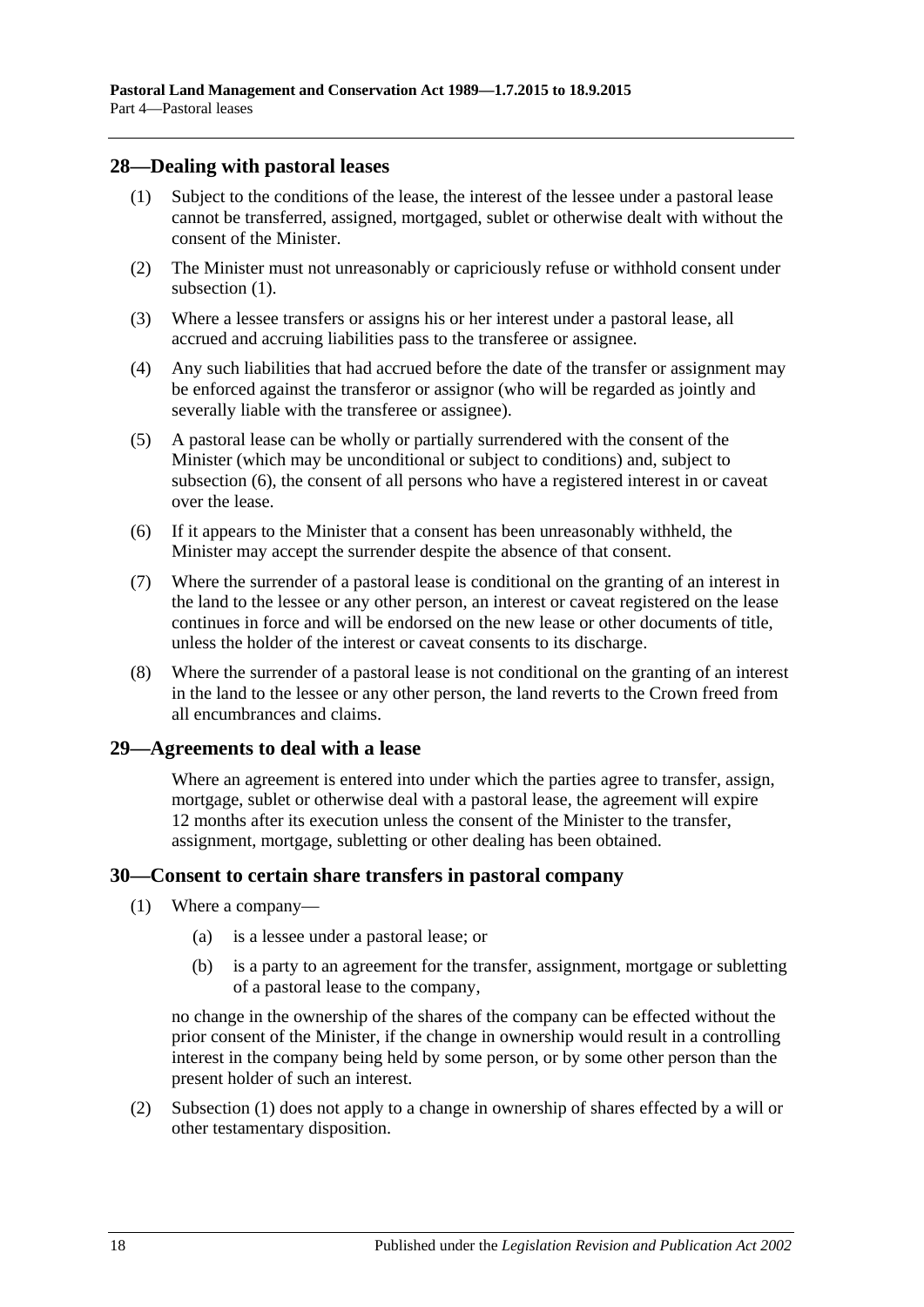## 28—Dealing with pastoral leases

(1) Subject to the conditions of the lease, the interest of the lessee under a pastoral lease cannot be transferred, assigned, mortgaged, sublet or otherwise dealt with without the consent of the Minister.

(2) The Minister must not unreasonably or capriciously refuse or withhold consent under subsection (1).

(3) Where a lessee transfers or assigns his or her interest under a pastoral lease, all accrued and accruing liabilities pass to the transferee or assignee.

(4) Any such liabilities that had accrued before the date of the transfer or assignment may be enforced against the transferor or assignor (who will be regarded as jointly and severally liable with the transferee or assignee).

(5) A pastoral lease can be wholly or partially surrendered with the consent of the Minister (which may be unconditional or subject to conditions) and, subject to subsection (6), the consent of all persons who have a registered interest in or caveat over the lease.

(6) If it appears to the Minister that a consent has been unreasonably withheld, the Minister may accept the surrender despite the absence of that consent.

(7) Where the surrender of a pastoral lease is conditional on the granting of an interest in the land to the lessee or any other person, an interest or caveat registered on the lease continues in force and will be endorsed on the new lease or other documents of title, unless the holder of the interest or caveat consents to its discharge.

(8) Where the surrender of a pastoral lease is not conditional on the granting of an interest in the land to the lessee or any other person, the land reverts to the Crown freed from all encumbrances and claims.

## 29—Agreements to deal with a lease

Where an agreement is entered into under which the parties agree to transfer, assign, mortgage, sublet or otherwise deal with a pastoral lease, the agreement will expire 12 months after its execution unless the consent of the Minister to the transfer, assignment, mortgage, subletting or other dealing has been obtained.

## 30—Consent to certain share transfers in pastoral company

(1) Where a company—

(a) is a lessee under a pastoral lease; or

(b) is a party to an agreement for the transfer, assignment, mortgage or subletting of a pastoral lease to the company,

no change in the ownership of the shares of the company can be effected without the prior consent of the Minister, if the change in ownership would result in a controlling interest in the company being held by some person, or by some other person than the present holder of such an interest.

(2) Subsection (1) does not apply to a change in ownership of shares effected by a will or other testamentary disposition.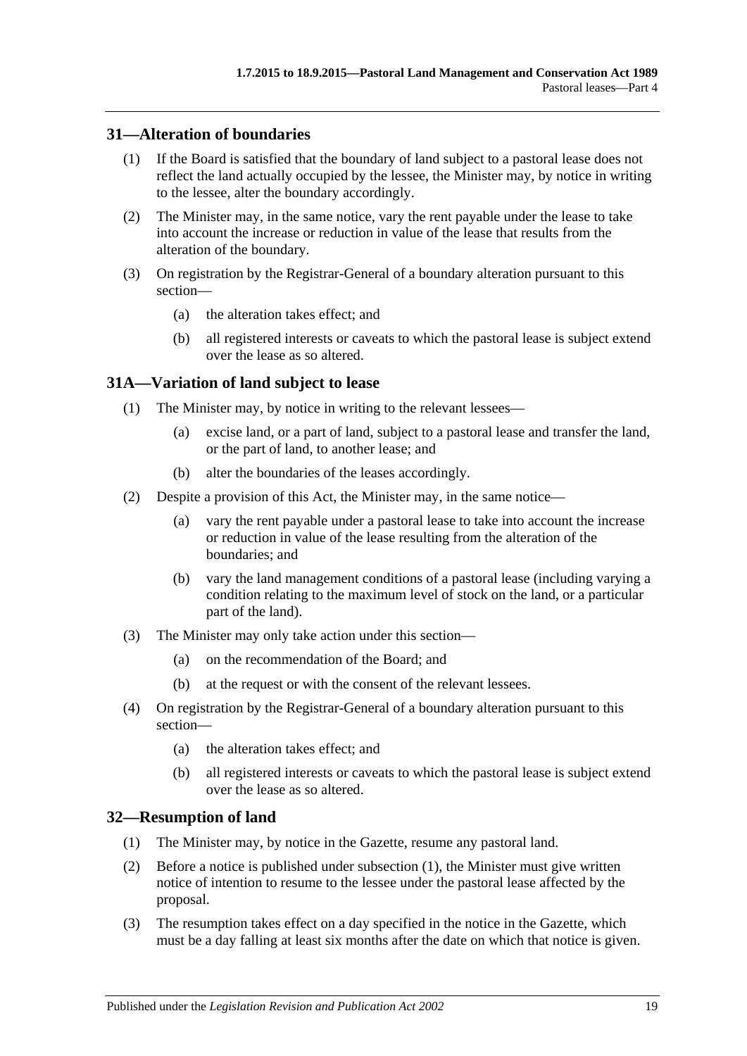## 31—Alteration of boundaries

(1) If the Board is satisfied that the boundary of land subject to a pastoral lease does not reflect the land actually occupied by the lessee, the Minister may, by notice in writing to the lessee, alter the boundary accordingly.

(2) The Minister may, in the same notice, vary the rent payable under the lease to take into account the increase or reduction in value of the lease that results from the alteration of the boundary.

(3) On registration by the Registrar-General of a boundary alteration pursuant to this section—

(a) the alteration takes effect; and

(b) all registered interests or caveats to which the pastoral lease is subject extend over the lease as so altered.

## 31A—Variation of land subject to lease

(1) The Minister may, by notice in writing to the relevant lessees—

(a) excise land, or a part of land, subject to a pastoral lease and transfer the land, or the part of land, to another lease; and

(b) alter the boundaries of the leases accordingly.

(2) Despite a provision of this Act, the Minister may, in the same notice—

(a) vary the rent payable under a pastoral lease to take into account the increase or reduction in value of the lease resulting from the alteration of the boundaries; and

(b) vary the land management conditions of a pastoral lease (including varying a condition relating to the maximum level of stock on the land, or a particular part of the land).

(3) The Minister may only take action under this section—

(a) on the recommendation of the Board; and

(b) at the request or with the consent of the relevant lessees.

(4) On registration by the Registrar-General of a boundary alteration pursuant to this section—

(a) the alteration takes effect; and

(b) all registered interests or caveats to which the pastoral lease is subject extend over the lease as so altered.

## 32—Resumption of land

(1) The Minister may, by notice in the Gazette, resume any pastoral land.

(2) Before a notice is published under subsection (1), the Minister must give written notice of intention to resume to the lessee under the pastoral lease affected by the proposal.

(3) The resumption takes effect on a day specified in the notice in the Gazette, which must be a day falling at least six months after the date on which that notice is given.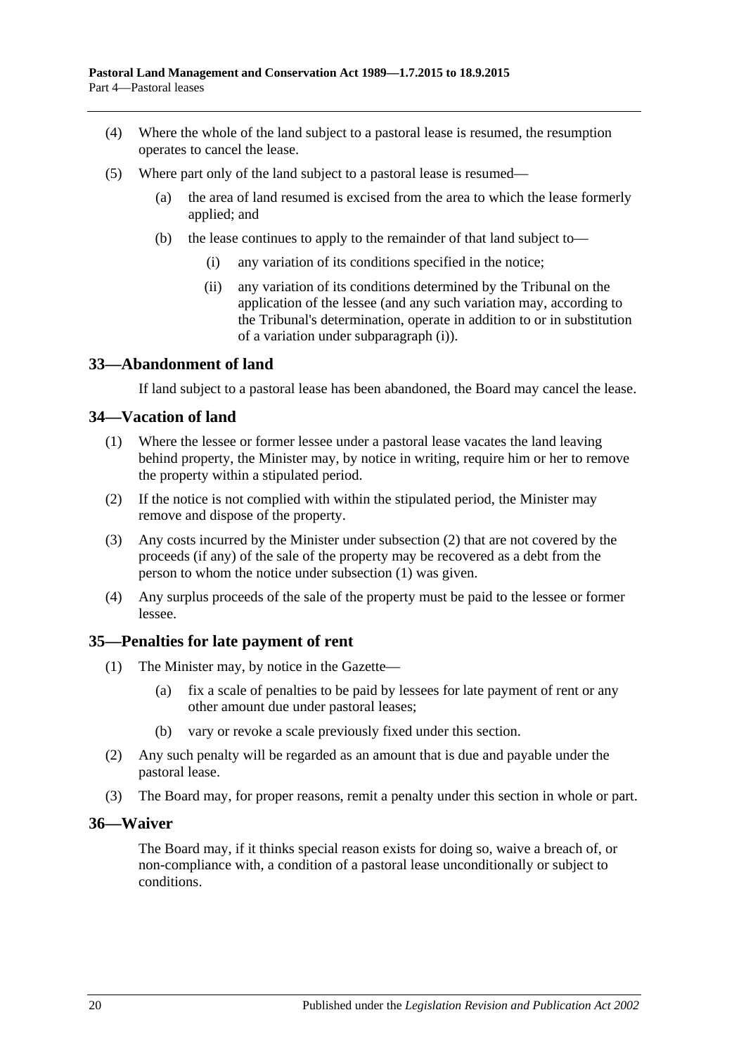(4) Where the whole of the land subject to a pastoral lease is resumed, the resumption operates to cancel the lease.

(5) Where part only of the land subject to a pastoral lease is resumed—

(a) the area of land resumed is excised from the area to which the lease formerly applied; and

(b) the lease continues to apply to the remainder of that land subject to—

(i) any variation of its conditions specified in the notice;

(ii) any variation of its conditions determined by the Tribunal on the application of the lessee (and any such variation may, according to the Tribunal's determination, operate in addition to or in substitution of a variation under subparagraph (i)).

## 33—Abandonment of land

If land subject to a pastoral lease has been abandoned, the Board may cancel the lease.

## 34—Vacation of land

(1) Where the lessee or former lessee under a pastoral lease vacates the land leaving behind property, the Minister may, by notice in writing, require him or her to remove the property within a stipulated period.

(2) If the notice is not complied with within the stipulated period, the Minister may remove and dispose of the property.

(3) Any costs incurred by the Minister under subsection (2) that are not covered by the proceeds (if any) of the sale of the property may be recovered as a debt from the person to whom the notice under subsection (1) was given.

(4) Any surplus proceeds of the sale of the property must be paid to the lessee or former lessee.

## 35—Penalties for late payment of rent

(1) The Minister may, by notice in the Gazette—

(a) fix a scale of penalties to be paid by lessees for late payment of rent or any other amount due under pastoral leases;

(b) vary or revoke a scale previously fixed under this section.

(2) Any such penalty will be regarded as an amount that is due and payable under the pastoral lease.

(3) The Board may, for proper reasons, remit a penalty under this section in whole or part.

## 36—Waiver

The Board may, if it thinks special reason exists for doing so, waive a breach of, or non-compliance with, a condition of a pastoral lease unconditionally or subject to conditions.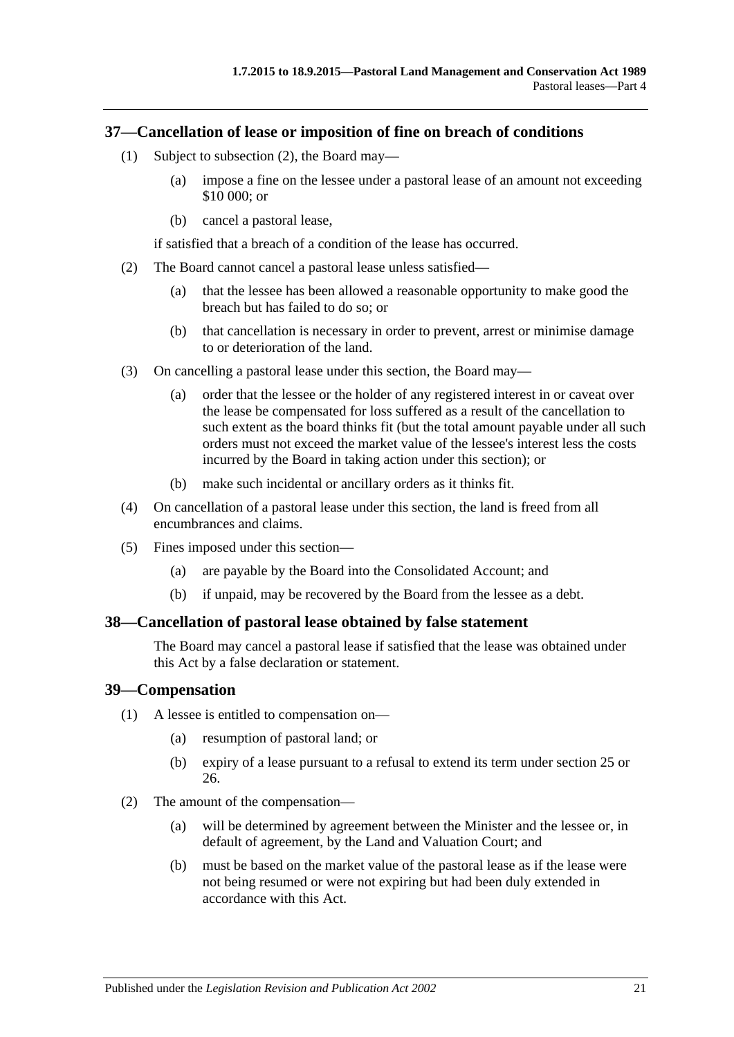## 37—Cancellation of lease or imposition of fine on breach of conditions

(1) Subject to subsection (2), the Board may—

(a) impose a fine on the lessee under a pastoral lease of an amount not exceeding $10 000; or

(b) cancel a pastoral lease,

if satisfied that a breach of a condition of the lease has occurred.

(2) The Board cannot cancel a pastoral lease unless satisfied—

(a) that the lessee has been allowed a reasonable opportunity to make good the breach but has failed to do so; or

(b) that cancellation is necessary in order to prevent, arrest or minimise damage to or deterioration of the land.

(3) On cancelling a pastoral lease under this section, the Board may—

(a) order that the lessee or the holder of any registered interest in or caveat over the lease be compensated for loss suffered as a result of the cancellation to such extent as the board thinks fit (but the total amount payable under all such orders must not exceed the market value of the lessee's interest less the costs incurred by the Board in taking action under this section); or

(b) make such incidental or ancillary orders as it thinks fit.

(4) On cancellation of a pastoral lease under this section, the land is freed from all encumbrances and claims.

(5) Fines imposed under this section—

(a) are payable by the Board into the Consolidated Account; and

(b) if unpaid, may be recovered by the Board from the lessee as a debt.

## 38—Cancellation of pastoral lease obtained by false statement

The Board may cancel a pastoral lease if satisfied that the lease was obtained under this Act by a false declaration or statement.

## 39—Compensation

(1) A lessee is entitled to compensation on—

(a) resumption of pastoral land; or

(b) expiry of a lease pursuant to a refusal to extend its term under section 25 or 26.

(2) The amount of the compensation—

(a) will be determined by agreement between the Minister and the lessee or, in default of agreement, by the Land and Valuation Court; and

(b) must be based on the market value of the pastoral lease as if the lease were not being resumed or were not expiring but had been duly extended in accordance with this Act.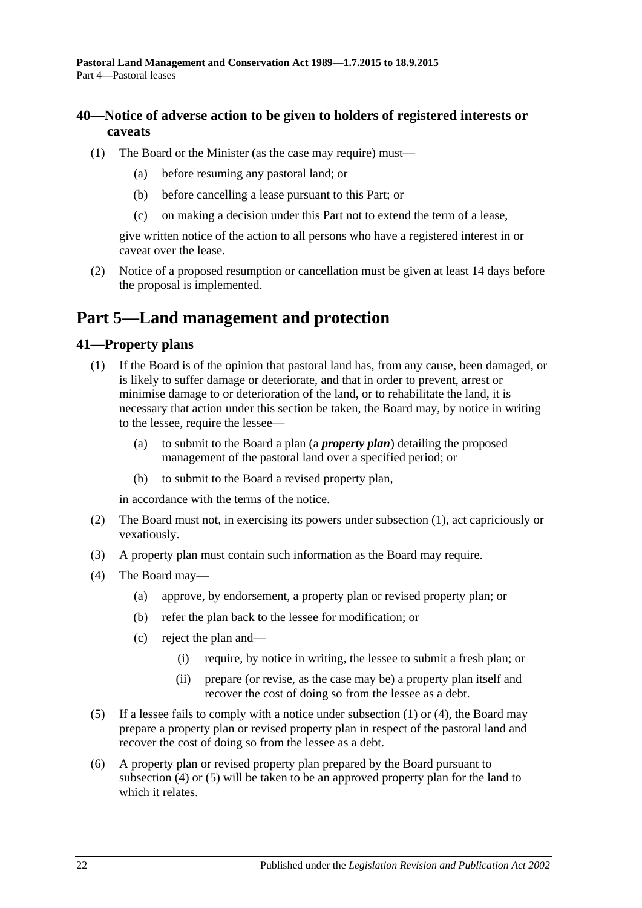## 40—Notice of adverse action to be given to holders of registered interests or caveats

(1) The Board or the Minister (as the case may require) must—

(a) before resuming any pastoral land; or

(b) before cancelling a lease pursuant to this Part; or

(c) on making a decision under this Part not to extend the term of a lease,

give written notice of the action to all persons who have a registered interest in or caveat over the lease.

(2) Notice of a proposed resumption or cancellation must be given at least 14 days before the proposal is implemented.

# Part 5—Land management and protection

## 41—Property plans

(1) If the Board is of the opinion that pastoral land has, from any cause, been damaged, or is likely to suffer damage or deteriorate, and that in order to prevent, arrest or minimise damage to or deterioration of the land, or to rehabilitate the land, it is necessary that action under this section be taken, the Board may, by notice in writing to the lessee, require the lessee—

(a) to submit to the Board a plan (a ***property plan***) detailing the proposed management of the pastoral land over a specified period; or

(b) to submit to the Board a revised property plan,

in accordance with the terms of the notice.

(2) The Board must not, in exercising its powers under subsection (1), act capriciously or vexatiously.

(3) A property plan must contain such information as the Board may require.

(4) The Board may—

(a) approve, by endorsement, a property plan or revised property plan; or

(b) refer the plan back to the lessee for modification; or

(c) reject the plan and—

(i) require, by notice in writing, the lessee to submit a fresh plan; or

(ii) prepare (or revise, as the case may be) a property plan itself and recover the cost of doing so from the lessee as a debt.

(5) If a lessee fails to comply with a notice under subsection (1) or (4), the Board may prepare a property plan or revised property plan in respect of the pastoral land and recover the cost of doing so from the lessee as a debt.

(6) A property plan or revised property plan prepared by the Board pursuant to subsection (4) or (5) will be taken to be an approved property plan for the land to which it relates.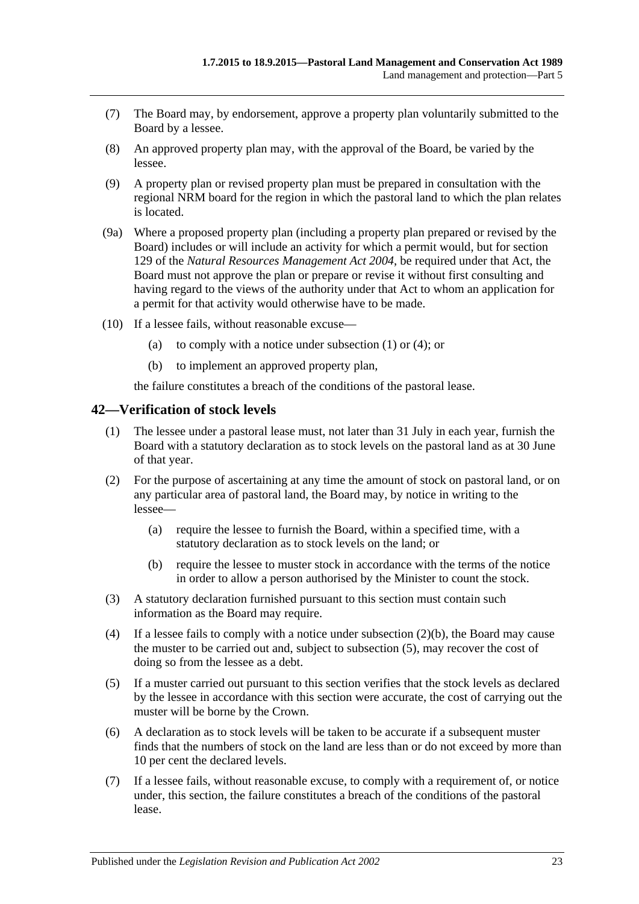(7) The Board may, by endorsement, approve a property plan voluntarily submitted to the Board by a lessee.

(8) An approved property plan may, with the approval of the Board, be varied by the lessee.

(9) A property plan or revised property plan must be prepared in consultation with the regional NRM board for the region in which the pastoral land to which the plan relates is located.

(9a) Where a proposed property plan (including a property plan prepared or revised by the Board) includes or will include an activity for which a permit would, but for section 129 of the *Natural Resources Management Act 2004*, be required under that Act, the Board must not approve the plan or prepare or revise it without first consulting and having regard to the views of the authority under that Act to whom an application for a permit for that activity would otherwise have to be made.

(10) If a lessee fails, without reasonable excuse—

(a) to comply with a notice under subsection (1) or (4); or

(b) to implement an approved property plan,

the failure constitutes a breach of the conditions of the pastoral lease.

## 42—Verification of stock levels

(1) The lessee under a pastoral lease must, not later than 31 July in each year, furnish the Board with a statutory declaration as to stock levels on the pastoral land as at 30 June of that year.

(2) For the purpose of ascertaining at any time the amount of stock on pastoral land, or on any particular area of pastoral land, the Board may, by notice in writing to the lessee—

(a) require the lessee to furnish the Board, within a specified time, with a statutory declaration as to stock levels on the land; or

(b) require the lessee to muster stock in accordance with the terms of the notice in order to allow a person authorised by the Minister to count the stock.

(3) A statutory declaration furnished pursuant to this section must contain such information as the Board may require.

(4) If a lessee fails to comply with a notice under subsection (2)(b), the Board may cause the muster to be carried out and, subject to subsection (5), may recover the cost of doing so from the lessee as a debt.

(5) If a muster carried out pursuant to this section verifies that the stock levels as declared by the lessee in accordance with this section were accurate, the cost of carrying out the muster will be borne by the Crown.

(6) A declaration as to stock levels will be taken to be accurate if a subsequent muster finds that the numbers of stock on the land are less than or do not exceed by more than 10 per cent the declared levels.

(7) If a lessee fails, without reasonable excuse, to comply with a requirement of, or notice under, this section, the failure constitutes a breach of the conditions of the pastoral lease.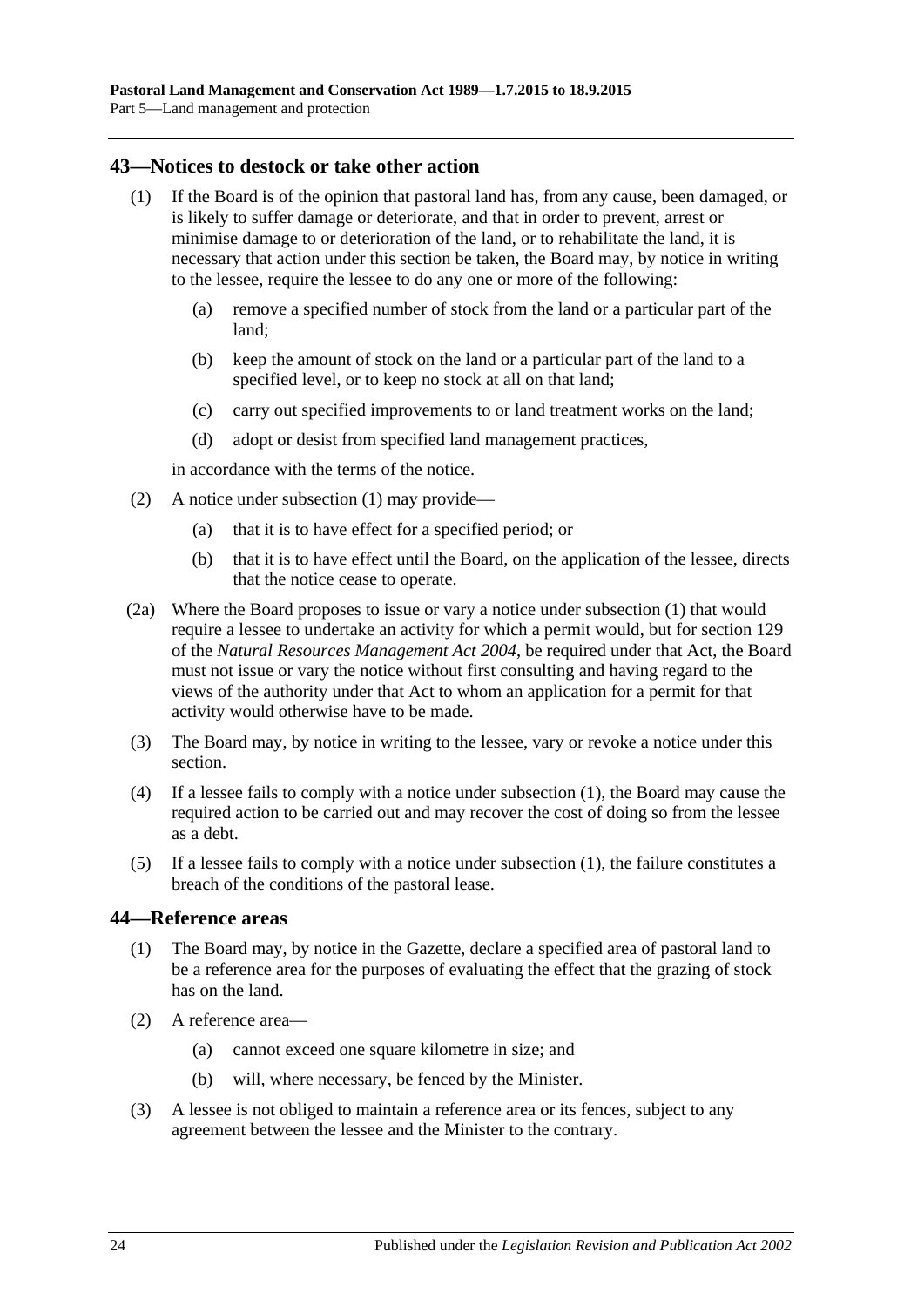## 43—Notices to destock or take other action

(1) If the Board is of the opinion that pastoral land has, from any cause, been damaged, or is likely to suffer damage or deteriorate, and that in order to prevent, arrest or minimise damage to or deterioration of the land, or to rehabilitate the land, it is necessary that action under this section be taken, the Board may, by notice in writing to the lessee, require the lessee to do any one or more of the following:

- (a) remove a specified number of stock from the land or a particular part of the land;
- (b) keep the amount of stock on the land or a particular part of the land to a specified level, or to keep no stock at all on that land;
- (c) carry out specified improvements to or land treatment works on the land;
- (d) adopt or desist from specified land management practices,

in accordance with the terms of the notice.

(2) A notice under subsection (1) may provide—

- (a) that it is to have effect for a specified period; or
- (b) that it is to have effect until the Board, on the application of the lessee, directs that the notice cease to operate.

(2a) Where the Board proposes to issue or vary a notice under subsection (1) that would require a lessee to undertake an activity for which a permit would, but for section 129 of the *Natural Resources Management Act 2004*, be required under that Act, the Board must not issue or vary the notice without first consulting and having regard to the views of the authority under that Act to whom an application for a permit for that activity would otherwise have to be made.

(3) The Board may, by notice in writing to the lessee, vary or revoke a notice under this section.

(4) If a lessee fails to comply with a notice under subsection (1), the Board may cause the required action to be carried out and may recover the cost of doing so from the lessee as a debt.

(5) If a lessee fails to comply with a notice under subsection (1), the failure constitutes a breach of the conditions of the pastoral lease.

## 44—Reference areas

(1) The Board may, by notice in the Gazette, declare a specified area of pastoral land to be a reference area for the purposes of evaluating the effect that the grazing of stock has on the land.

(2) A reference area—

- (a) cannot exceed one square kilometre in size; and
- (b) will, where necessary, be fenced by the Minister.

(3) A lessee is not obliged to maintain a reference area or its fences, subject to any agreement between the lessee and the Minister to the contrary.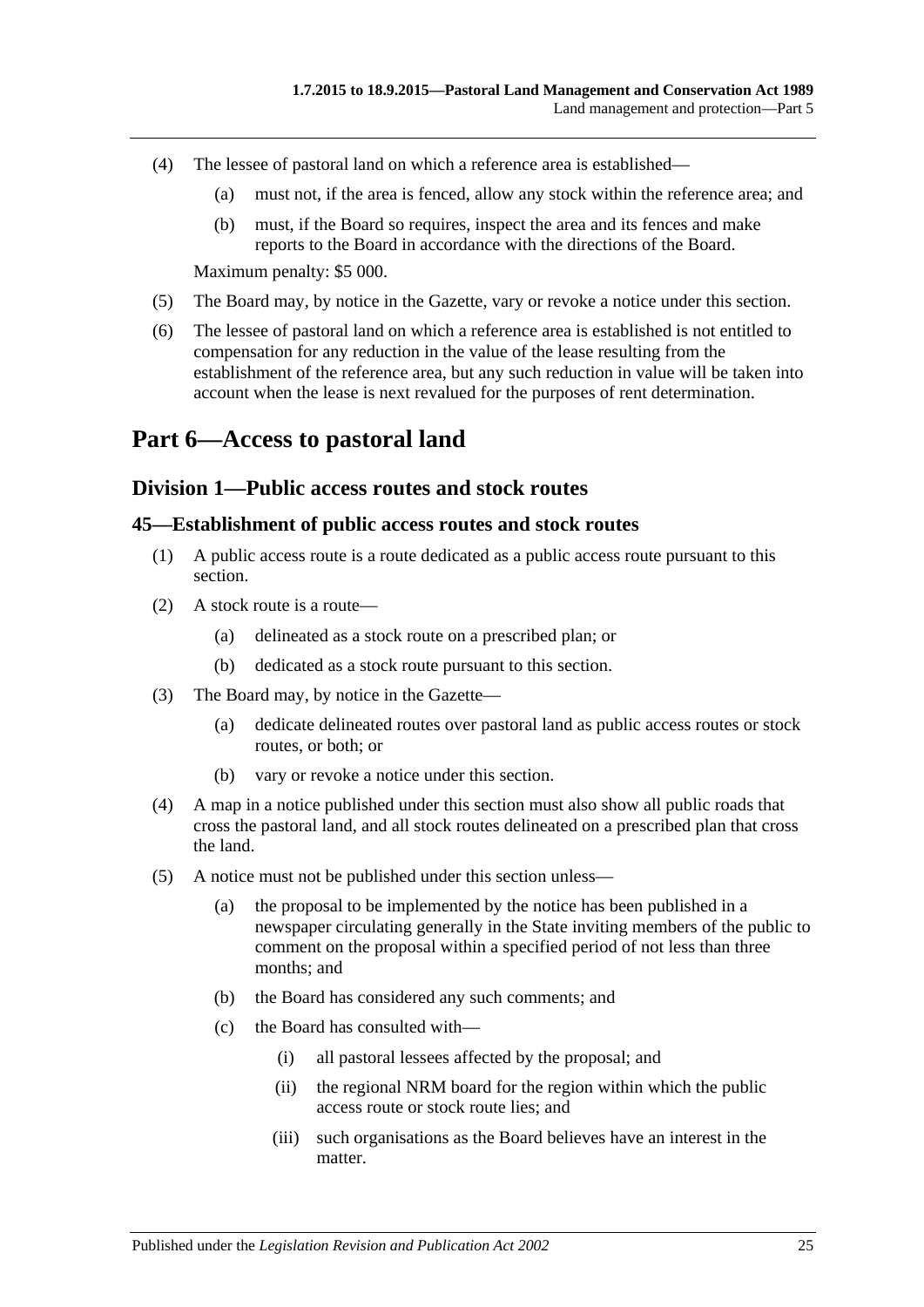(4) The lessee of pastoral land on which a reference area is established—

(a) must not, if the area is fenced, allow any stock within the reference area; and

(b) must, if the Board so requires, inspect the area and its fences and make reports to the Board in accordance with the directions of the Board.

Maximum penalty: $5 000.

(5) The Board may, by notice in the Gazette, vary or revoke a notice under this section.

(6) The lessee of pastoral land on which a reference area is established is not entitled to compensation for any reduction in the value of the lease resulting from the establishment of the reference area, but any such reduction in value will be taken into account when the lease is next revalued for the purposes of rent determination.

# Part 6—Access to pastoral land

## Division 1—Public access routes and stock routes

### 45—Establishment of public access routes and stock routes

(1) A public access route is a route dedicated as a public access route pursuant to this section.

(2) A stock route is a route—

(a) delineated as a stock route on a prescribed plan; or

(b) dedicated as a stock route pursuant to this section.

(3) The Board may, by notice in the Gazette—

(a) dedicate delineated routes over pastoral land as public access routes or stock routes, or both; or

(b) vary or revoke a notice under this section.

(4) A map in a notice published under this section must also show all public roads that cross the pastoral land, and all stock routes delineated on a prescribed plan that cross the land.

(5) A notice must not be published under this section unless—

(a) the proposal to be implemented by the notice has been published in a newspaper circulating generally in the State inviting members of the public to comment on the proposal within a specified period of not less than three months; and

(b) the Board has considered any such comments; and

(c) the Board has consulted with—

(i) all pastoral lessees affected by the proposal; and

(ii) the regional NRM board for the region within which the public access route or stock route lies; and

(iii) such organisations as the Board believes have an interest in the matter.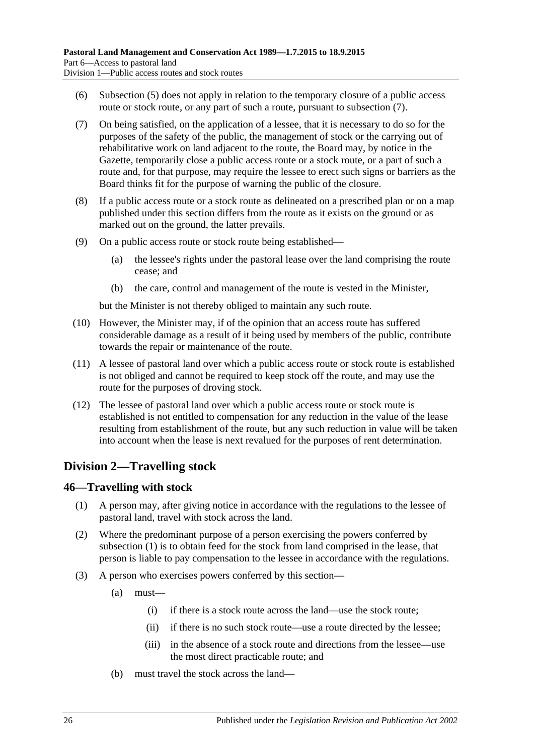(6) Subsection (5) does not apply in relation to the temporary closure of a public access route or stock route, or any part of such a route, pursuant to subsection (7).

(7) On being satisfied, on the application of a lessee, that it is necessary to do so for the purposes of the safety of the public, the management of stock or the carrying out of rehabilitative work on land adjacent to the route, the Board may, by notice in the Gazette, temporarily close a public access route or a stock route, or a part of such a route and, for that purpose, may require the lessee to erect such signs or barriers as the Board thinks fit for the purpose of warning the public of the closure.

(8) If a public access route or a stock route as delineated on a prescribed plan or on a map published under this section differs from the route as it exists on the ground or as marked out on the ground, the latter prevails.

(9) On a public access route or stock route being established—

- (a) the lessee's rights under the pastoral lease over the land comprising the route cease; and
- (b) the care, control and management of the route is vested in the Minister,

but the Minister is not thereby obliged to maintain any such route.

(10) However, the Minister may, if of the opinion that an access route has suffered considerable damage as a result of it being used by members of the public, contribute towards the repair or maintenance of the route.

(11) A lessee of pastoral land over which a public access route or stock route is established is not obliged and cannot be required to keep stock off the route, and may use the route for the purposes of droving stock.

(12) The lessee of pastoral land over which a public access route or stock route is established is not entitled to compensation for any reduction in the value of the lease resulting from establishment of the route, but any such reduction in value will be taken into account when the lease is next revalued for the purposes of rent determination.

## Division 2—Travelling stock

### 46—Travelling with stock

(1) A person may, after giving notice in accordance with the regulations to the lessee of pastoral land, travel with stock across the land.

(2) Where the predominant purpose of a person exercising the powers conferred by subsection (1) is to obtain feed for the stock from land comprised in the lease, that person is liable to pay compensation to the lessee in accordance with the regulations.

(3) A person who exercises powers conferred by this section—

- (a) must—
  - (i) if there is a stock route across the land—use the stock route;
  - (ii) if there is no such stock route—use a route directed by the lessee;
  - (iii) in the absence of a stock route and directions from the lessee—use the most direct practicable route; and
- (b) must travel the stock across the land—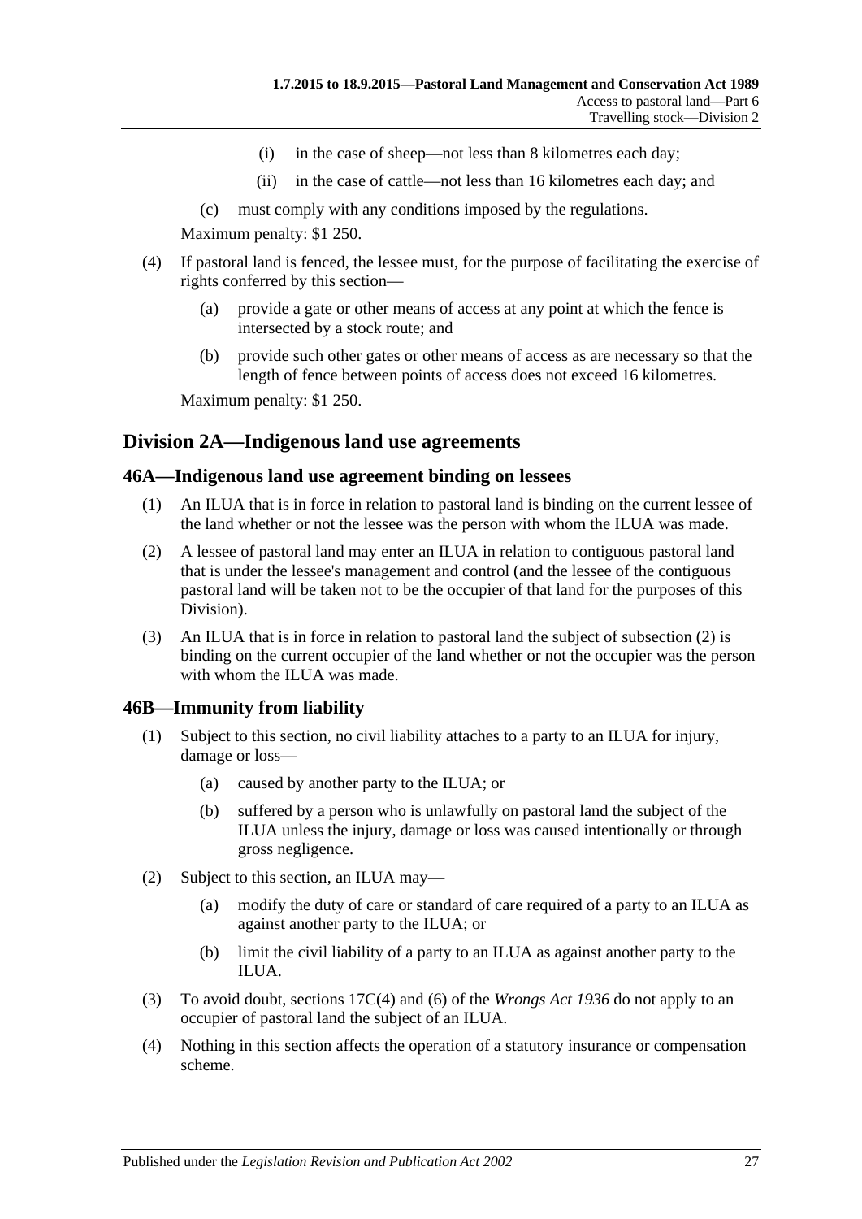(i) in the case of sheep—not less than 8 kilometres each day;

(ii) in the case of cattle—not less than 16 kilometres each day; and

(c) must comply with any conditions imposed by the regulations.

Maximum penalty: $1 250.

(4) If pastoral land is fenced, the lessee must, for the purpose of facilitating the exercise of rights conferred by this section—

(a) provide a gate or other means of access at any point at which the fence is intersected by a stock route; and

(b) provide such other gates or other means of access as are necessary so that the length of fence between points of access does not exceed 16 kilometres.

Maximum penalty: $1 250.

## Division 2A—Indigenous land use agreements

### 46A—Indigenous land use agreement binding on lessees

(1) An ILUA that is in force in relation to pastoral land is binding on the current lessee of the land whether or not the lessee was the person with whom the ILUA was made.

(2) A lessee of pastoral land may enter an ILUA in relation to contiguous pastoral land that is under the lessee's management and control (and the lessee of the contiguous pastoral land will be taken not to be the occupier of that land for the purposes of this Division).

(3) An ILUA that is in force in relation to pastoral land the subject of subsection (2) is binding on the current occupier of the land whether or not the occupier was the person with whom the ILUA was made.

### 46B—Immunity from liability

(1) Subject to this section, no civil liability attaches to a party to an ILUA for injury, damage or loss—

(a) caused by another party to the ILUA; or

(b) suffered by a person who is unlawfully on pastoral land the subject of the ILUA unless the injury, damage or loss was caused intentionally or through gross negligence.

(2) Subject to this section, an ILUA may—

(a) modify the duty of care or standard of care required of a party to an ILUA as against another party to the ILUA; or

(b) limit the civil liability of a party to an ILUA as against another party to the ILUA.

(3) To avoid doubt, sections 17C(4) and (6) of the *Wrongs Act 1936* do not apply to an occupier of pastoral land the subject of an ILUA.

(4) Nothing in this section affects the operation of a statutory insurance or compensation scheme.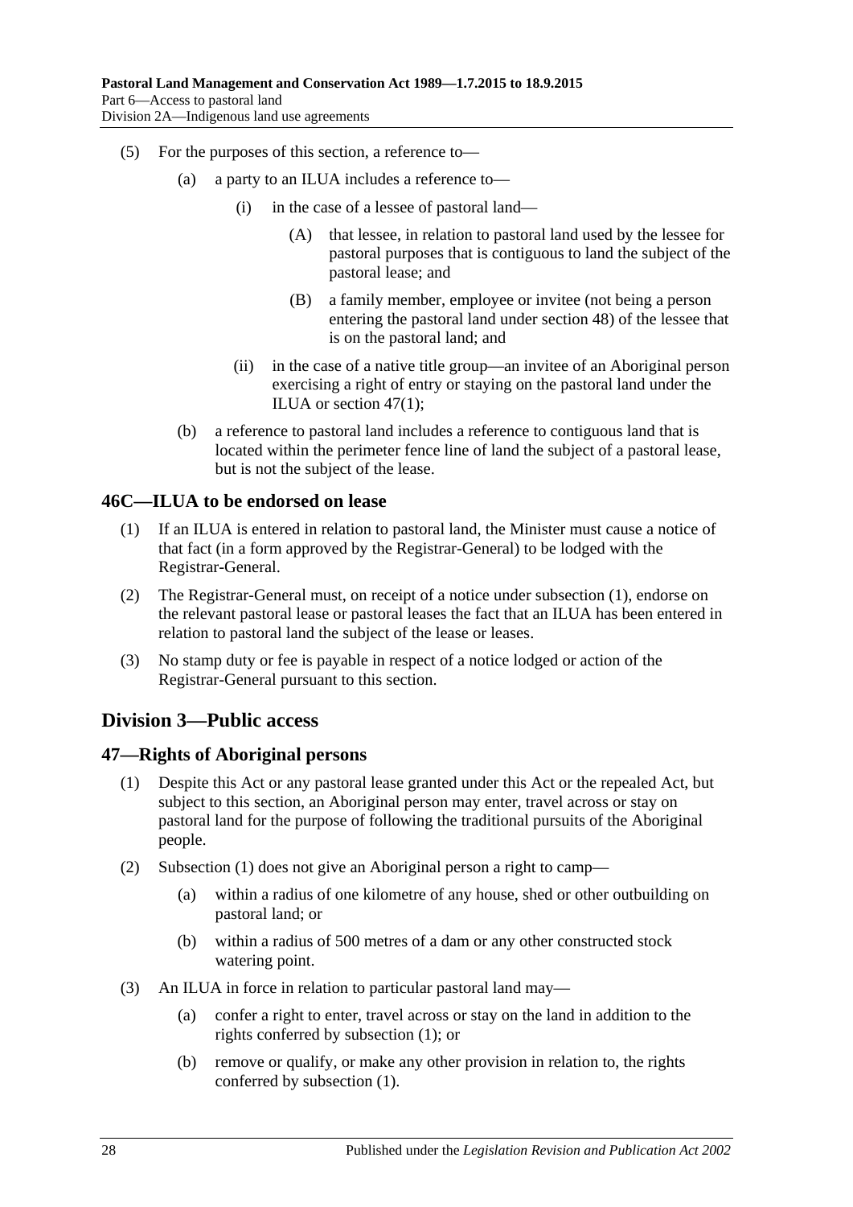(5) For the purposes of this section, a reference to—

   (a) a party to an ILUA includes a reference to—

      (i) in the case of a lessee of pastoral land—

         (A) that lessee, in relation to pastoral land used by the lessee for pastoral purposes that is contiguous to land the subject of the pastoral lease; and

         (B) a family member, employee or invitee (not being a person entering the pastoral land under section 48) of the lessee that is on the pastoral land; and

      (ii) in the case of a native title group—an invitee of an Aboriginal person exercising a right of entry or staying on the pastoral land under the ILUA or section 47(1);

   (b) a reference to pastoral land includes a reference to contiguous land that is located within the perimeter fence line of land the subject of a pastoral lease, but is not the subject of the lease.

### 46C—ILUA to be endorsed on lease

(1) If an ILUA is entered in relation to pastoral land, the Minister must cause a notice of that fact (in a form approved by the Registrar-General) to be lodged with the Registrar-General.

(2) The Registrar-General must, on receipt of a notice under subsection (1), endorse on the relevant pastoral lease or pastoral leases the fact that an ILUA has been entered in relation to pastoral land the subject of the lease or leases.

(3) No stamp duty or fee is payable in respect of a notice lodged or action of the Registrar-General pursuant to this section.

## Division 3—Public access

### 47—Rights of Aboriginal persons

(1) Despite this Act or any pastoral lease granted under this Act or the repealed Act, but subject to this section, an Aboriginal person may enter, travel across or stay on pastoral land for the purpose of following the traditional pursuits of the Aboriginal people.

(2) Subsection (1) does not give an Aboriginal person a right to camp—

   (a) within a radius of one kilometre of any house, shed or other outbuilding on pastoral land; or

   (b) within a radius of 500 metres of a dam or any other constructed stock watering point.

(3) An ILUA in force in relation to particular pastoral land may—

   (a) confer a right to enter, travel across or stay on the land in addition to the rights conferred by subsection (1); or

   (b) remove or qualify, or make any other provision in relation to, the rights conferred by subsection (1).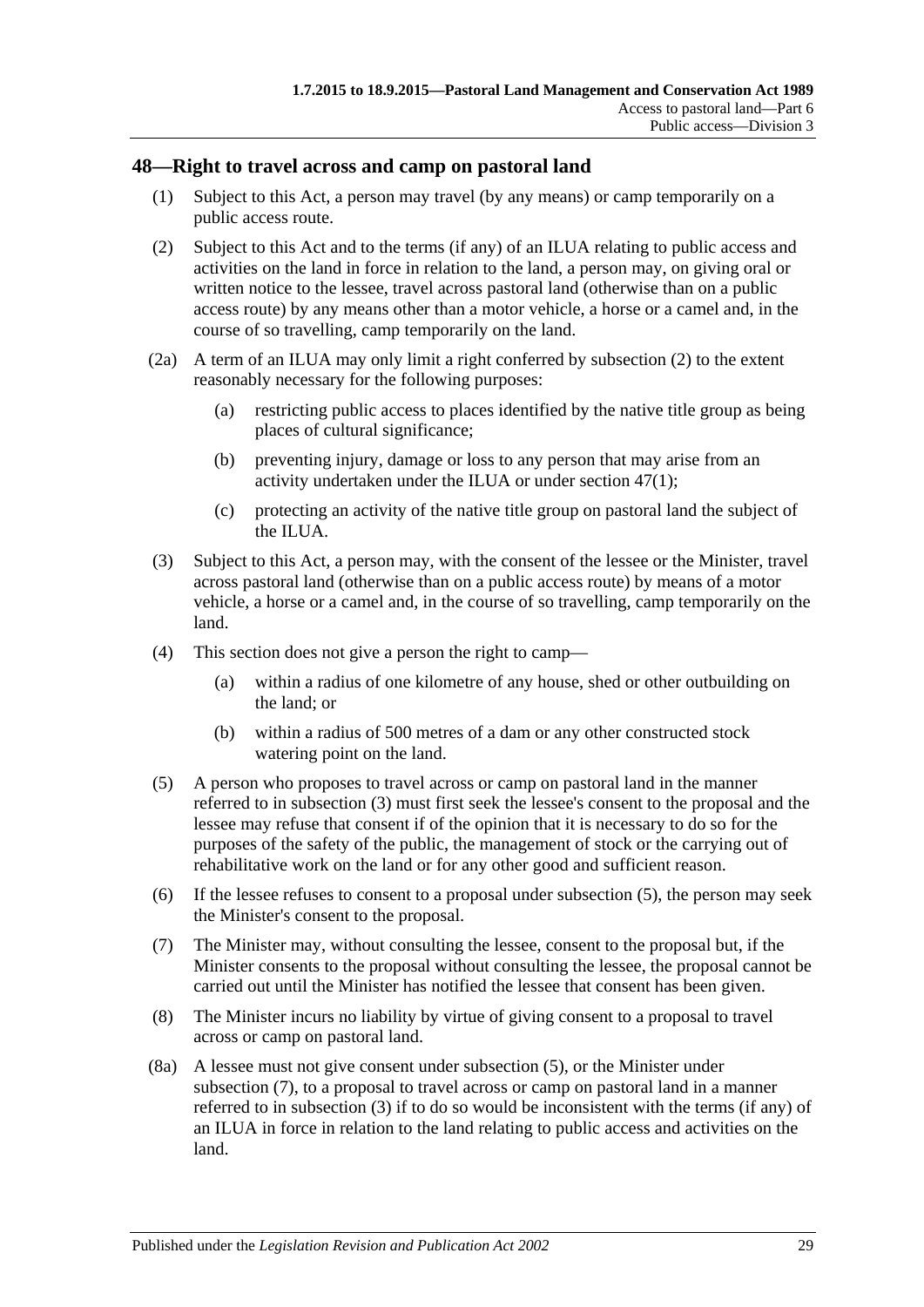## 48—Right to travel across and camp on pastoral land

(1) Subject to this Act, a person may travel (by any means) or camp temporarily on a public access route.

(2) Subject to this Act and to the terms (if any) of an ILUA relating to public access and activities on the land in force in relation to the land, a person may, on giving oral or written notice to the lessee, travel across pastoral land (otherwise than on a public access route) by any means other than a motor vehicle, a horse or a camel and, in the course of so travelling, camp temporarily on the land.

(2a) A term of an ILUA may only limit a right conferred by subsection (2) to the extent reasonably necessary for the following purposes:

- (a) restricting public access to places identified by the native title group as being places of cultural significance;
- (b) preventing injury, damage or loss to any person that may arise from an activity undertaken under the ILUA or under section 47(1);
- (c) protecting an activity of the native title group on pastoral land the subject of the ILUA.

(3) Subject to this Act, a person may, with the consent of the lessee or the Minister, travel across pastoral land (otherwise than on a public access route) by means of a motor vehicle, a horse or a camel and, in the course of so travelling, camp temporarily on the land.

(4) This section does not give a person the right to camp—

- (a) within a radius of one kilometre of any house, shed or other outbuilding on the land; or
- (b) within a radius of 500 metres of a dam or any other constructed stock watering point on the land.

(5) A person who proposes to travel across or camp on pastoral land in the manner referred to in subsection (3) must first seek the lessee's consent to the proposal and the lessee may refuse that consent if of the opinion that it is necessary to do so for the purposes of the safety of the public, the management of stock or the carrying out of rehabilitative work on the land or for any other good and sufficient reason.

(6) If the lessee refuses to consent to a proposal under subsection (5), the person may seek the Minister's consent to the proposal.

(7) The Minister may, without consulting the lessee, consent to the proposal but, if the Minister consents to the proposal without consulting the lessee, the proposal cannot be carried out until the Minister has notified the lessee that consent has been given.

(8) The Minister incurs no liability by virtue of giving consent to a proposal to travel across or camp on pastoral land.

(8a) A lessee must not give consent under subsection (5), or the Minister under subsection (7), to a proposal to travel across or camp on pastoral land in a manner referred to in subsection (3) if to do so would be inconsistent with the terms (if any) of an ILUA in force in relation to the land relating to public access and activities on the land.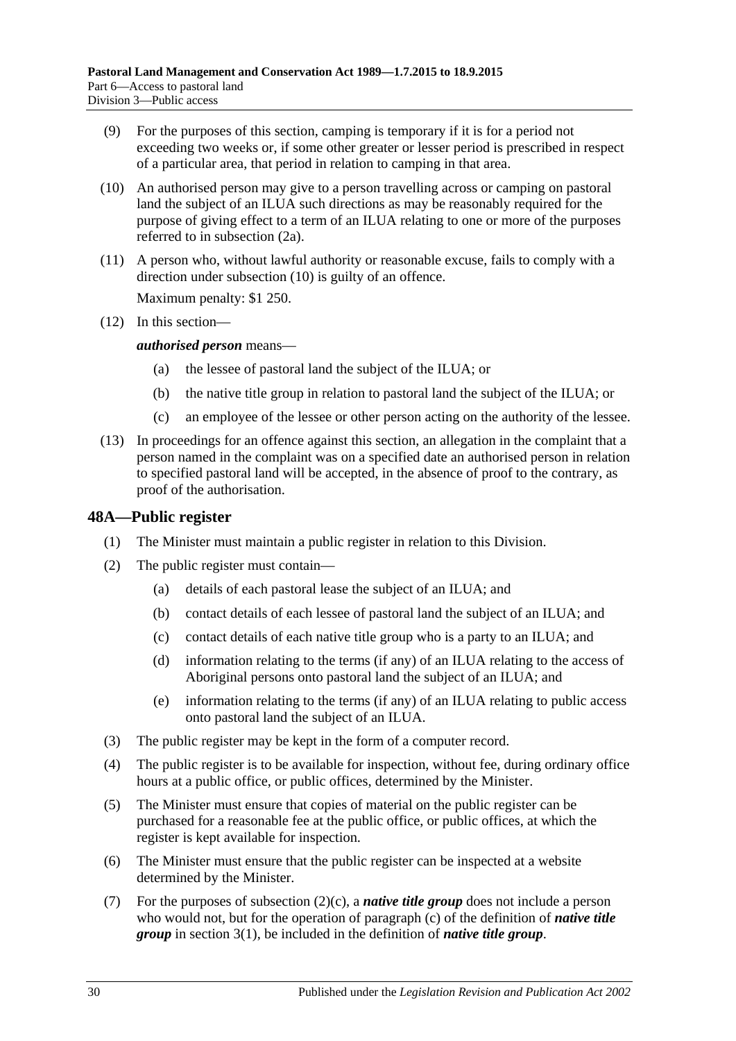(9) For the purposes of this section, camping is temporary if it is for a period not exceeding two weeks or, if some other greater or lesser period is prescribed in respect of a particular area, that period in relation to camping in that area.

(10) An authorised person may give to a person travelling across or camping on pastoral land the subject of an ILUA such directions as may be reasonably required for the purpose of giving effect to a term of an ILUA relating to one or more of the purposes referred to in subsection (2a).

(11) A person who, without lawful authority or reasonable excuse, fails to comply with a direction under subsection (10) is guilty of an offence.

Maximum penalty: $1 250.

(12) In this section—

***authorised person*** means—

(a) the lessee of pastoral land the subject of the ILUA; or

(b) the native title group in relation to pastoral land the subject of the ILUA; or

(c) an employee of the lessee or other person acting on the authority of the lessee.

(13) In proceedings for an offence against this section, an allegation in the complaint that a person named in the complaint was on a specified date an authorised person in relation to specified pastoral land will be accepted, in the absence of proof to the contrary, as proof of the authorisation.

## 48A—Public register

(1) The Minister must maintain a public register in relation to this Division.

(2) The public register must contain—

(a) details of each pastoral lease the subject of an ILUA; and

(b) contact details of each lessee of pastoral land the subject of an ILUA; and

(c) contact details of each native title group who is a party to an ILUA; and

(d) information relating to the terms (if any) of an ILUA relating to the access of Aboriginal persons onto pastoral land the subject of an ILUA; and

(e) information relating to the terms (if any) of an ILUA relating to public access onto pastoral land the subject of an ILUA.

(3) The public register may be kept in the form of a computer record.

(4) The public register is to be available for inspection, without fee, during ordinary office hours at a public office, or public offices, determined by the Minister.

(5) The Minister must ensure that copies of material on the public register can be purchased for a reasonable fee at the public office, or public offices, at which the register is kept available for inspection.

(6) The Minister must ensure that the public register can be inspected at a website determined by the Minister.

(7) For the purposes of subsection (2)(c), a ***native title group*** does not include a person who would not, but for the operation of paragraph (c) of the definition of ***native title group*** in section 3(1), be included in the definition of ***native title group***.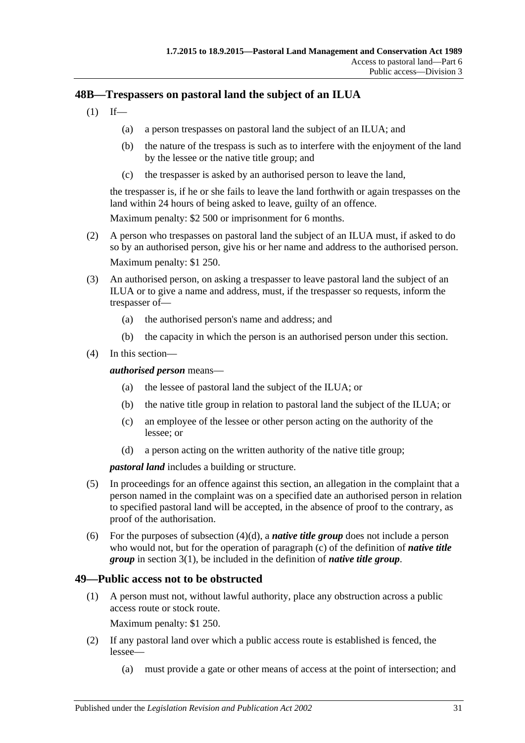## 48B—Trespassers on pastoral land the subject of an ILUA

(1) If—

(a) a person trespasses on pastoral land the subject of an ILUA; and

(b) the nature of the trespass is such as to interfere with the enjoyment of the land by the lessee or the native title group; and

(c) the trespasser is asked by an authorised person to leave the land,

the trespasser is, if he or she fails to leave the land forthwith or again trespasses on the land within 24 hours of being asked to leave, guilty of an offence.

Maximum penalty: $2 500 or imprisonment for 6 months.

(2) A person who trespasses on pastoral land the subject of an ILUA must, if asked to do so by an authorised person, give his or her name and address to the authorised person.

Maximum penalty: $1 250.

(3) An authorised person, on asking a trespasser to leave pastoral land the subject of an ILUA or to give a name and address, must, if the trespasser so requests, inform the trespasser of—

(a) the authorised person's name and address; and

(b) the capacity in which the person is an authorised person under this section.

(4) In this section—

***authorised person*** means—

(a) the lessee of pastoral land the subject of the ILUA; or

(b) the native title group in relation to pastoral land the subject of the ILUA; or

(c) an employee of the lessee or other person acting on the authority of the lessee; or

(d) a person acting on the written authority of the native title group;

***pastoral land*** includes a building or structure.

(5) In proceedings for an offence against this section, an allegation in the complaint that a person named in the complaint was on a specified date an authorised person in relation to specified pastoral land will be accepted, in the absence of proof to the contrary, as proof of the authorisation.

(6) For the purposes of subsection (4)(d), a ***native title group*** does not include a person who would not, but for the operation of paragraph (c) of the definition of ***native title group*** in section 3(1), be included in the definition of ***native title group***.

## 49—Public access not to be obstructed

(1) A person must not, without lawful authority, place any obstruction across a public access route or stock route.

Maximum penalty: $1 250.

(2) If any pastoral land over which a public access route is established is fenced, the lessee—

(a) must provide a gate or other means of access at the point of intersection; and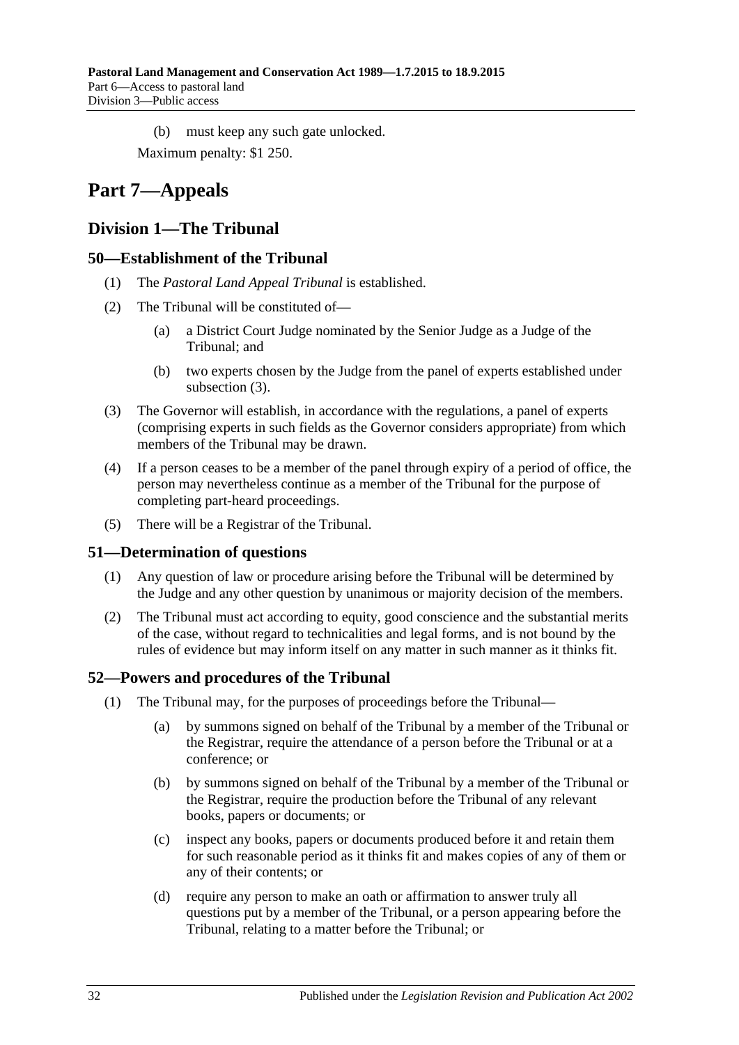(b) must keep any such gate unlocked.

Maximum penalty: $1 250.

# Part 7—Appeals

## Division 1—The Tribunal

### 50—Establishment of the Tribunal

(1) The *Pastoral Land Appeal Tribunal* is established.

(2) The Tribunal will be constituted of—

(a) a District Court Judge nominated by the Senior Judge as a Judge of the Tribunal; and

(b) two experts chosen by the Judge from the panel of experts established under subsection (3).

(3) The Governor will establish, in accordance with the regulations, a panel of experts (comprising experts in such fields as the Governor considers appropriate) from which members of the Tribunal may be drawn.

(4) If a person ceases to be a member of the panel through expiry of a period of office, the person may nevertheless continue as a member of the Tribunal for the purpose of completing part-heard proceedings.

(5) There will be a Registrar of the Tribunal.

### 51—Determination of questions

(1) Any question of law or procedure arising before the Tribunal will be determined by the Judge and any other question by unanimous or majority decision of the members.

(2) The Tribunal must act according to equity, good conscience and the substantial merits of the case, without regard to technicalities and legal forms, and is not bound by the rules of evidence but may inform itself on any matter in such manner as it thinks fit.

### 52—Powers and procedures of the Tribunal

(1) The Tribunal may, for the purposes of proceedings before the Tribunal—

(a) by summons signed on behalf of the Tribunal by a member of the Tribunal or the Registrar, require the attendance of a person before the Tribunal or at a conference; or

(b) by summons signed on behalf of the Tribunal by a member of the Tribunal or the Registrar, require the production before the Tribunal of any relevant books, papers or documents; or

(c) inspect any books, papers or documents produced before it and retain them for such reasonable period as it thinks fit and makes copies of any of them or any of their contents; or

(d) require any person to make an oath or affirmation to answer truly all questions put by a member of the Tribunal, or a person appearing before the Tribunal, relating to a matter before the Tribunal; or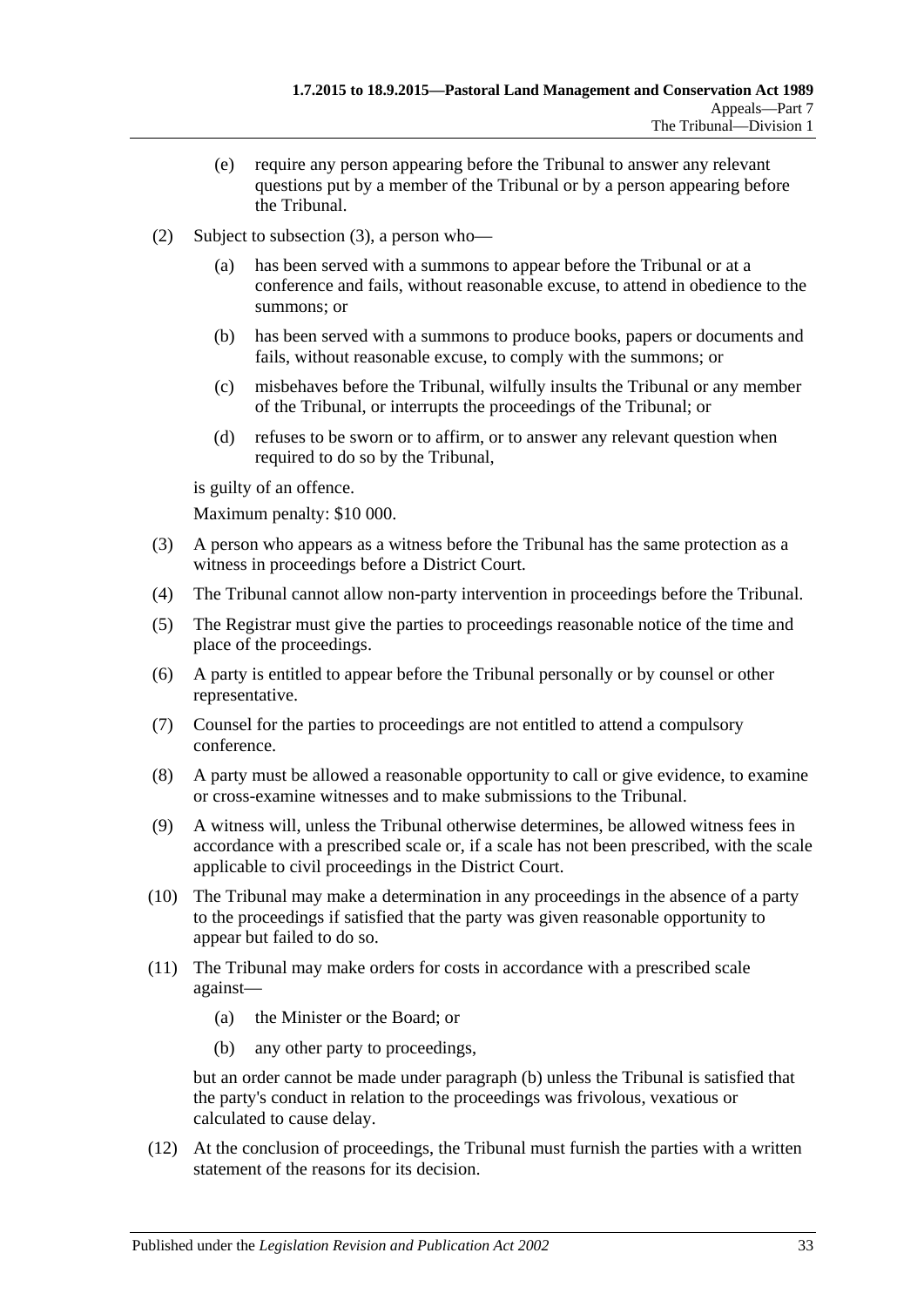(e) require any person appearing before the Tribunal to answer any relevant questions put by a member of the Tribunal or by a person appearing before the Tribunal.

(2) Subject to subsection (3), a person who—

(a) has been served with a summons to appear before the Tribunal or at a conference and fails, without reasonable excuse, to attend in obedience to the summons; or

(b) has been served with a summons to produce books, papers or documents and fails, without reasonable excuse, to comply with the summons; or

(c) misbehaves before the Tribunal, wilfully insults the Tribunal or any member of the Tribunal, or interrupts the proceedings of the Tribunal; or

(d) refuses to be sworn or to affirm, or to answer any relevant question when required to do so by the Tribunal,

is guilty of an offence.

Maximum penalty: $10 000.

(3) A person who appears as a witness before the Tribunal has the same protection as a witness in proceedings before a District Court.

(4) The Tribunal cannot allow non-party intervention in proceedings before the Tribunal.

(5) The Registrar must give the parties to proceedings reasonable notice of the time and place of the proceedings.

(6) A party is entitled to appear before the Tribunal personally or by counsel or other representative.

(7) Counsel for the parties to proceedings are not entitled to attend a compulsory conference.

(8) A party must be allowed a reasonable opportunity to call or give evidence, to examine or cross-examine witnesses and to make submissions to the Tribunal.

(9) A witness will, unless the Tribunal otherwise determines, be allowed witness fees in accordance with a prescribed scale or, if a scale has not been prescribed, with the scale applicable to civil proceedings in the District Court.

(10) The Tribunal may make a determination in any proceedings in the absence of a party to the proceedings if satisfied that the party was given reasonable opportunity to appear but failed to do so.

(11) The Tribunal may make orders for costs in accordance with a prescribed scale against—

(a) the Minister or the Board; or

(b) any other party to proceedings,

but an order cannot be made under paragraph (b) unless the Tribunal is satisfied that the party's conduct in relation to the proceedings was frivolous, vexatious or calculated to cause delay.

(12) At the conclusion of proceedings, the Tribunal must furnish the parties with a written statement of the reasons for its decision.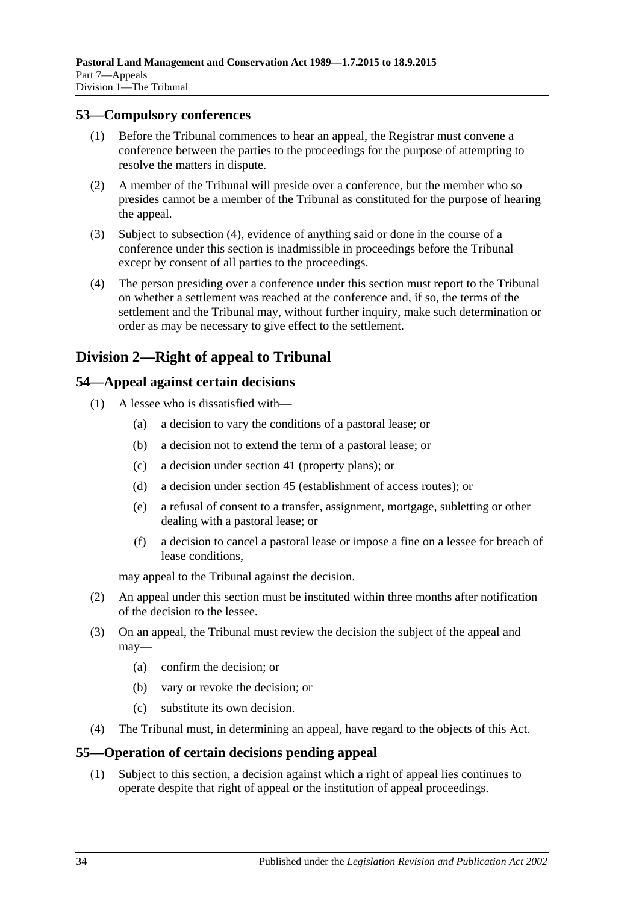## 53—Compulsory conferences

(1) Before the Tribunal commences to hear an appeal, the Registrar must convene a conference between the parties to the proceedings for the purpose of attempting to resolve the matters in dispute.

(2) A member of the Tribunal will preside over a conference, but the member who so presides cannot be a member of the Tribunal as constituted for the purpose of hearing the appeal.

(3) Subject to subsection (4), evidence of anything said or done in the course of a conference under this section is inadmissible in proceedings before the Tribunal except by consent of all parties to the proceedings.

(4) The person presiding over a conference under this section must report to the Tribunal on whether a settlement was reached at the conference and, if so, the terms of the settlement and the Tribunal may, without further inquiry, make such determination or order as may be necessary to give effect to the settlement.

# Division 2—Right of appeal to Tribunal

## 54—Appeal against certain decisions

(1) A lessee who is dissatisfied with—

(a) a decision to vary the conditions of a pastoral lease; or

(b) a decision not to extend the term of a pastoral lease; or

(c) a decision under section 41 (property plans); or

(d) a decision under section 45 (establishment of access routes); or

(e) a refusal of consent to a transfer, assignment, mortgage, subletting or other dealing with a pastoral lease; or

(f) a decision to cancel a pastoral lease or impose a fine on a lessee for breach of lease conditions,

may appeal to the Tribunal against the decision.

(2) An appeal under this section must be instituted within three months after notification of the decision to the lessee.

(3) On an appeal, the Tribunal must review the decision the subject of the appeal and may—

(a) confirm the decision; or

(b) vary or revoke the decision; or

(c) substitute its own decision.

(4) The Tribunal must, in determining an appeal, have regard to the objects of this Act.

## 55—Operation of certain decisions pending appeal

(1) Subject to this section, a decision against which a right of appeal lies continues to operate despite that right of appeal or the institution of appeal proceedings.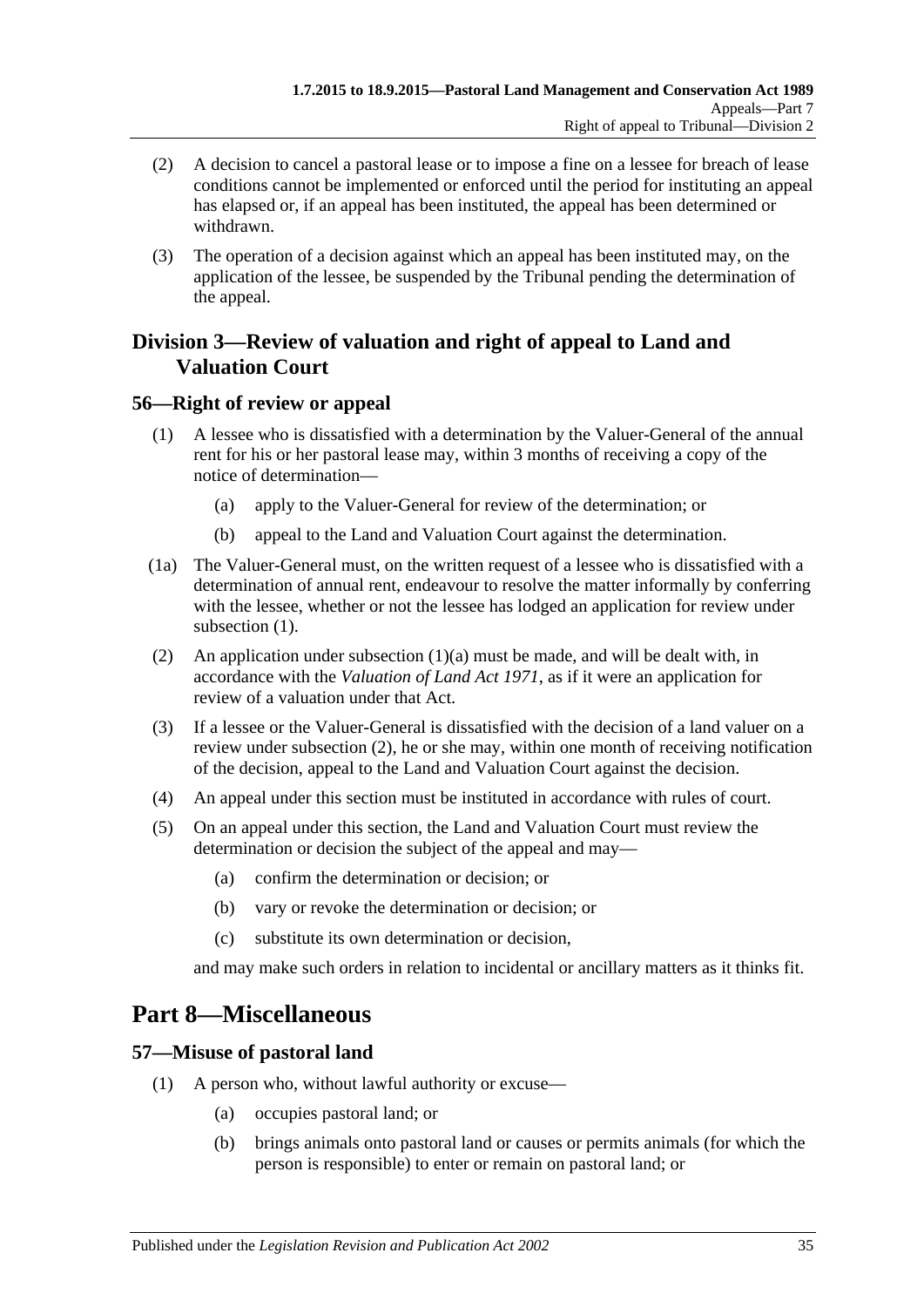(2) A decision to cancel a pastoral lease or to impose a fine on a lessee for breach of lease conditions cannot be implemented or enforced until the period for instituting an appeal has elapsed or, if an appeal has been instituted, the appeal has been determined or withdrawn.

(3) The operation of a decision against which an appeal has been instituted may, on the application of the lessee, be suspended by the Tribunal pending the determination of the appeal.

## Division 3—Review of valuation and right of appeal to Land and Valuation Court

### 56—Right of review or appeal

(1) A lessee who is dissatisfied with a determination by the Valuer-General of the annual rent for his or her pastoral lease may, within 3 months of receiving a copy of the notice of determination—

(a) apply to the Valuer-General for review of the determination; or

(b) appeal to the Land and Valuation Court against the determination.

(1a) The Valuer-General must, on the written request of a lessee who is dissatisfied with a determination of annual rent, endeavour to resolve the matter informally by conferring with the lessee, whether or not the lessee has lodged an application for review under subsection (1).

(2) An application under subsection (1)(a) must be made, and will be dealt with, in accordance with the *Valuation of Land Act 1971*, as if it were an application for review of a valuation under that Act.

(3) If a lessee or the Valuer-General is dissatisfied with the decision of a land valuer on a review under subsection (2), he or she may, within one month of receiving notification of the decision, appeal to the Land and Valuation Court against the decision.

(4) An appeal under this section must be instituted in accordance with rules of court.

(5) On an appeal under this section, the Land and Valuation Court must review the determination or decision the subject of the appeal and may—

(a) confirm the determination or decision; or

(b) vary or revoke the determination or decision; or

(c) substitute its own determination or decision,

and may make such orders in relation to incidental or ancillary matters as it thinks fit.

# Part 8—Miscellaneous

### 57—Misuse of pastoral land

(1) A person who, without lawful authority or excuse—

(a) occupies pastoral land; or

(b) brings animals onto pastoral land or causes or permits animals (for which the person is responsible) to enter or remain on pastoral land; or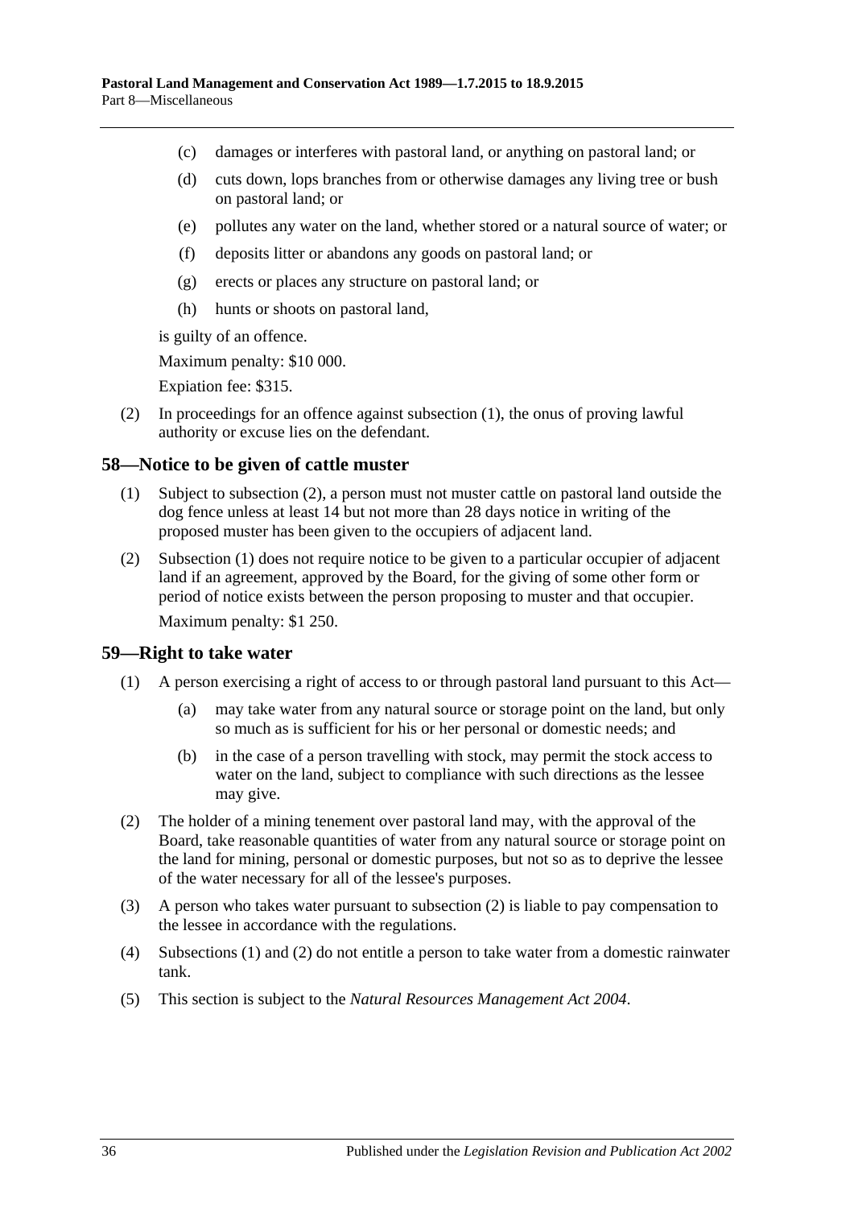(c) damages or interferes with pastoral land, or anything on pastoral land; or

(d) cuts down, lops branches from or otherwise damages any living tree or bush on pastoral land; or

(e) pollutes any water on the land, whether stored or a natural source of water; or

(f) deposits litter or abandons any goods on pastoral land; or

(g) erects or places any structure on pastoral land; or

(h) hunts or shoots on pastoral land,

is guilty of an offence.

Maximum penalty: $10 000.

Expiation fee: $315.

(2) In proceedings for an offence against subsection (1), the onus of proving lawful authority or excuse lies on the defendant.

## 58—Notice to be given of cattle muster

(1) Subject to subsection (2), a person must not muster cattle on pastoral land outside the dog fence unless at least 14 but not more than 28 days notice in writing of the proposed muster has been given to the occupiers of adjacent land.

(2) Subsection (1) does not require notice to be given to a particular occupier of adjacent land if an agreement, approved by the Board, for the giving of some other form or period of notice exists between the person proposing to muster and that occupier.

Maximum penalty: $1 250.

## 59—Right to take water

(1) A person exercising a right of access to or through pastoral land pursuant to this Act—

(a) may take water from any natural source or storage point on the land, but only so much as is sufficient for his or her personal or domestic needs; and

(b) in the case of a person travelling with stock, may permit the stock access to water on the land, subject to compliance with such directions as the lessee may give.

(2) The holder of a mining tenement over pastoral land may, with the approval of the Board, take reasonable quantities of water from any natural source or storage point on the land for mining, personal or domestic purposes, but not so as to deprive the lessee of the water necessary for all of the lessee's purposes.

(3) A person who takes water pursuant to subsection (2) is liable to pay compensation to the lessee in accordance with the regulations.

(4) Subsections (1) and (2) do not entitle a person to take water from a domestic rainwater tank.

(5) This section is subject to the *Natural Resources Management Act 2004*.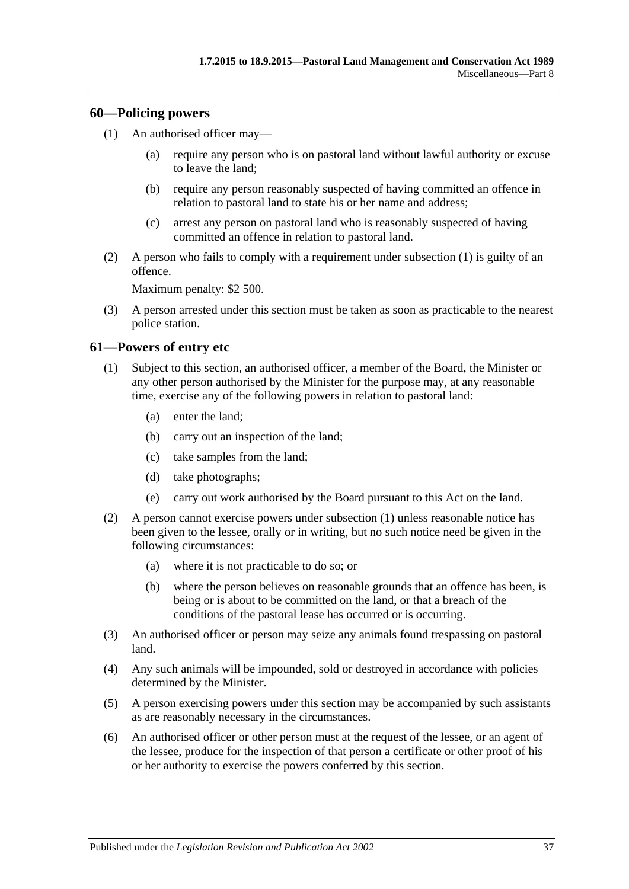## 60—Policing powers

(1) An authorised officer may—

(a) require any person who is on pastoral land without lawful authority or excuse to leave the land;

(b) require any person reasonably suspected of having committed an offence in relation to pastoral land to state his or her name and address;

(c) arrest any person on pastoral land who is reasonably suspected of having committed an offence in relation to pastoral land.

(2) A person who fails to comply with a requirement under subsection (1) is guilty of an offence.

Maximum penalty: $2 500.

(3) A person arrested under this section must be taken as soon as practicable to the nearest police station.

## 61—Powers of entry etc

(1) Subject to this section, an authorised officer, a member of the Board, the Minister or any other person authorised by the Minister for the purpose may, at any reasonable time, exercise any of the following powers in relation to pastoral land:

(a) enter the land;

(b) carry out an inspection of the land;

(c) take samples from the land;

(d) take photographs;

(e) carry out work authorised by the Board pursuant to this Act on the land.

(2) A person cannot exercise powers under subsection (1) unless reasonable notice has been given to the lessee, orally or in writing, but no such notice need be given in the following circumstances:

(a) where it is not practicable to do so; or

(b) where the person believes on reasonable grounds that an offence has been, is being or is about to be committed on the land, or that a breach of the conditions of the pastoral lease has occurred or is occurring.

(3) An authorised officer or person may seize any animals found trespassing on pastoral land.

(4) Any such animals will be impounded, sold or destroyed in accordance with policies determined by the Minister.

(5) A person exercising powers under this section may be accompanied by such assistants as are reasonably necessary in the circumstances.

(6) An authorised officer or other person must at the request of the lessee, or an agent of the lessee, produce for the inspection of that person a certificate or other proof of his or her authority to exercise the powers conferred by this section.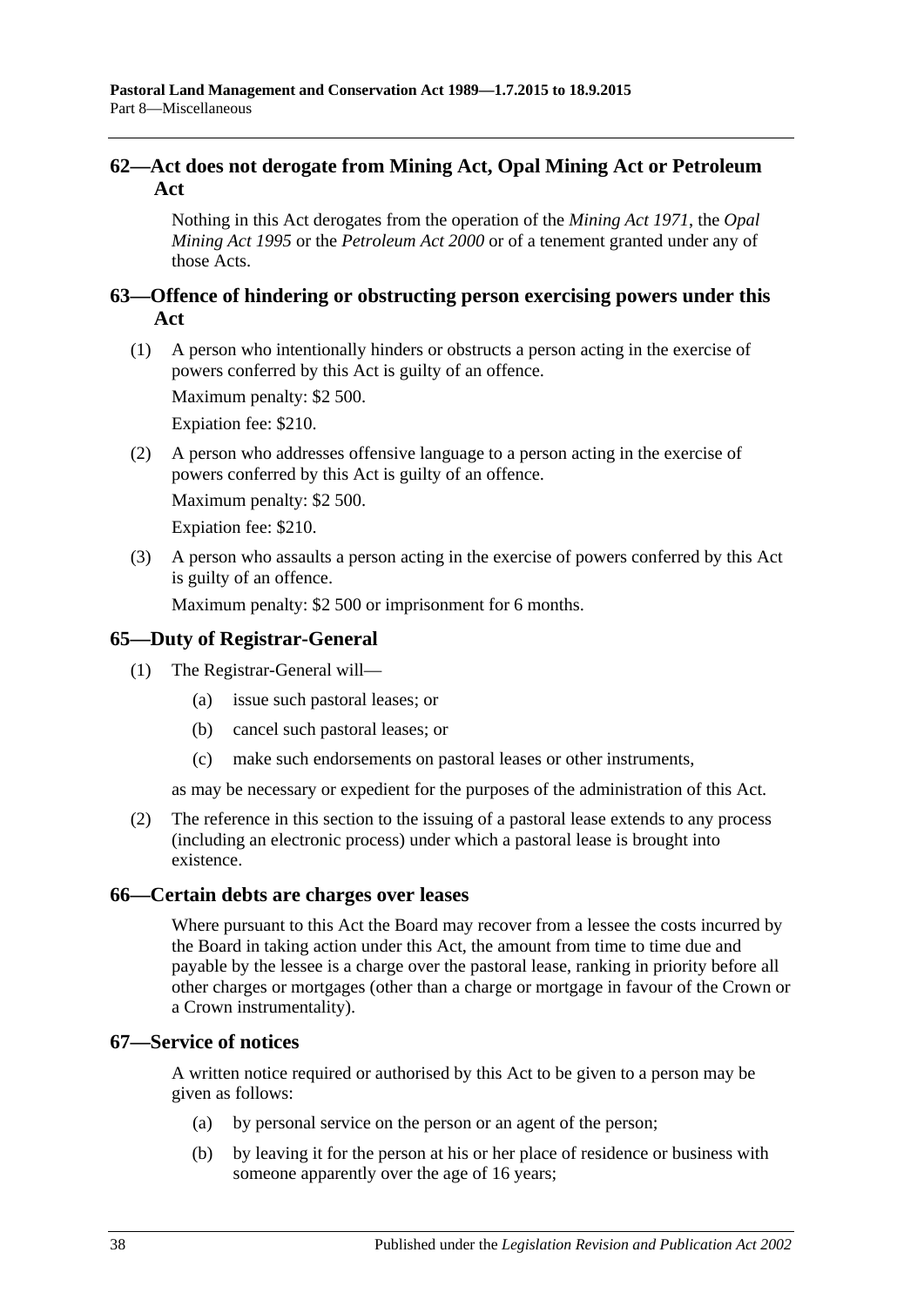## 62—Act does not derogate from Mining Act, Opal Mining Act or Petroleum Act

Nothing in this Act derogates from the operation of the *Mining Act 1971*, the *Opal Mining Act 1995* or the *Petroleum Act 2000* or of a tenement granted under any of those Acts.

## 63—Offence of hindering or obstructing person exercising powers under this Act

(1) A person who intentionally hinders or obstructs a person acting in the exercise of powers conferred by this Act is guilty of an offence.

Maximum penalty: $2 500.

Expiation fee: $210.

(2) A person who addresses offensive language to a person acting in the exercise of powers conferred by this Act is guilty of an offence.

Maximum penalty: $2 500.

Expiation fee: $210.

(3) A person who assaults a person acting in the exercise of powers conferred by this Act is guilty of an offence.

Maximum penalty: $2 500 or imprisonment for 6 months.

## 65—Duty of Registrar-General

(1) The Registrar-General will—

(a) issue such pastoral leases; or

(b) cancel such pastoral leases; or

(c) make such endorsements on pastoral leases or other instruments,

as may be necessary or expedient for the purposes of the administration of this Act.

(2) The reference in this section to the issuing of a pastoral lease extends to any process (including an electronic process) under which a pastoral lease is brought into existence.

## 66—Certain debts are charges over leases

Where pursuant to this Act the Board may recover from a lessee the costs incurred by the Board in taking action under this Act, the amount from time to time due and payable by the lessee is a charge over the pastoral lease, ranking in priority before all other charges or mortgages (other than a charge or mortgage in favour of the Crown or a Crown instrumentality).

## 67—Service of notices

A written notice required or authorised by this Act to be given to a person may be given as follows:

(a) by personal service on the person or an agent of the person;

(b) by leaving it for the person at his or her place of residence or business with someone apparently over the age of 16 years;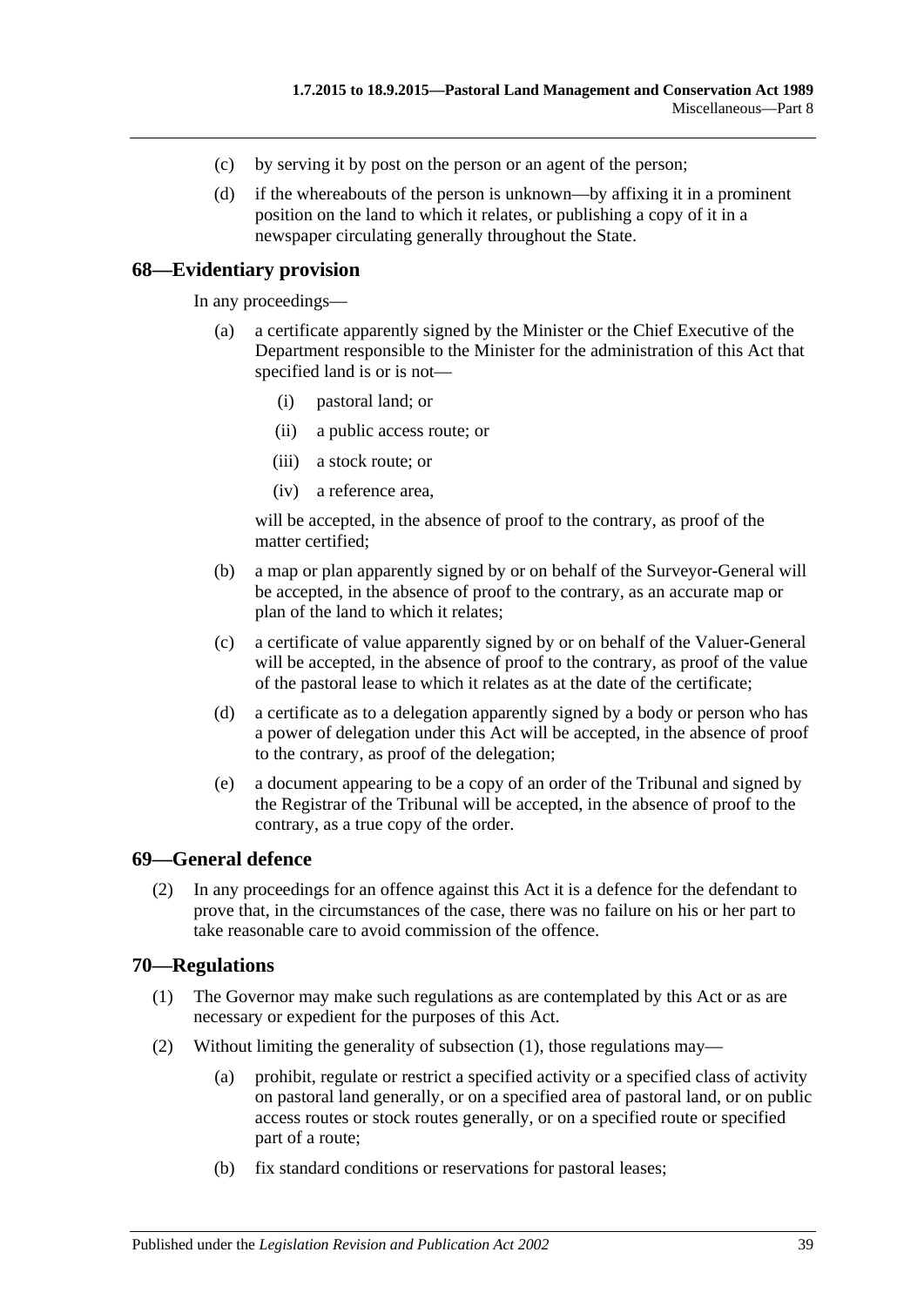(c) by serving it by post on the person or an agent of the person;

(d) if the whereabouts of the person is unknown—by affixing it in a prominent position on the land to which it relates, or publishing a copy of it in a newspaper circulating generally throughout the State.

## 68—Evidentiary provision

In any proceedings—

(a) a certificate apparently signed by the Minister or the Chief Executive of the Department responsible to the Minister for the administration of this Act that specified land is or is not—

(i) pastoral land; or

(ii) a public access route; or

(iii) a stock route; or

(iv) a reference area,

will be accepted, in the absence of proof to the contrary, as proof of the matter certified;

(b) a map or plan apparently signed by or on behalf of the Surveyor-General will be accepted, in the absence of proof to the contrary, as an accurate map or plan of the land to which it relates;

(c) a certificate of value apparently signed by or on behalf of the Valuer-General will be accepted, in the absence of proof to the contrary, as proof of the value of the pastoral lease to which it relates as at the date of the certificate;

(d) a certificate as to a delegation apparently signed by a body or person who has a power of delegation under this Act will be accepted, in the absence of proof to the contrary, as proof of the delegation;

(e) a document appearing to be a copy of an order of the Tribunal and signed by the Registrar of the Tribunal will be accepted, in the absence of proof to the contrary, as a true copy of the order.

## 69—General defence

(2) In any proceedings for an offence against this Act it is a defence for the defendant to prove that, in the circumstances of the case, there was no failure on his or her part to take reasonable care to avoid commission of the offence.

## 70—Regulations

(1) The Governor may make such regulations as are contemplated by this Act or as are necessary or expedient for the purposes of this Act.

(2) Without limiting the generality of subsection (1), those regulations may—

(a) prohibit, regulate or restrict a specified activity or a specified class of activity on pastoral land generally, or on a specified area of pastoral land, or on public access routes or stock routes generally, or on a specified route or specified part of a route;

(b) fix standard conditions or reservations for pastoral leases;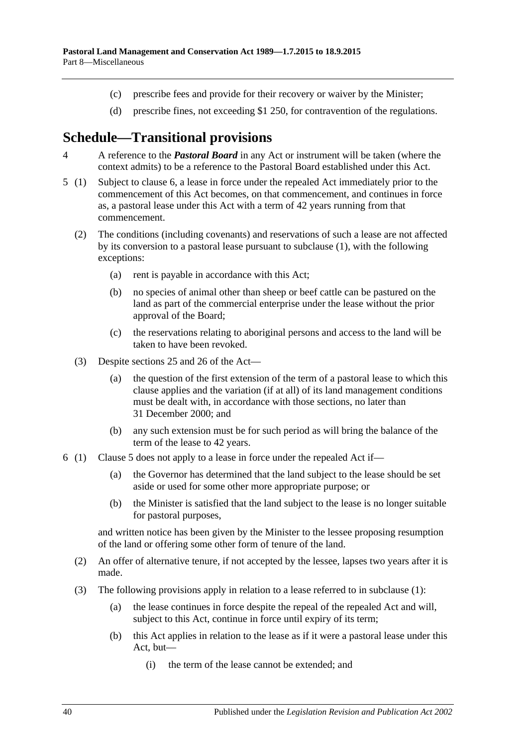(c) prescribe fees and provide for their recovery or waiver by the Minister;

(d) prescribe fines, not exceeding $1 250, for contravention of the regulations.

# Schedule—Transitional provisions

4 A reference to the ***Pastoral Board*** in any Act or instrument will be taken (where the context admits) to be a reference to the Pastoral Board established under this Act.

5 (1) Subject to clause 6, a lease in force under the repealed Act immediately prior to the commencement of this Act becomes, on that commencement, and continues in force as, a pastoral lease under this Act with a term of 42 years running from that commencement.

(2) The conditions (including covenants) and reservations of such a lease are not affected by its conversion to a pastoral lease pursuant to subclause (1), with the following exceptions:

(a) rent is payable in accordance with this Act;

(b) no species of animal other than sheep or beef cattle can be pastured on the land as part of the commercial enterprise under the lease without the prior approval of the Board;

(c) the reservations relating to aboriginal persons and access to the land will be taken to have been revoked.

(3) Despite sections 25 and 26 of the Act—

(a) the question of the first extension of the term of a pastoral lease to which this clause applies and the variation (if at all) of its land management conditions must be dealt with, in accordance with those sections, no later than 31 December 2000; and

(b) any such extension must be for such period as will bring the balance of the term of the lease to 42 years.

6 (1) Clause 5 does not apply to a lease in force under the repealed Act if—

(a) the Governor has determined that the land subject to the lease should be set aside or used for some other more appropriate purpose; or

(b) the Minister is satisfied that the land subject to the lease is no longer suitable for pastoral purposes,

and written notice has been given by the Minister to the lessee proposing resumption of the land or offering some other form of tenure of the land.

(2) An offer of alternative tenure, if not accepted by the lessee, lapses two years after it is made.

(3) The following provisions apply in relation to a lease referred to in subclause (1):

(a) the lease continues in force despite the repeal of the repealed Act and will, subject to this Act, continue in force until expiry of its term;

(b) this Act applies in relation to the lease as if it were a pastoral lease under this Act, but—

(i) the term of the lease cannot be extended; and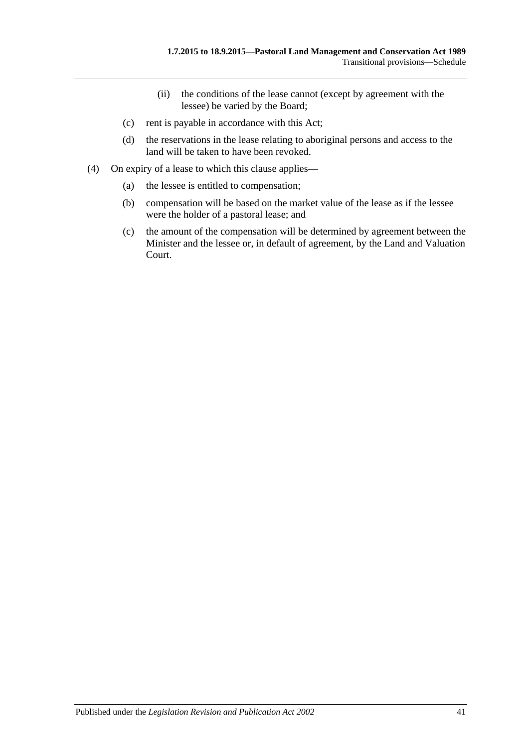(ii) the conditions of the lease cannot (except by agreement with the lessee) be varied by the Board;

(c) rent is payable in accordance with this Act;

(d) the reservations in the lease relating to aboriginal persons and access to the land will be taken to have been revoked.

(4) On expiry of a lease to which this clause applies—

(a) the lessee is entitled to compensation;

(b) compensation will be based on the market value of the lease as if the lessee were the holder of a pastoral lease; and

(c) the amount of the compensation will be determined by agreement between the Minister and the lessee or, in default of agreement, by the Land and Valuation Court.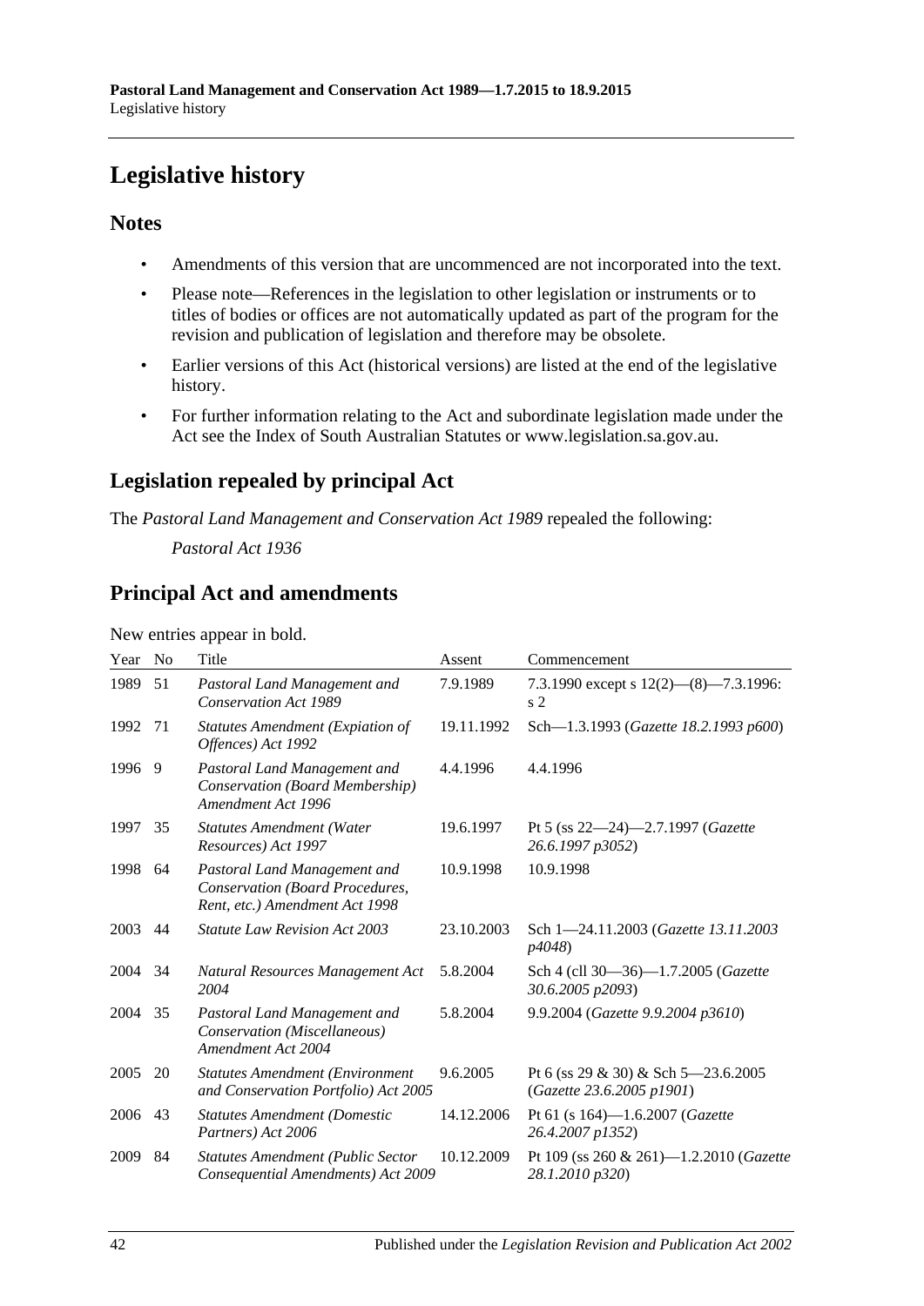# Legislative history

## Notes

- Amendments of this version that are uncommenced are not incorporated into the text.
- Please note—References in the legislation to other legislation or instruments or to titles of bodies or offices are not automatically updated as part of the program for the revision and publication of legislation and therefore may be obsolete.
- Earlier versions of this Act (historical versions) are listed at the end of the legislative history.
- For further information relating to the Act and subordinate legislation made under the Act see the Index of South Australian Statutes or www.legislation.sa.gov.au.

## Legislation repealed by principal Act

The *Pastoral Land Management and Conservation Act 1989* repealed the following:

*Pastoral Act 1936*

## Principal Act and amendments

New entries appear in bold.

| Year | No | Title | Assent | Commencement |
|---|---|---|---|---|
| 1989 | 51 | *Pastoral Land Management and Conservation Act 1989* | 7.9.1989 | 7.3.1990 except s 12(2)—(8)—7.3.1996: s 2 |
| 1992 | 71 | *Statutes Amendment (Expiation of Offences) Act 1992* | 19.11.1992 | Sch—1.3.1993 (*Gazette 18.2.1993 p600*) |
| 1996 | 9 | *Pastoral Land Management and Conservation (Board Membership) Amendment Act 1996* | 4.4.1996 | 4.4.1996 |
| 1997 | 35 | *Statutes Amendment (Water Resources) Act 1997* | 19.6.1997 | Pt 5 (ss 22—24)—2.7.1997 (*Gazette 26.6.1997 p3052*) |
| 1998 | 64 | *Pastoral Land Management and Conservation (Board Procedures, Rent, etc.) Amendment Act 1998* | 10.9.1998 | 10.9.1998 |
| 2003 | 44 | *Statute Law Revision Act 2003* | 23.10.2003 | Sch 1—24.11.2003 (*Gazette 13.11.2003 p4048*) |
| 2004 | 34 | *Natural Resources Management Act 2004* | 5.8.2004 | Sch 4 (cll 30—36)—1.7.2005 (*Gazette 30.6.2005 p2093*) |
| 2004 | 35 | *Pastoral Land Management and Conservation (Miscellaneous) Amendment Act 2004* | 5.8.2004 | 9.9.2004 (*Gazette 9.9.2004 p3610*) |
| 2005 | 20 | *Statutes Amendment (Environment and Conservation Portfolio) Act 2005* | 9.6.2005 | Pt 6 (ss 29 & 30) & Sch 5—23.6.2005 (*Gazette 23.6.2005 p1901*) |
| 2006 | 43 | *Statutes Amendment (Domestic Partners) Act 2006* | 14.12.2006 | Pt 61 (s 164)—1.6.2007 (*Gazette 26.4.2007 p1352*) |
| 2009 | 84 | *Statutes Amendment (Public Sector Consequential Amendments) Act 2009* | 10.12.2009 | Pt 109 (ss 260 & 261)—1.2.2010 (*Gazette 28.1.2010 p320*) |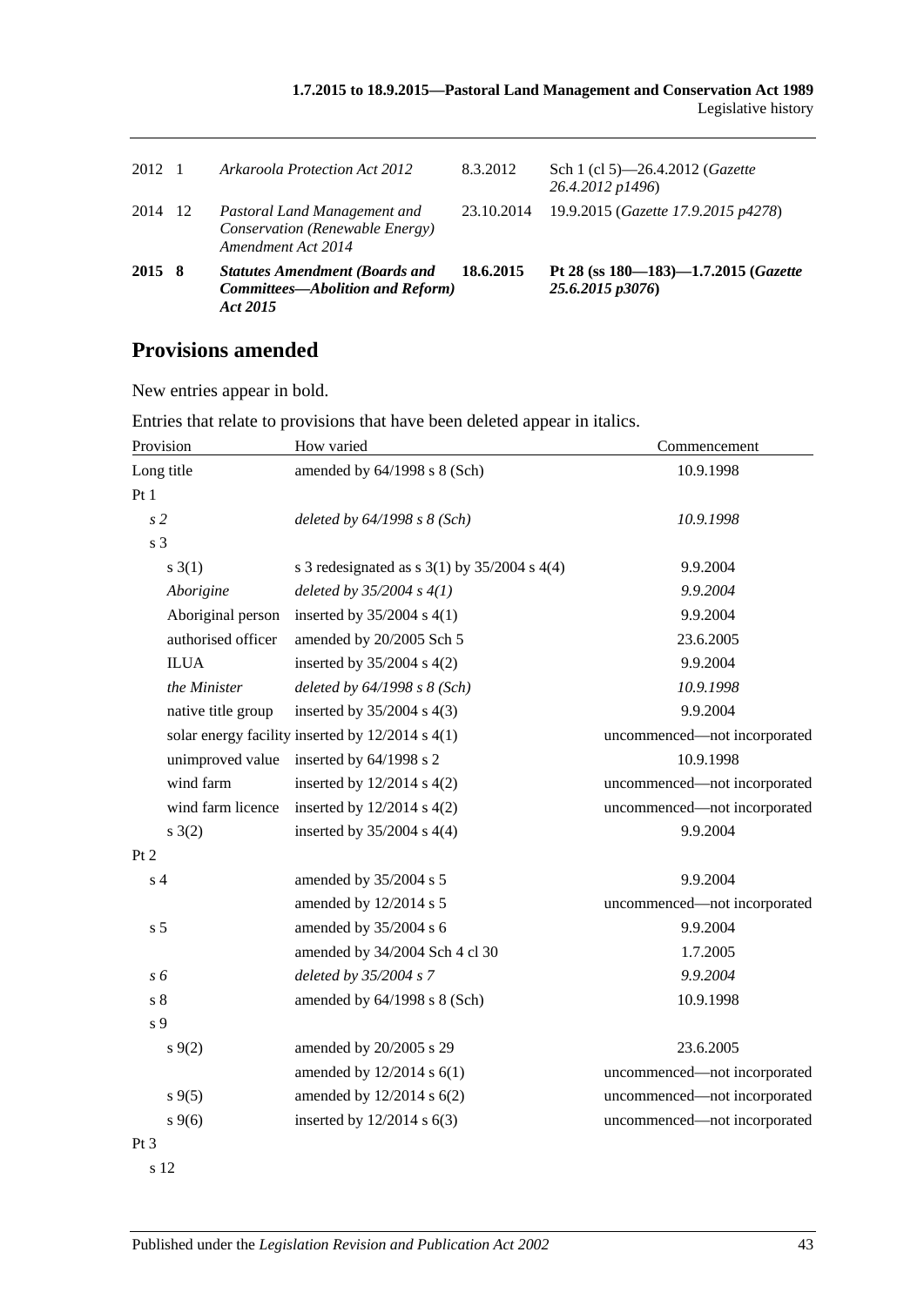| | | | | |
|---|---|---|---|---|
| 2012 | 1 | *Arkaroola Protection Act 2012* | 8.3.2012 | Sch 1 (cl 5)—26.4.2012 (*Gazette 26.4.2012 p1496*) |
| 2014 | 12 | *Pastoral Land Management and Conservation (Renewable Energy) Amendment Act 2014* | 23.10.2014 | 19.9.2015 (*Gazette 17.9.2015 p4278*) |
| **2015** | **8** | ***Statutes Amendment (Boards and Committees—Abolition and Reform) Act 2015*** | **18.6.2015** | **Pt 28 (ss 180—183)—1.7.2015 (*Gazette 25.6.2015 p3076*)** |

## Provisions amended

New entries appear in bold.

Entries that relate to provisions that have been deleted appear in italics.

| Provision | How varied | Commencement |
|---|---|---|
| Long title | amended by 64/1998 s 8 (Sch) | 10.9.1998 |
| Pt 1 | | |
| *s 2* | *deleted by 64/1998 s 8 (Sch)* | *10.9.1998* |
| s 3 | | |
| s 3(1) | s 3 redesignated as s 3(1) by 35/2004 s 4(4) | 9.9.2004 |
| *Aborigine* | *deleted by 35/2004 s 4(1)* | *9.9.2004* |
| Aboriginal person | inserted by 35/2004 s 4(1) | 9.9.2004 |
| authorised officer | amended by 20/2005 Sch 5 | 23.6.2005 |
| ILUA | inserted by 35/2004 s 4(2) | 9.9.2004 |
| *the Minister* | *deleted by 64/1998 s 8 (Sch)* | *10.9.1998* |
| native title group | inserted by 35/2004 s 4(3) | 9.9.2004 |
| solar energy facility | inserted by 12/2014 s 4(1) | uncommenced—not incorporated |
| unimproved value | inserted by 64/1998 s 2 | 10.9.1998 |
| wind farm | inserted by 12/2014 s 4(2) | uncommenced—not incorporated |
| wind farm licence | inserted by 12/2014 s 4(2) | uncommenced—not incorporated |
| s 3(2) | inserted by 35/2004 s 4(4) | 9.9.2004 |
| Pt 2 | | |
| s 4 | amended by 35/2004 s 5 | 9.9.2004 |
| | amended by 12/2014 s 5 | uncommenced—not incorporated |
| s 5 | amended by 35/2004 s 6 | 9.9.2004 |
| | amended by 34/2004 Sch 4 cl 30 | 1.7.2005 |
| *s 6* | *deleted by 35/2004 s 7* | *9.9.2004* |
| s 8 | amended by 64/1998 s 8 (Sch) | 10.9.1998 |
| s 9 | | |
| s 9(2) | amended by 20/2005 s 29 | 23.6.2005 |
| | amended by 12/2014 s 6(1) | uncommenced—not incorporated |
| s 9(5) | amended by 12/2014 s 6(2) | uncommenced—not incorporated |
| s 9(6) | inserted by 12/2014 s 6(3) | uncommenced—not incorporated |
| Pt 3 | | |
| s 12 | | |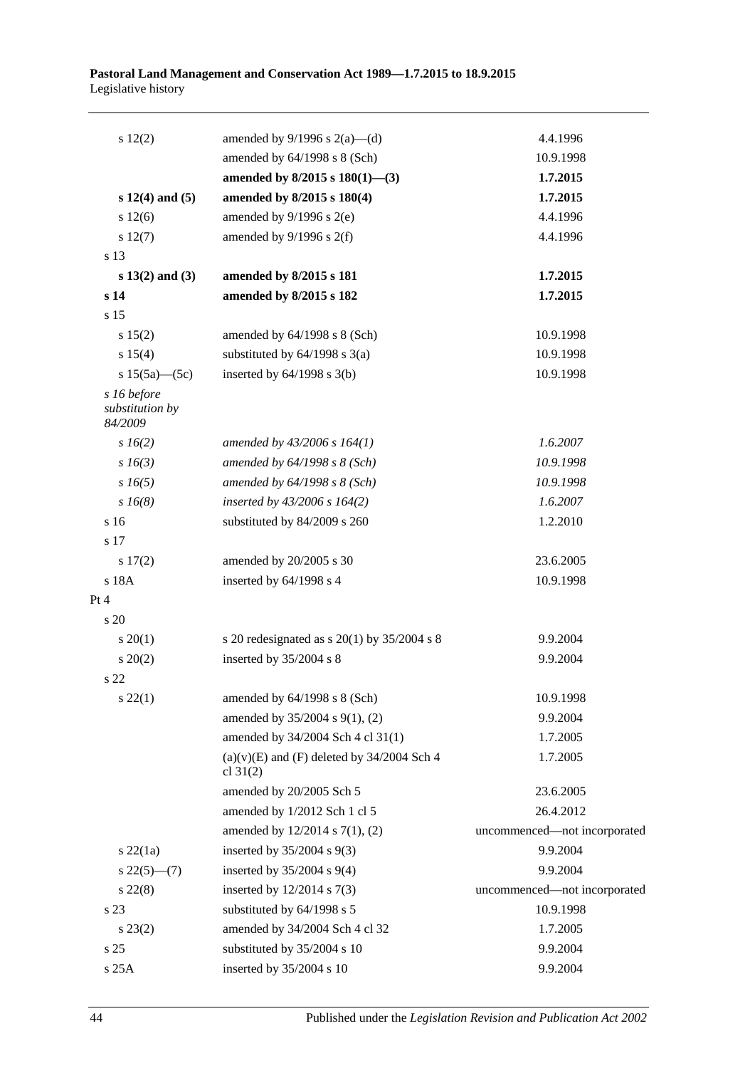| | | |
|---|---|---|
| s 12(2) | amended by 9/1996 s 2(a)—(d) | 4.4.1996 |
| | amended by 64/1998 s 8 (Sch) | 10.9.1998 |
| | **amended by 8/2015 s 180(1)—(3)** | **1.7.2015** |
| **s 12(4) and (5)** | **amended by 8/2015 s 180(4)** | **1.7.2015** |
| s 12(6) | amended by 9/1996 s 2(e) | 4.4.1996 |
| s 12(7) | amended by 9/1996 s 2(f) | 4.4.1996 |
| s 13 | | |
| **s 13(2) and (3)** | **amended by 8/2015 s 181** | **1.7.2015** |
| **s 14** | **amended by 8/2015 s 182** | **1.7.2015** |
| s 15 | | |
| s 15(2) | amended by 64/1998 s 8 (Sch) | 10.9.1998 |
| s 15(4) | substituted by 64/1998 s 3(a) | 10.9.1998 |
| s 15(5a)—(5c) | inserted by 64/1998 s 3(b) | 10.9.1998 |
| *s 16 before substitution by 84/2009* | | |
| *s 16(2)* | *amended by 43/2006 s 164(1)* | *1.6.2007* |
| *s 16(3)* | *amended by 64/1998 s 8 (Sch)* | *10.9.1998* |
| *s 16(5)* | *amended by 64/1998 s 8 (Sch)* | *10.9.1998* |
| *s 16(8)* | *inserted by 43/2006 s 164(2)* | *1.6.2007* |
| s 16 | substituted by 84/2009 s 260 | 1.2.2010 |
| s 17 | | |
| s 17(2) | amended by 20/2005 s 30 | 23.6.2005 |
| s 18A | inserted by 64/1998 s 4 | 10.9.1998 |
| Pt 4 | | |
| s 20 | | |
| s 20(1) | s 20 redesignated as s 20(1) by 35/2004 s 8 | 9.9.2004 |
| s 20(2) | inserted by 35/2004 s 8 | 9.9.2004 |
| s 22 | | |
| s 22(1) | amended by 64/1998 s 8 (Sch) | 10.9.1998 |
| | amended by 35/2004 s 9(1), (2) | 9.9.2004 |
| | amended by 34/2004 Sch 4 cl 31(1) | 1.7.2005 |
| | (a)(v)(E) and (F) deleted by 34/2004 Sch 4 cl 31(2) | 1.7.2005 |
| | amended by 20/2005 Sch 5 | 23.6.2005 |
| | amended by 1/2012 Sch 1 cl 5 | 26.4.2012 |
| | amended by 12/2014 s 7(1), (2) | uncommenced—not incorporated |
| s 22(1a) | inserted by 35/2004 s 9(3) | 9.9.2004 |
| s 22(5)—(7) | inserted by 35/2004 s 9(4) | 9.9.2004 |
| s 22(8) | inserted by 12/2014 s 7(3) | uncommenced—not incorporated |
| s 23 | substituted by 64/1998 s 5 | 10.9.1998 |
| s 23(2) | amended by 34/2004 Sch 4 cl 32 | 1.7.2005 |
| s 25 | substituted by 35/2004 s 10 | 9.9.2004 |
| s 25A | inserted by 35/2004 s 10 | 9.9.2004 |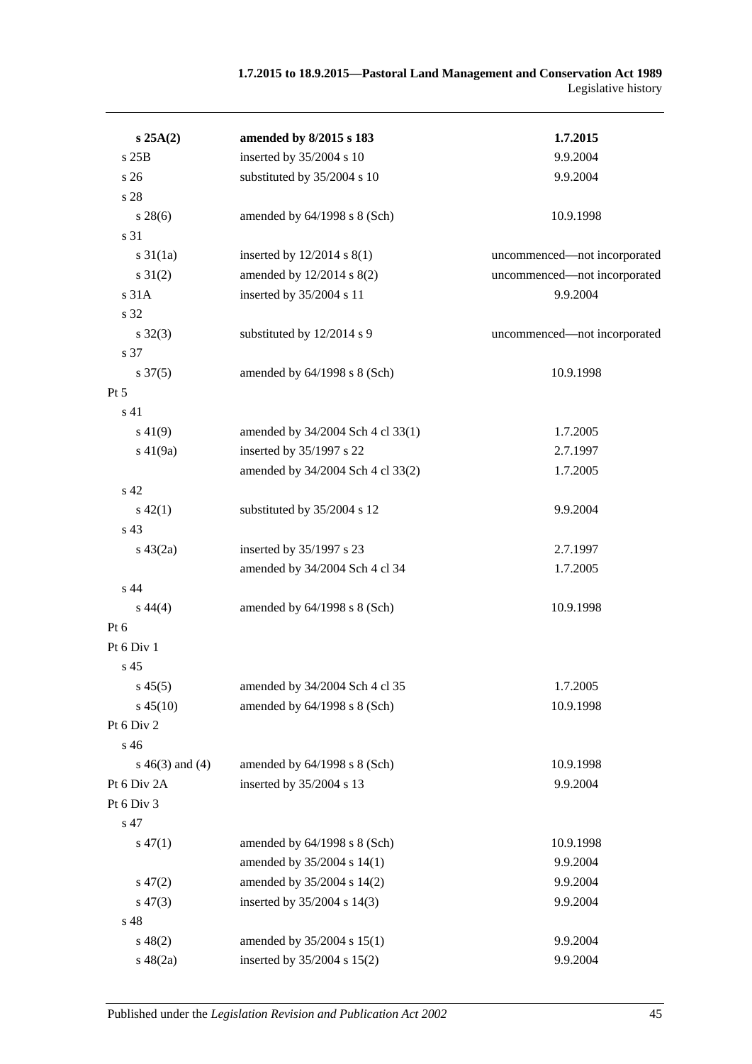| | | |
|---|---|---|
| **s 25A(2)** | **amended by 8/2015 s 183** | **1.7.2015** |
| s 25B | inserted by 35/2004 s 10 | 9.9.2004 |
| s 26 | substituted by 35/2004 s 10 | 9.9.2004 |
| s 28 | | |
| s 28(6) | amended by 64/1998 s 8 (Sch) | 10.9.1998 |
| s 31 | | |
| s 31(1a) | inserted by 12/2014 s 8(1) | uncommenced—not incorporated |
| s 31(2) | amended by 12/2014 s 8(2) | uncommenced—not incorporated |
| s 31A | inserted by 35/2004 s 11 | 9.9.2004 |
| s 32 | | |
| s 32(3) | substituted by 12/2014 s 9 | uncommenced—not incorporated |
| s 37 | | |
| s 37(5) | amended by 64/1998 s 8 (Sch) | 10.9.1998 |
| Pt 5 | | |
| s 41 | | |
| s 41(9) | amended by 34/2004 Sch 4 cl 33(1) | 1.7.2005 |
| s 41(9a) | inserted by 35/1997 s 22 | 2.7.1997 |
| | amended by 34/2004 Sch 4 cl 33(2) | 1.7.2005 |
| s 42 | | |
| s 42(1) | substituted by 35/2004 s 12 | 9.9.2004 |
| s 43 | | |
| s 43(2a) | inserted by 35/1997 s 23 | 2.7.1997 |
| | amended by 34/2004 Sch 4 cl 34 | 1.7.2005 |
| s 44 | | |
| s 44(4) | amended by 64/1998 s 8 (Sch) | 10.9.1998 |
| Pt 6 | | |
| Pt 6 Div 1 | | |
| s 45 | | |
| s 45(5) | amended by 34/2004 Sch 4 cl 35 | 1.7.2005 |
| s 45(10) | amended by 64/1998 s 8 (Sch) | 10.9.1998 |
| Pt 6 Div 2 | | |
| s 46 | | |
| s 46(3) and (4) | amended by 64/1998 s 8 (Sch) | 10.9.1998 |
| Pt 6 Div 2A | inserted by 35/2004 s 13 | 9.9.2004 |
| Pt 6 Div 3 | | |
| s 47 | | |
| s 47(1) | amended by 64/1998 s 8 (Sch) | 10.9.1998 |
| | amended by 35/2004 s 14(1) | 9.9.2004 |
| s 47(2) | amended by 35/2004 s 14(2) | 9.9.2004 |
| s 47(3) | inserted by 35/2004 s 14(3) | 9.9.2004 |
| s 48 | | |
| s 48(2) | amended by 35/2004 s 15(1) | 9.9.2004 |
| s 48(2a) | inserted by 35/2004 s 15(2) | 9.9.2004 |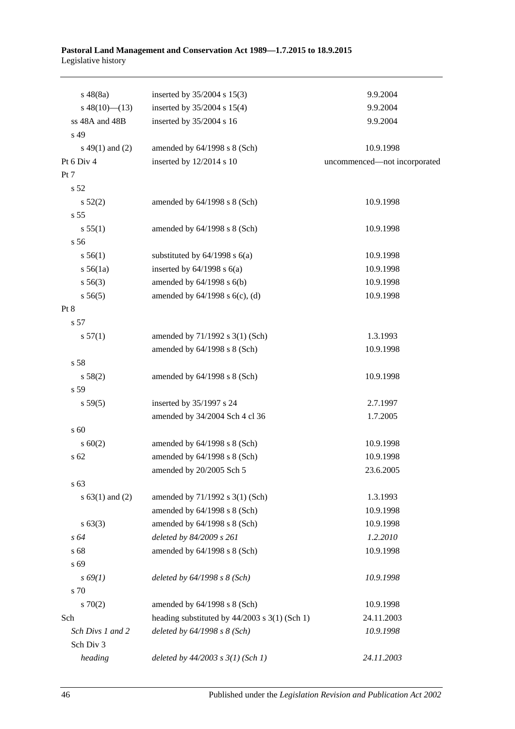| | | |
|---|---|---|
| s 48(8a) | inserted by 35/2004 s 15(3) | 9.9.2004 |
| s 48(10)—(13) | inserted by 35/2004 s 15(4) | 9.9.2004 |
| ss 48A and 48B | inserted by 35/2004 s 16 | 9.9.2004 |
| s 49 | | |
| s 49(1) and (2) | amended by 64/1998 s 8 (Sch) | 10.9.1998 |
| Pt 6 Div 4 | inserted by 12/2014 s 10 | uncommenced—not incorporated |
| Pt 7 | | |
| s 52 | | |
| s 52(2) | amended by 64/1998 s 8 (Sch) | 10.9.1998 |
| s 55 | | |
| s 55(1) | amended by 64/1998 s 8 (Sch) | 10.9.1998 |
| s 56 | | |
| s 56(1) | substituted by 64/1998 s 6(a) | 10.9.1998 |
| s 56(1a) | inserted by 64/1998 s 6(a) | 10.9.1998 |
| s 56(3) | amended by 64/1998 s 6(b) | 10.9.1998 |
| s 56(5) | amended by 64/1998 s 6(c), (d) | 10.9.1998 |
| Pt 8 | | |
| s 57 | | |
| s 57(1) | amended by 71/1992 s 3(1) (Sch) | 1.3.1993 |
| | amended by 64/1998 s 8 (Sch) | 10.9.1998 |
| s 58 | | |
| s 58(2) | amended by 64/1998 s 8 (Sch) | 10.9.1998 |
| s 59 | | |
| s 59(5) | inserted by 35/1997 s 24 | 2.7.1997 |
| | amended by 34/2004 Sch 4 cl 36 | 1.7.2005 |
| s 60 | | |
| s 60(2) | amended by 64/1998 s 8 (Sch) | 10.9.1998 |
| s 62 | amended by 64/1998 s 8 (Sch) | 10.9.1998 |
| | amended by 20/2005 Sch 5 | 23.6.2005 |
| s 63 | | |
| s 63(1) and (2) | amended by 71/1992 s 3(1) (Sch) | 1.3.1993 |
| | amended by 64/1998 s 8 (Sch) | 10.9.1998 |
| s 63(3) | amended by 64/1998 s 8 (Sch) | 10.9.1998 |
| *s 64* | *deleted by 84/2009 s 261* | *1.2.2010* |
| s 68 | amended by 64/1998 s 8 (Sch) | 10.9.1998 |
| s 69 | | |
| *s 69(1)* | *deleted by 64/1998 s 8 (Sch)* | *10.9.1998* |
| s 70 | | |
| s 70(2) | amended by 64/1998 s 8 (Sch) | 10.9.1998 |
| Sch | heading substituted by 44/2003 s 3(1) (Sch 1) | 24.11.2003 |
| *Sch Divs 1 and 2* | *deleted by 64/1998 s 8 (Sch)* | *10.9.1998* |
| Sch Div 3 | | |
| *heading* | *deleted by 44/2003 s 3(1) (Sch 1)* | *24.11.2003* |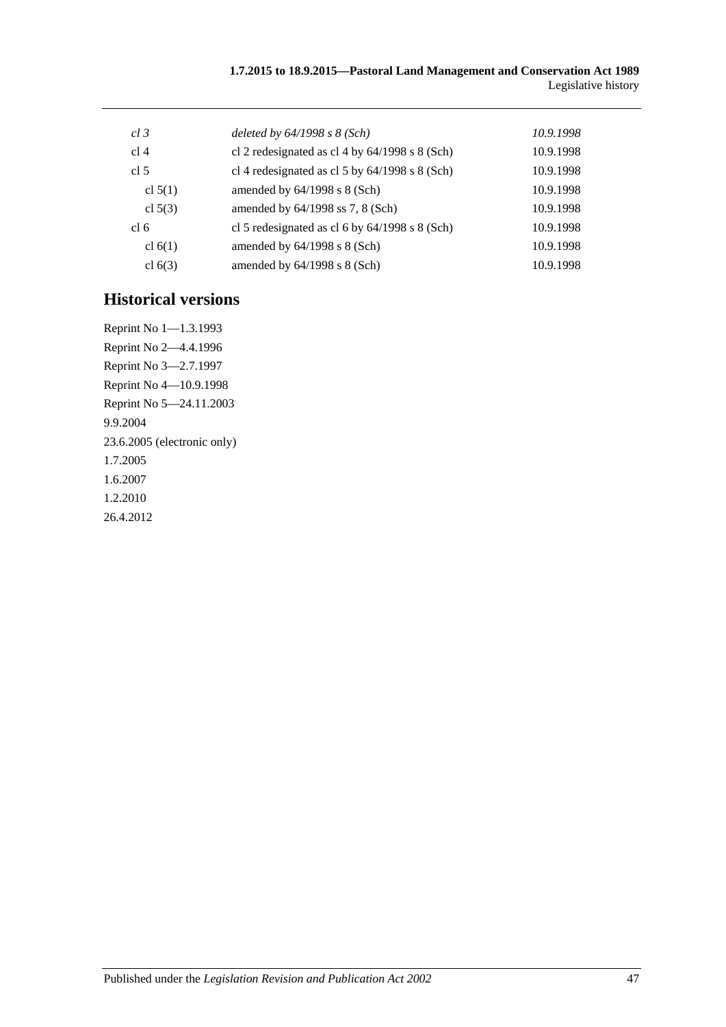| | | |
|---|---|---|
| *cl 3* | *deleted by 64/1998 s 8 (Sch)* | *10.9.1998* |
| cl 4 | cl 2 redesignated as cl 4 by 64/1998 s 8 (Sch) | 10.9.1998 |
| cl 5 | cl 4 redesignated as cl 5 by 64/1998 s 8 (Sch) | 10.9.1998 |
| cl 5(1) | amended by 64/1998 s 8 (Sch) | 10.9.1998 |
| cl 5(3) | amended by 64/1998 ss 7, 8 (Sch) | 10.9.1998 |
| cl 6 | cl 5 redesignated as cl 6 by 64/1998 s 8 (Sch) | 10.9.1998 |
| cl 6(1) | amended by 64/1998 s 8 (Sch) | 10.9.1998 |
| cl 6(3) | amended by 64/1998 s 8 (Sch) | 10.9.1998 |

## Historical versions

Reprint No 1—1.3.1993

Reprint No 2—4.4.1996

Reprint No 3—2.7.1997

Reprint No 4—10.9.1998

Reprint No 5—24.11.2003

9.9.2004

23.6.2005 (electronic only)

1.7.2005

1.6.2007

1.2.2010

26.4.2012